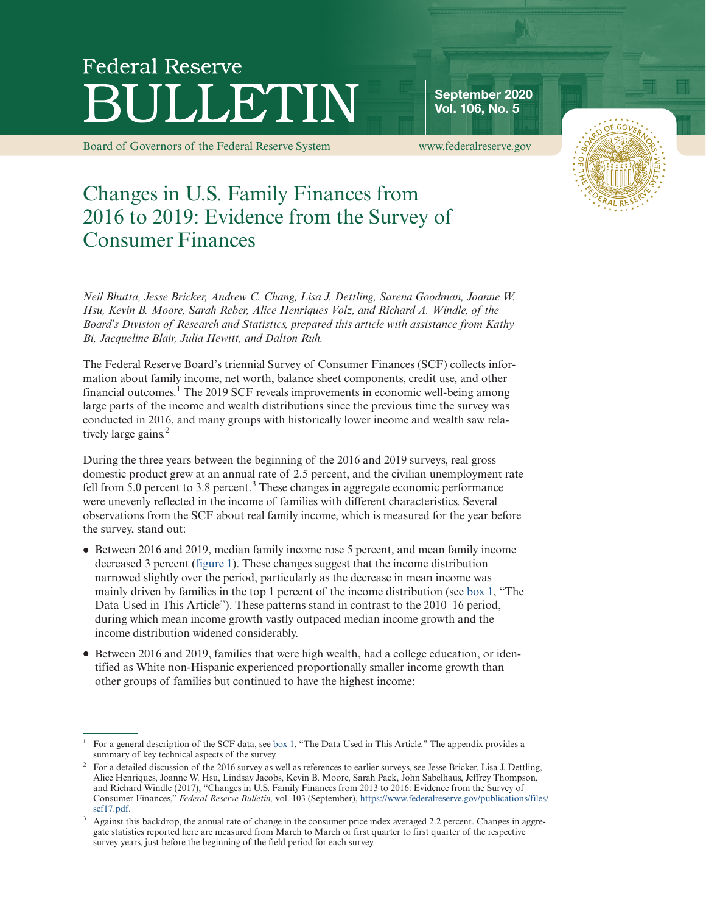# Federal Reserve BULLETIN

**September 2020**
**Vol. 106, No. 5**

Board of Governors of the Federal Reserve System

www.federalreserve.gov

# Changes in U.S. Family Finances from 2016 to 2019: Evidence from the Survey of Consumer Finances

*Neil Bhutta, Jesse Bricker, Andrew C. Chang, Lisa J. Dettling, Sarena Goodman, Joanne W. Hsu, Kevin B. Moore, Sarah Reber, Alice Henriques Volz, and Richard A. Windle, of the Board's Division of Research and Statistics, prepared this article with assistance from Kathy Bi, Jacqueline Blair, Julia Hewitt, and Dalton Ruh.*

The Federal Reserve Board's triennial Survey of Consumer Finances (SCF) collects information about family income, net worth, balance sheet components, credit use, and other financial outcomes.[1] The 2019 SCF reveals improvements in economic well-being among large parts of the income and wealth distributions since the previous time the survey was conducted in 2016, and many groups with historically lower income and wealth saw relatively large gains.[2]

During the three years between the beginning of the 2016 and 2019 surveys, real gross domestic product grew at an annual rate of 2.5 percent, and the civilian unemployment rate fell from 5.0 percent to 3.8 percent.[3] These changes in aggregate economic performance were unevenly reflected in the income of families with different characteristics. Several observations from the SCF about real family income, which is measured for the year before the survey, stand out:

- Between 2016 and 2019, median family income rose 5 percent, and mean family income decreased 3 percent (figure 1). These changes suggest that the income distribution narrowed slightly over the period, particularly as the decrease in mean income was mainly driven by families in the top 1 percent of the income distribution (see box 1, "The Data Used in This Article"). These patterns stand in contrast to the 2010–16 period, during which mean income growth vastly outpaced median income growth and the income distribution widened considerably.
- Between 2016 and 2019, families that were high wealth, had a college education, or identified as White non-Hispanic experienced proportionally smaller income growth than other groups of families but continued to have the highest income:

---

1. For a general description of the SCF data, see box 1, "The Data Used in This Article." The appendix provides a summary of key technical aspects of the survey.

2. For a detailed discussion of the 2016 survey as well as references to earlier surveys, see Jesse Bricker, Lisa J. Dettling, Alice Henriques, Joanne W. Hsu, Lindsay Jacobs, Kevin B. Moore, Sarah Pack, John Sabelhaus, Jeffrey Thompson, and Richard Windle (2017), "Changes in U.S. Family Finances from 2013 to 2016: Evidence from the Survey of Consumer Finances," *Federal Reserve Bulletin,* vol. 103 (September), https://www.federalreserve.gov/publications/files/scf17.pdf.

3. Against this backdrop, the annual rate of change in the consumer price index averaged 2.2 percent. Changes in aggregate statistics reported here are measured from March to March or first quarter to first quarter of the respective survey years, just before the beginning of the field period for each survey.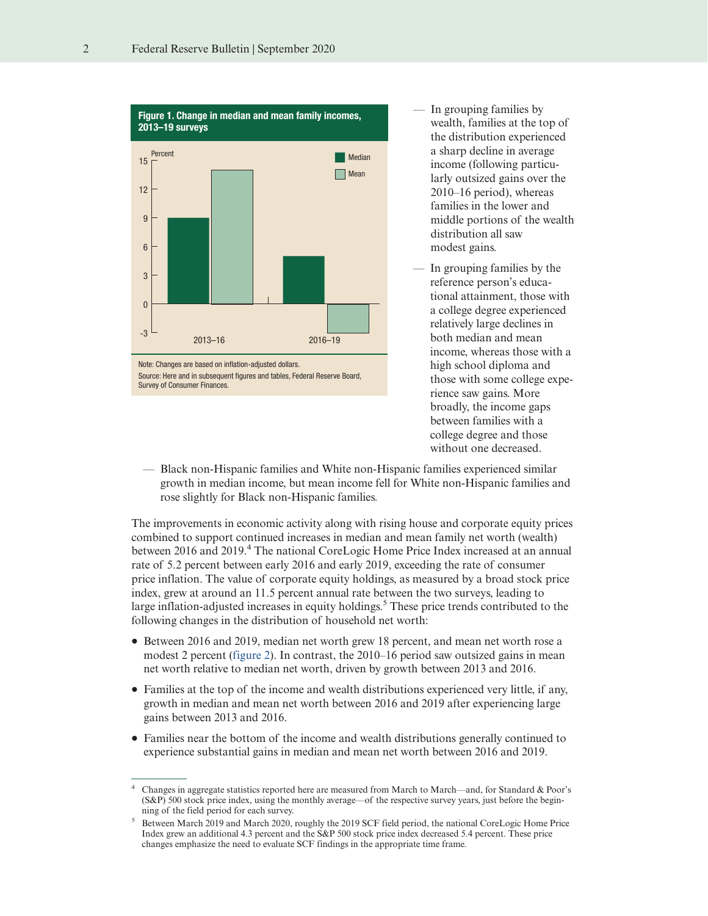**Figure 1. Change in median and mean family incomes, 2013–19 surveys**

Note: Changes are based on inflation-adjusted dollars.

Source: Here and in subsequent figures and tables, Federal Reserve Board, Survey of Consumer Finances.

- In grouping families by wealth, families at the top of the distribution experienced a sharp decline in average income (following particularly outsized gains over the 2010–16 period), whereas families in the lower and middle portions of the wealth distribution all saw modest gains.
- In grouping families by the reference person's educational attainment, those with a college degree experienced relatively large declines in both median and mean income, whereas those with a high school diploma and those with some college experience saw gains. More broadly, the income gaps between families with a college degree and those without one decreased.
- Black non-Hispanic families and White non-Hispanic families experienced similar growth in median income, but mean income fell for White non-Hispanic families and rose slightly for Black non-Hispanic families.

The improvements in economic activity along with rising house and corporate equity prices combined to support continued increases in median and mean family net worth (wealth) between 2016 and 2019.[4] The national CoreLogic Home Price Index increased at an annual rate of 5.2 percent between early 2016 and early 2019, exceeding the rate of consumer price inflation. The value of corporate equity holdings, as measured by a broad stock price index, grew at around an 11.5 percent annual rate between the two surveys, leading to large inflation-adjusted increases in equity holdings.[5] These price trends contributed to the following changes in the distribution of household net worth:

- Between 2016 and 2019, median net worth grew 18 percent, and mean net worth rose a modest 2 percent (figure 2). In contrast, the 2010–16 period saw outsized gains in mean net worth relative to median net worth, driven by growth between 2013 and 2016.
- Families at the top of the income and wealth distributions experienced very little, if any, growth in median and mean net worth between 2016 and 2019 after experiencing large gains between 2013 and 2016.
- Families near the bottom of the income and wealth distributions generally continued to experience substantial gains in median and mean net worth between 2016 and 2019.

[4] Changes in aggregate statistics reported here are measured from March to March—and, for Standard & Poor's (S&P) 500 stock price index, using the monthly average—of the respective survey years, just before the beginning of the field period for each survey.

[5] Between March 2019 and March 2020, roughly the 2019 SCF field period, the national CoreLogic Home Price Index grew an additional 4.3 percent and the S&P 500 stock price index decreased 5.4 percent. These price changes emphasize the need to evaluate SCF findings in the appropriate time frame.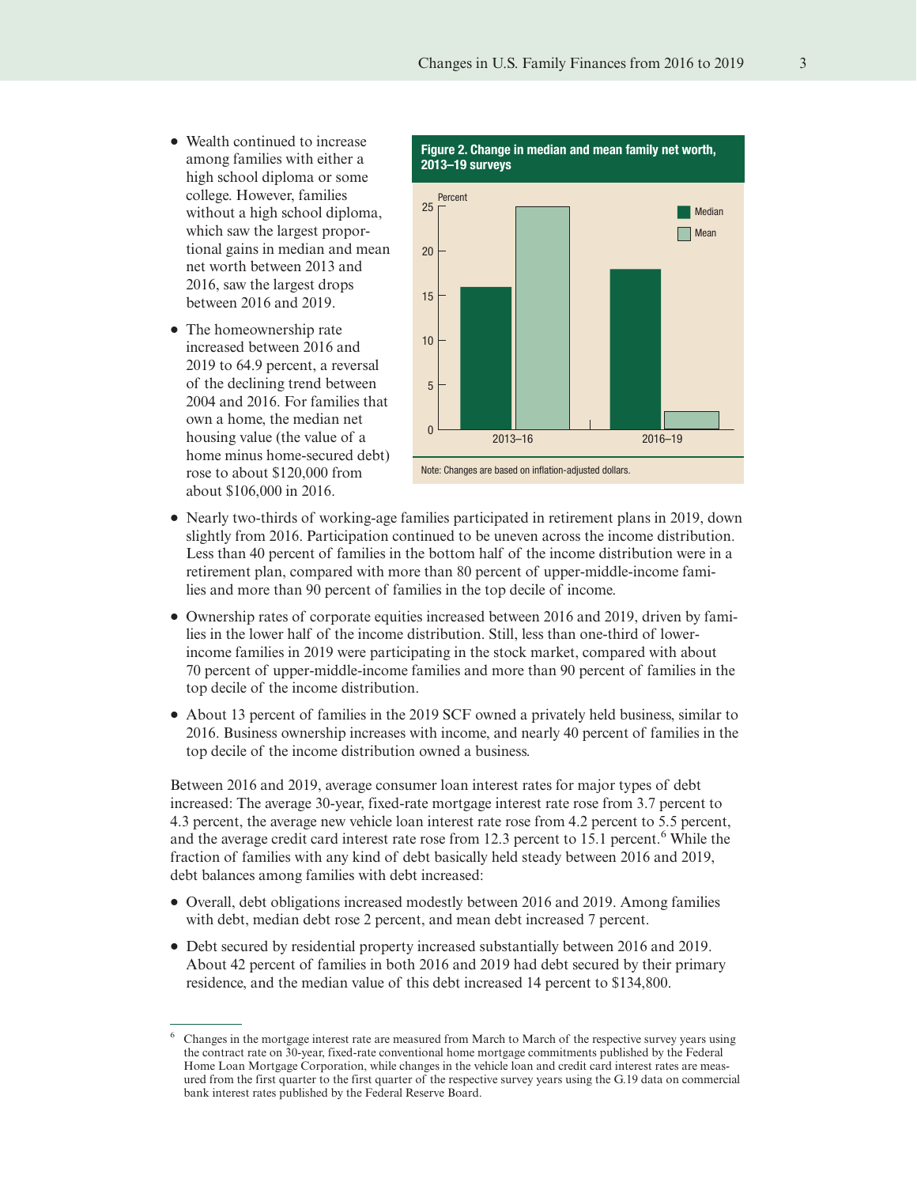- Wealth continued to increase among families with either a high school diploma or some college. However, families without a high school diploma, which saw the largest proportional gains in median and mean net worth between 2013 and 2016, saw the largest drops between 2016 and 2019.
- The homeownership rate increased between 2016 and 2019 to 64.9 percent, a reversal of the declining trend between 2004 and 2016. For families that own a home, the median net housing value (the value of a home minus home-secured debt) rose to about $120,000 from about $106,000 in 2016.

**Figure 2. Change in median and mean family net worth, 2013–19 surveys**

Note: Changes are based on inflation-adjusted dollars.

- Nearly two-thirds of working-age families participated in retirement plans in 2019, down slightly from 2016. Participation continued to be uneven across the income distribution. Less than 40 percent of families in the bottom half of the income distribution were in a retirement plan, compared with more than 80 percent of upper-middle-income families and more than 90 percent of families in the top decile of income.
- Ownership rates of corporate equities increased between 2016 and 2019, driven by families in the lower half of the income distribution. Still, less than one-third of lower-income families in 2019 were participating in the stock market, compared with about 70 percent of upper-middle-income families and more than 90 percent of families in the top decile of the income distribution.
- About 13 percent of families in the 2019 SCF owned a privately held business, similar to 2016. Business ownership increases with income, and nearly 40 percent of families in the top decile of the income distribution owned a business.

Between 2016 and 2019, average consumer loan interest rates for major types of debt increased: The average 30-year, fixed-rate mortgage interest rate rose from 3.7 percent to 4.3 percent, the average new vehicle loan interest rate rose from 4.2 percent to 5.5 percent, and the average credit card interest rate rose from 12.3 percent to 15.1 percent.[6] While the fraction of families with any kind of debt basically held steady between 2016 and 2019, debt balances among families with debt increased:

- Overall, debt obligations increased modestly between 2016 and 2019. Among families with debt, median debt rose 2 percent, and mean debt increased 7 percent.
- Debt secured by residential property increased substantially between 2016 and 2019. About 42 percent of families in both 2016 and 2019 had debt secured by their primary residence, and the median value of this debt increased 14 percent to $134,800.

[6] Changes in the mortgage interest rate are measured from March to March of the respective survey years using the contract rate on 30-year, fixed-rate conventional home mortgage commitments published by the Federal Home Loan Mortgage Corporation, while changes in the vehicle loan and credit card interest rates are measured from the first quarter to the first quarter of the respective survey years using the G.19 data on commercial bank interest rates published by the Federal Reserve Board.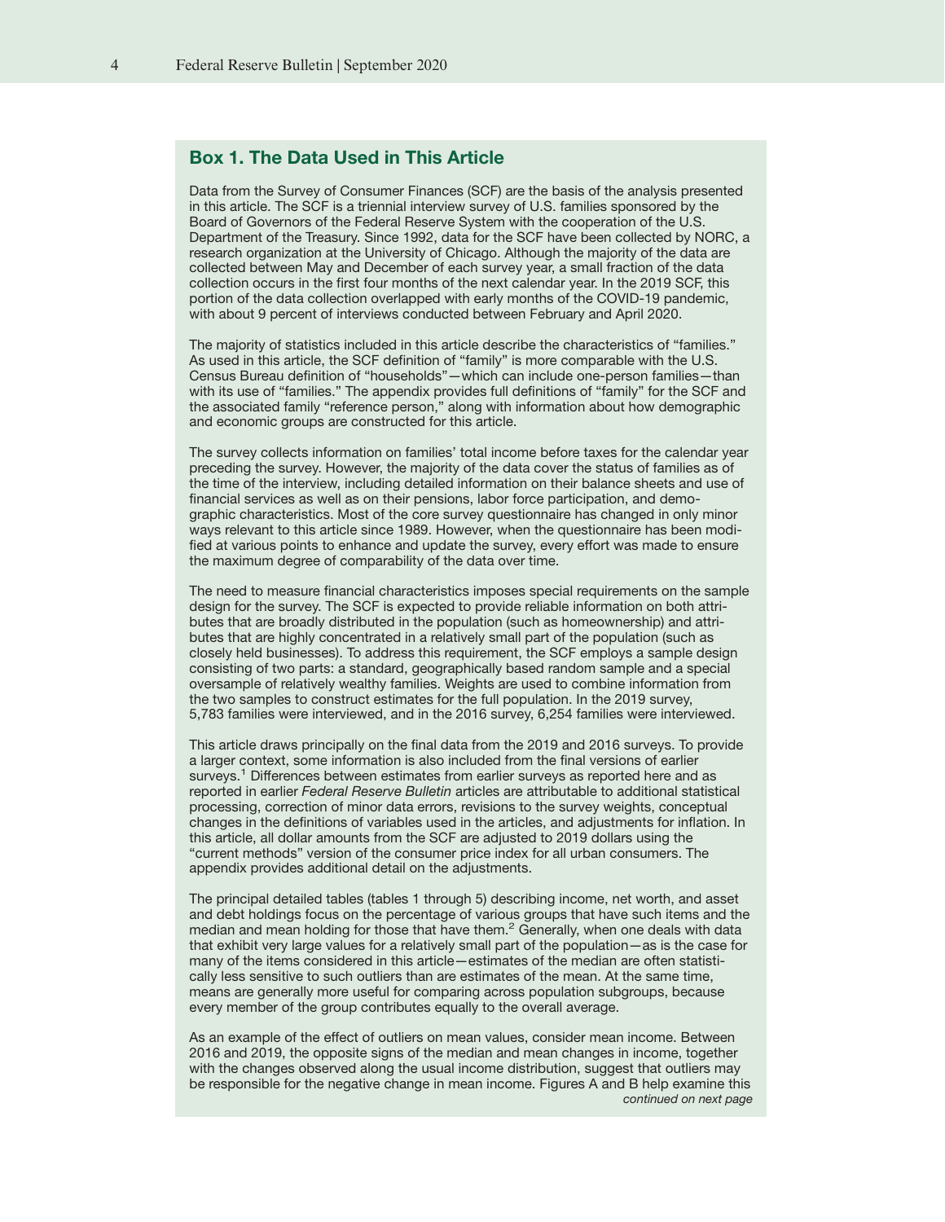## Box 1. The Data Used in This Article

Data from the Survey of Consumer Finances (SCF) are the basis of the analysis presented in this article. The SCF is a triennial interview survey of U.S. families sponsored by the Board of Governors of the Federal Reserve System with the cooperation of the U.S. Department of the Treasury. Since 1992, data for the SCF have been collected by NORC, a research organization at the University of Chicago. Although the majority of the data are collected between May and December of each survey year, a small fraction of the data collection occurs in the first four months of the next calendar year. In the 2019 SCF, this portion of the data collection overlapped with early months of the COVID-19 pandemic, with about 9 percent of interviews conducted between February and April 2020.

The majority of statistics included in this article describe the characteristics of "families." As used in this article, the SCF definition of "family" is more comparable with the U.S. Census Bureau definition of "households"—which can include one-person families—than with its use of "families." The appendix provides full definitions of "family" for the SCF and the associated family "reference person," along with information about how demographic and economic groups are constructed for this article.

The survey collects information on families' total income before taxes for the calendar year preceding the survey. However, the majority of the data cover the status of families as of the time of the interview, including detailed information on their balance sheets and use of financial services as well as on their pensions, labor force participation, and demographic characteristics. Most of the core survey questionnaire has changed in only minor ways relevant to this article since 1989. However, when the questionnaire has been modified at various points to enhance and update the survey, every effort was made to ensure the maximum degree of comparability of the data over time.

The need to measure financial characteristics imposes special requirements on the sample design for the survey. The SCF is expected to provide reliable information on both attributes that are broadly distributed in the population (such as homeownership) and attributes that are highly concentrated in a relatively small part of the population (such as closely held businesses). To address this requirement, the SCF employs a sample design consisting of two parts: a standard, geographically based random sample and a special oversample of relatively wealthy families. Weights are used to combine information from the two samples to construct estimates for the full population. In the 2019 survey, 5,783 families were interviewed, and in the 2016 survey, 6,254 families were interviewed.

This article draws principally on the final data from the 2019 and 2016 surveys. To provide a larger context, some information is also included from the final versions of earlier surveys.[1] Differences between estimates from earlier surveys as reported here and as reported in earlier *Federal Reserve Bulletin* articles are attributable to additional statistical processing, correction of minor data errors, revisions to the survey weights, conceptual changes in the definitions of variables used in the articles, and adjustments for inflation. In this article, all dollar amounts from the SCF are adjusted to 2019 dollars using the "current methods" version of the consumer price index for all urban consumers. The appendix provides additional detail on the adjustments.

The principal detailed tables (tables 1 through 5) describing income, net worth, and asset and debt holdings focus on the percentage of various groups that have such items and the median and mean holding for those that have them.[2] Generally, when one deals with data that exhibit very large values for a relatively small part of the population—as is the case for many of the items considered in this article—estimates of the median are often statistically less sensitive to such outliers than are estimates of the mean. At the same time, means are generally more useful for comparing across population subgroups, because every member of the group contributes equally to the overall average.

As an example of the effect of outliers on mean values, consider mean income. Between 2016 and 2019, the opposite signs of the median and mean changes in income, together with the changes observed along the usual income distribution, suggest that outliers may be responsible for the negative change in mean income. Figures A and B help examine this

*continued on next page*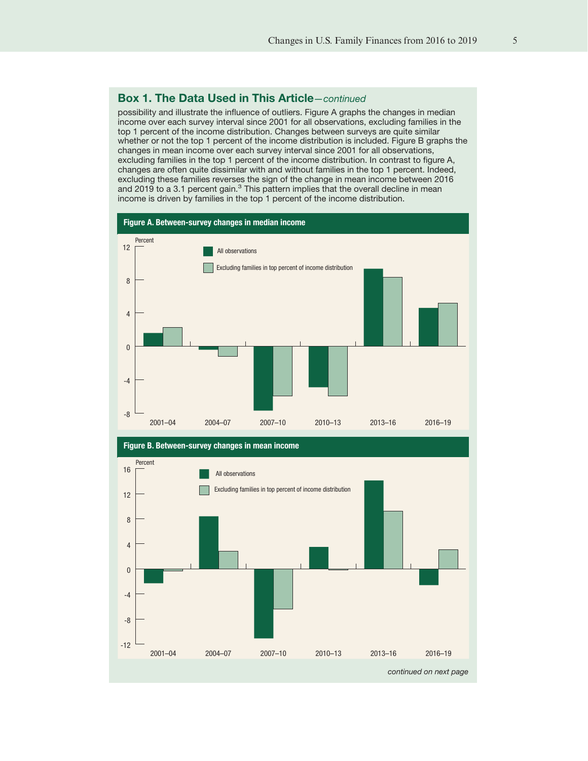## Box 1. The Data Used in This Article—*continued*

possibility and illustrate the influence of outliers. Figure A graphs the changes in median income over each survey interval since 2001 for all observations, excluding families in the top 1 percent of the income distribution. Changes between surveys are quite similar whether or not the top 1 percent of the income distribution is included. Figure B graphs the changes in mean income over each survey interval since 2001 for all observations, excluding families in the top 1 percent of the income distribution. In contrast to figure A, changes are often quite dissimilar with and without families in the top 1 percent. Indeed, excluding these families reverses the sign of the change in mean income between 2016 and 2019 to a 3.1 percent gain.[3] This pattern implies that the overall decline in mean income is driven by families in the top 1 percent of the income distribution.

**Figure A. Between-survey changes in median income**

**Figure B. Between-survey changes in mean income**

*continued on next page*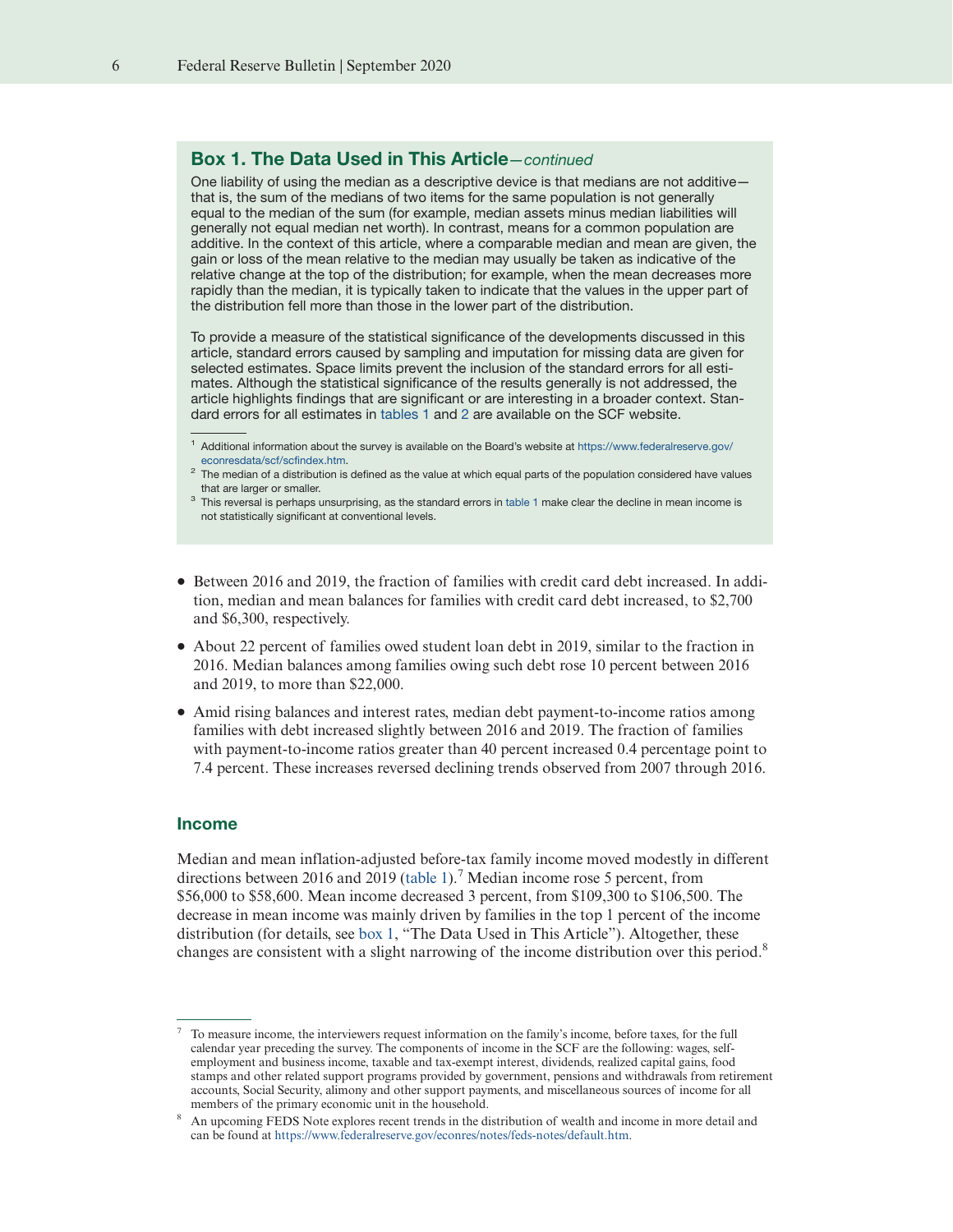### Box 1. The Data Used in This Article—*continued*

One liability of using the median as a descriptive device is that medians are not additive—that is, the sum of the medians of two items for the same population is not generally equal to the median of the sum (for example, median assets minus median liabilities will generally not equal median net worth). In contrast, means for a common population are additive. In the context of this article, where a comparable median and mean are given, the gain or loss of the mean relative to the median may usually be taken as indicative of the relative change at the top of the distribution; for example, when the mean decreases more rapidly than the median, it is typically taken to indicate that the values in the upper part of the distribution fell more than those in the lower part of the distribution.

To provide a measure of the statistical significance of the developments discussed in this article, standard errors caused by sampling and imputation for missing data are given for selected estimates. Space limits prevent the inclusion of the standard errors for all estimates. Although the statistical significance of the results generally is not addressed, the article highlights findings that are significant or are interesting in a broader context. Standard errors for all estimates in tables 1 and 2 are available on the SCF website.

[1] Additional information about the survey is available on the Board's website at https://www.federalreserve.gov/econresdata/scf/scfindex.htm.

[2] The median of a distribution is defined as the value at which equal parts of the population considered have values that are larger or smaller.

[3] This reversal is perhaps unsurprising, as the standard errors in table 1 make clear the decline in mean income is not statistically significant at conventional levels.

- Between 2016 and 2019, the fraction of families with credit card debt increased. In addition, median and mean balances for families with credit card debt increased, to $2,700 and $6,300, respectively.
- About 22 percent of families owed student loan debt in 2019, similar to the fraction in 2016. Median balances among families owing such debt rose 10 percent between 2016 and 2019, to more than $22,000.
- Amid rising balances and interest rates, median debt payment-to-income ratios among families with debt increased slightly between 2016 and 2019. The fraction of families with payment-to-income ratios greater than 40 percent increased 0.4 percentage point to 7.4 percent. These increases reversed declining trends observed from 2007 through 2016.

## Income

Median and mean inflation-adjusted before-tax family income moved modestly in different directions between 2016 and 2019 (table 1).[7] Median income rose 5 percent, from $56,000 to $58,600. Mean income decreased 3 percent, from $109,300 to $106,500. The decrease in mean income was mainly driven by families in the top 1 percent of the income distribution (for details, see box 1, "The Data Used in This Article"). Altogether, these changes are consistent with a slight narrowing of the income distribution over this period.[8]

[7] To measure income, the interviewers request information on the family's income, before taxes, for the full calendar year preceding the survey. The components of income in the SCF are the following: wages, self-employment and business income, taxable and tax-exempt interest, dividends, realized capital gains, food stamps and other related support programs provided by government, pensions and withdrawals from retirement accounts, Social Security, alimony and other support payments, and miscellaneous sources of income for all members of the primary economic unit in the household.

[8] An upcoming FEDS Note explores recent trends in the distribution of wealth and income in more detail and can be found at https://www.federalreserve.gov/econres/notes/feds-notes/default.htm.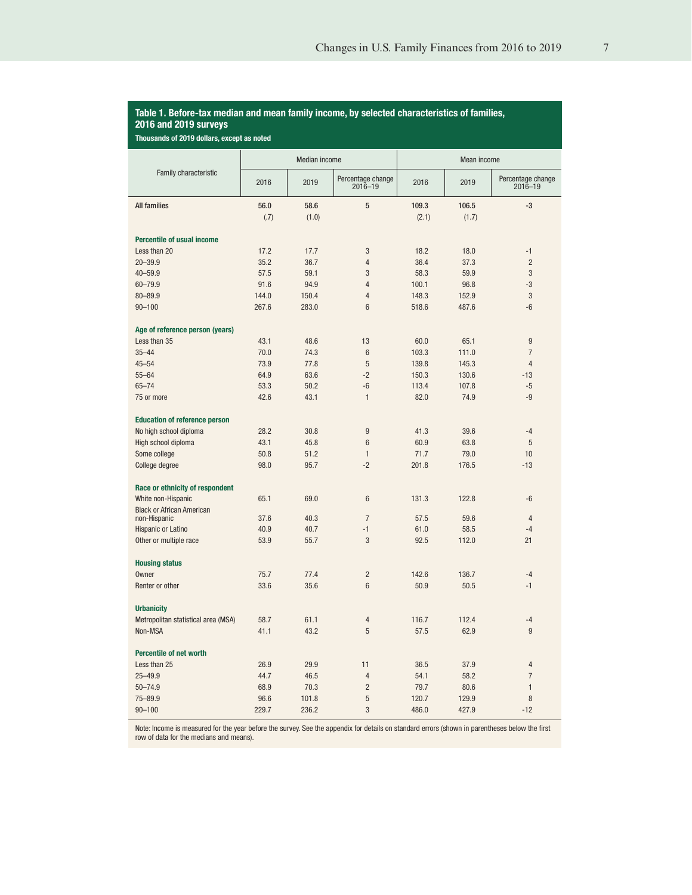**Table 1. Before-tax median and mean family income, by selected characteristics of families, 2016 and 2019 surveys**

Thousands of 2019 dollars, except as noted

| Family characteristic | Median income | | | Mean income | | |
|---|---|---|---|---|---|---|
| | 2016 | 2019 | Percentage change 2016–19 | 2016 | 2019 | Percentage change 2016–19 |
| **All families** | **56.0** | **58.6** | **5** | **109.3** | **106.5** | **-3** |
| | (.7) | (1.0) | | (2.1) | (1.7) | |
| **Percentile of usual income** | | | | | | |
| Less than 20 | 17.2 | 17.7 | 3 | 18.2 | 18.0 | -1 |
| 20–39.9 | 35.2 | 36.7 | 4 | 36.4 | 37.3 | 2 |
| 40–59.9 | 57.5 | 59.1 | 3 | 58.3 | 59.9 | 3 |
| 60–79.9 | 91.6 | 94.9 | 4 | 100.1 | 96.8 | -3 |
| 80–89.9 | 144.0 | 150.4 | 4 | 148.3 | 152.9 | 3 |
| 90–100 | 267.6 | 283.0 | 6 | 518.6 | 487.6 | -6 |
| **Age of reference person (years)** | | | | | | |
| Less than 35 | 43.1 | 48.6 | 13 | 60.0 | 65.1 | 9 |
| 35–44 | 70.0 | 74.3 | 6 | 103.3 | 111.0 | 7 |
| 45–54 | 73.9 | 77.8 | 5 | 139.8 | 145.3 | 4 |
| 55–64 | 64.9 | 63.6 | -2 | 150.3 | 130.6 | -13 |
| 65–74 | 53.3 | 50.2 | -6 | 113.4 | 107.8 | -5 |
| 75 or more | 42.6 | 43.1 | 1 | 82.0 | 74.9 | -9 |
| **Education of reference person** | | | | | | |
| No high school diploma | 28.2 | 30.8 | 9 | 41.3 | 39.6 | -4 |
| High school diploma | 43.1 | 45.8 | 6 | 60.9 | 63.8 | 5 |
| Some college | 50.8 | 51.2 | 1 | 71.7 | 79.0 | 10 |
| College degree | 98.0 | 95.7 | -2 | 201.8 | 176.5 | -13 |
| **Race or ethnicity of respondent** | | | | | | |
| White non-Hispanic | 65.1 | 69.0 | 6 | 131.3 | 122.8 | -6 |
| Black or African American non-Hispanic | 37.6 | 40.3 | 7 | 57.5 | 59.6 | 4 |
| Hispanic or Latino | 40.9 | 40.7 | -1 | 61.0 | 58.5 | -4 |
| Other or multiple race | 53.9 | 55.7 | 3 | 92.5 | 112.0 | 21 |
| **Housing status** | | | | | | |
| Owner | 75.7 | 77.4 | 2 | 142.6 | 136.7 | -4 |
| Renter or other | 33.6 | 35.6 | 6 | 50.9 | 50.5 | -1 |
| **Urbanicity** | | | | | | |
| Metropolitan statistical area (MSA) | 58.7 | 61.1 | 4 | 116.7 | 112.4 | -4 |
| Non-MSA | 41.1 | 43.2 | 5 | 57.5 | 62.9 | 9 |
| **Percentile of net worth** | | | | | | |
| Less than 25 | 26.9 | 29.9 | 11 | 36.5 | 37.9 | 4 |
| 25–49.9 | 44.7 | 46.5 | 4 | 54.1 | 58.2 | 7 |
| 50–74.9 | 68.9 | 70.3 | 2 | 79.7 | 80.6 | 1 |
| 75–89.9 | 96.6 | 101.8 | 5 | 120.7 | 129.9 | 8 |
| 90–100 | 229.7 | 236.2 | 3 | 486.0 | 427.9 | -12 |

Note: Income is measured for the year before the survey. See the appendix for details on standard errors (shown in parentheses below the first row of data for the medians and means).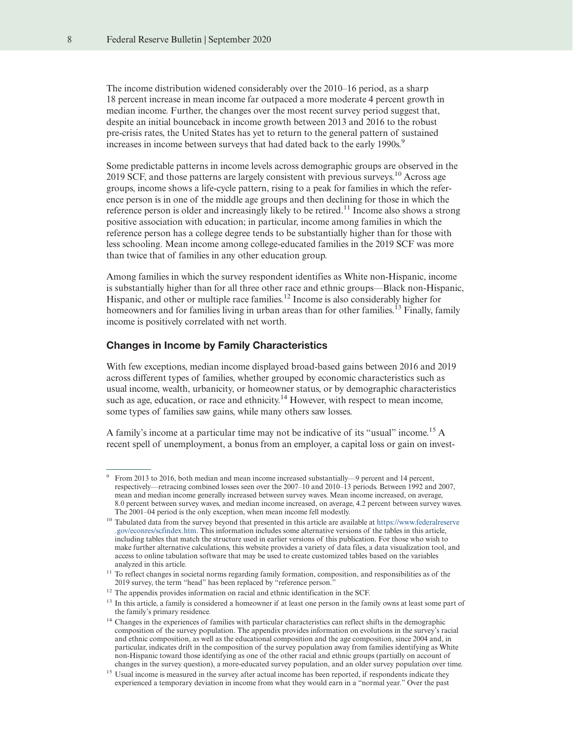The income distribution widened considerably over the 2010–16 period, as a sharp 18 percent increase in mean income far outpaced a more moderate 4 percent growth in median income. Further, the changes over the most recent survey period suggest that, despite an initial bounceback in income growth between 2013 and 2016 to the robust pre-crisis rates, the United States has yet to return to the general pattern of sustained increases in income between surveys that had dated back to the early 1990s.[9]

Some predictable patterns in income levels across demographic groups are observed in the 2019 SCF, and those patterns are largely consistent with previous surveys.[10] Across age groups, income shows a life-cycle pattern, rising to a peak for families in which the reference person is in one of the middle age groups and then declining for those in which the reference person is older and increasingly likely to be retired.[11] Income also shows a strong positive association with education; in particular, income among families in which the reference person has a college degree tends to be substantially higher than for those with less schooling. Mean income among college-educated families in the 2019 SCF was more than twice that of families in any other education group.

Among families in which the survey respondent identifies as White non-Hispanic, income is substantially higher than for all three other race and ethnic groups—Black non-Hispanic, Hispanic, and other or multiple race families.[12] Income is also considerably higher for homeowners and for families living in urban areas than for other families.[13] Finally, family income is positively correlated with net worth.

### Changes in Income by Family Characteristics

With few exceptions, median income displayed broad-based gains between 2016 and 2019 across different types of families, whether grouped by economic characteristics such as usual income, wealth, urbanicity, or homeowner status, or by demographic characteristics such as age, education, or race and ethnicity.[14] However, with respect to mean income, some types of families saw gains, while many others saw losses.

A family's income at a particular time may not be indicative of its "usual" income.[15] A recent spell of unemployment, a bonus from an employer, a capital loss or gain on invest-

---

[9] From 2013 to 2016, both median and mean income increased substantially—9 percent and 14 percent, respectively—retracing combined losses seen over the 2007–10 and 2010–13 periods. Between 1992 and 2007, mean and median income generally increased between survey waves. Mean income increased, on average, 8.0 percent between survey waves, and median income increased, on average, 4.2 percent between survey waves. The 2001–04 period is the only exception, when mean income fell modestly.

[10] Tabulated data from the survey beyond that presented in this article are available at https://www.federalreserve.gov/econres/scfindex.htm. This information includes some alternative versions of the tables in this article, including tables that match the structure used in earlier versions of this publication. For those who wish to make further alternative calculations, this website provides a variety of data files, a data visualization tool, and access to online tabulation software that may be used to create customized tables based on the variables analyzed in this article.

[11] To reflect changes in societal norms regarding family formation, composition, and responsibilities as of the 2019 survey, the term "head" has been replaced by "reference person."

[12] The appendix provides information on racial and ethnic identification in the SCF.

[13] In this article, a family is considered a homeowner if at least one person in the family owns at least some part of the family's primary residence.

[14] Changes in the experiences of families with particular characteristics can reflect shifts in the demographic composition of the survey population. The appendix provides information on evolutions in the survey's racial and ethnic composition, as well as the educational composition and the age composition, since 2004 and, in particular, indicates drift in the composition of the survey population away from families identifying as White non-Hispanic toward those identifying as one of the other racial and ethnic groups (partially on account of changes in the survey question), a more-educated survey population, and an older survey population over time.

[15] Usual income is measured in the survey after actual income has been reported, if respondents indicate they experienced a temporary deviation in income from what they would earn in a "normal year." Over the past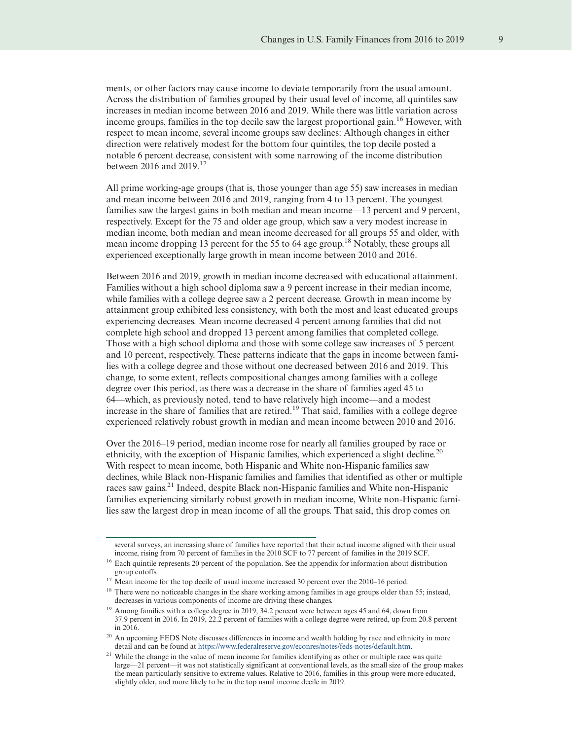ments, or other factors may cause income to deviate temporarily from the usual amount. Across the distribution of families grouped by their usual level of income, all quintiles saw increases in median income between 2016 and 2019. While there was little variation across income groups, families in the top decile saw the largest proportional gain.[16] However, with respect to mean income, several income groups saw declines: Although changes in either direction were relatively modest for the bottom four quintiles, the top decile posted a notable 6 percent decrease, consistent with some narrowing of the income distribution between 2016 and 2019.[17]

All prime working-age groups (that is, those younger than age 55) saw increases in median and mean income between 2016 and 2019, ranging from 4 to 13 percent. The youngest families saw the largest gains in both median and mean income—13 percent and 9 percent, respectively. Except for the 75 and older age group, which saw a very modest increase in median income, both median and mean income decreased for all groups 55 and older, with mean income dropping 13 percent for the 55 to 64 age group.[18] Notably, these groups all experienced exceptionally large growth in mean income between 2010 and 2016.

Between 2016 and 2019, growth in median income decreased with educational attainment. Families without a high school diploma saw a 9 percent increase in their median income, while families with a college degree saw a 2 percent decrease. Growth in mean income by attainment group exhibited less consistency, with both the most and least educated groups experiencing decreases. Mean income decreased 4 percent among families that did not complete high school and dropped 13 percent among families that completed college. Those with a high school diploma and those with some college saw increases of 5 percent and 10 percent, respectively. These patterns indicate that the gaps in income between families with a college degree and those without one decreased between 2016 and 2019. This change, to some extent, reflects compositional changes among families with a college degree over this period, as there was a decrease in the share of families aged 45 to 64—which, as previously noted, tend to have relatively high income—and a modest increase in the share of families that are retired.[19] That said, families with a college degree experienced relatively robust growth in median and mean income between 2010 and 2016.

Over the 2016–19 period, median income rose for nearly all families grouped by race or ethnicity, with the exception of Hispanic families, which experienced a slight decline.[20] With respect to mean income, both Hispanic and White non-Hispanic families saw declines, while Black non-Hispanic families and families that identified as other or multiple races saw gains.[21] Indeed, despite Black non-Hispanic families and White non-Hispanic families experiencing similarly robust growth in median income, White non-Hispanic families saw the largest drop in mean income of all the groups. That said, this drop comes on

---

several surveys, an increasing share of families have reported that their actual income aligned with their usual income, rising from 70 percent of families in the 2010 SCF to 77 percent of families in the 2019 SCF.

[16] Each quintile represents 20 percent of the population. See the appendix for information about distribution group cutoffs.

[17] Mean income for the top decile of usual income increased 30 percent over the 2010–16 period.

[18] There were no noticeable changes in the share working among families in age groups older than 55; instead, decreases in various components of income are driving these changes.

[19] Among families with a college degree in 2019, 34.2 percent were between ages 45 and 64, down from 37.9 percent in 2016. In 2019, 22.2 percent of families with a college degree were retired, up from 20.8 percent in 2016.

[20] An upcoming FEDS Note discusses differences in income and wealth holding by race and ethnicity in more detail and can be found at https://www.federalreserve.gov/econres/notes/feds-notes/default.htm.

[21] While the change in the value of mean income for families identifying as other or multiple race was quite large—21 percent—it was not statistically significant at conventional levels, as the small size of the group makes the mean particularly sensitive to extreme values. Relative to 2016, families in this group were more educated, slightly older, and more likely to be in the top usual income decile in 2019.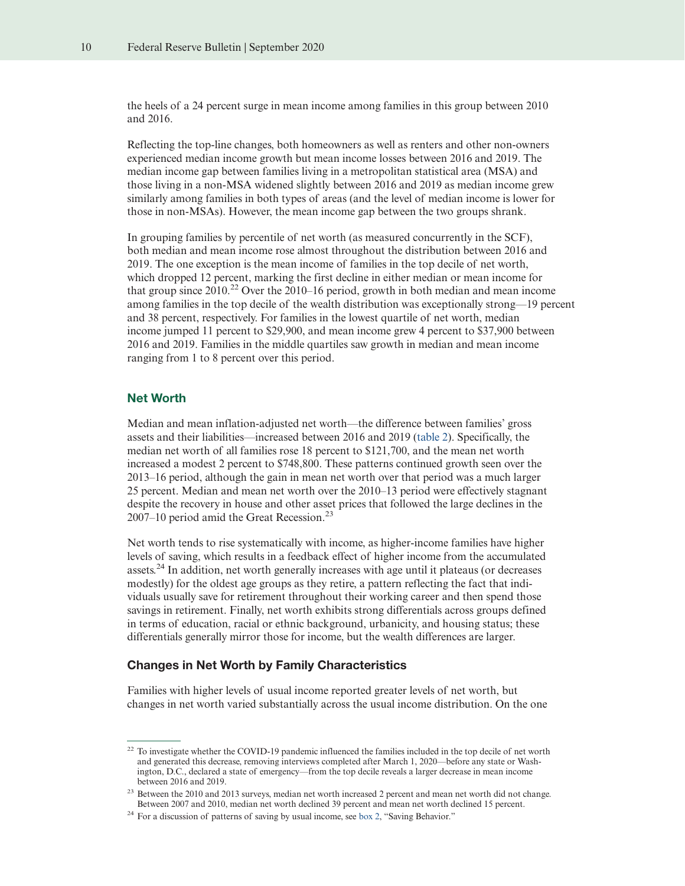the heels of a 24 percent surge in mean income among families in this group between 2010 and 2016.

Reflecting the top-line changes, both homeowners as well as renters and other non-owners experienced median income growth but mean income losses between 2016 and 2019. The median income gap between families living in a metropolitan statistical area (MSA) and those living in a non-MSA widened slightly between 2016 and 2019 as median income grew similarly among families in both types of areas (and the level of median income is lower for those in non-MSAs). However, the mean income gap between the two groups shrank.

In grouping families by percentile of net worth (as measured concurrently in the SCF), both median and mean income rose almost throughout the distribution between 2016 and 2019. The one exception is the mean income of families in the top decile of net worth, which dropped 12 percent, marking the first decline in either median or mean income for that group since 2010.[22] Over the 2010–16 period, growth in both median and mean income among families in the top decile of the wealth distribution was exceptionally strong—19 percent and 38 percent, respectively. For families in the lowest quartile of net worth, median income jumped 11 percent to $29,900, and mean income grew 4 percent to $37,900 between 2016 and 2019. Families in the middle quartiles saw growth in median and mean income ranging from 1 to 8 percent over this period.

## Net Worth

Median and mean inflation-adjusted net worth—the difference between families' gross assets and their liabilities—increased between 2016 and 2019 (table 2). Specifically, the median net worth of all families rose 18 percent to $121,700, and the mean net worth increased a modest 2 percent to $748,800. These patterns continued growth seen over the 2013–16 period, although the gain in mean net worth over that period was a much larger 25 percent. Median and mean net worth over the 2010–13 period were effectively stagnant despite the recovery in house and other asset prices that followed the large declines in the 2007–10 period amid the Great Recession.[23]

Net worth tends to rise systematically with income, as higher-income families have higher levels of saving, which results in a feedback effect of higher income from the accumulated assets.[24] In addition, net worth generally increases with age until it plateaus (or decreases modestly) for the oldest age groups as they retire, a pattern reflecting the fact that individuals usually save for retirement throughout their working career and then spend those savings in retirement. Finally, net worth exhibits strong differentials across groups defined in terms of education, racial or ethnic background, urbanicity, and housing status; these differentials generally mirror those for income, but the wealth differences are larger.

### Changes in Net Worth by Family Characteristics

Families with higher levels of usual income reported greater levels of net worth, but changes in net worth varied substantially across the usual income distribution. On the one

---

[22] To investigate whether the COVID-19 pandemic influenced the families included in the top decile of net worth and generated this decrease, removing interviews completed after March 1, 2020—before any state or Washington, D.C., declared a state of emergency—from the top decile reveals a larger decrease in mean income between 2016 and 2019.

[23] Between the 2010 and 2013 surveys, median net worth increased 2 percent and mean net worth did not change. Between 2007 and 2010, median net worth declined 39 percent and mean net worth declined 15 percent.

[24] For a discussion of patterns of saving by usual income, see box 2, "Saving Behavior."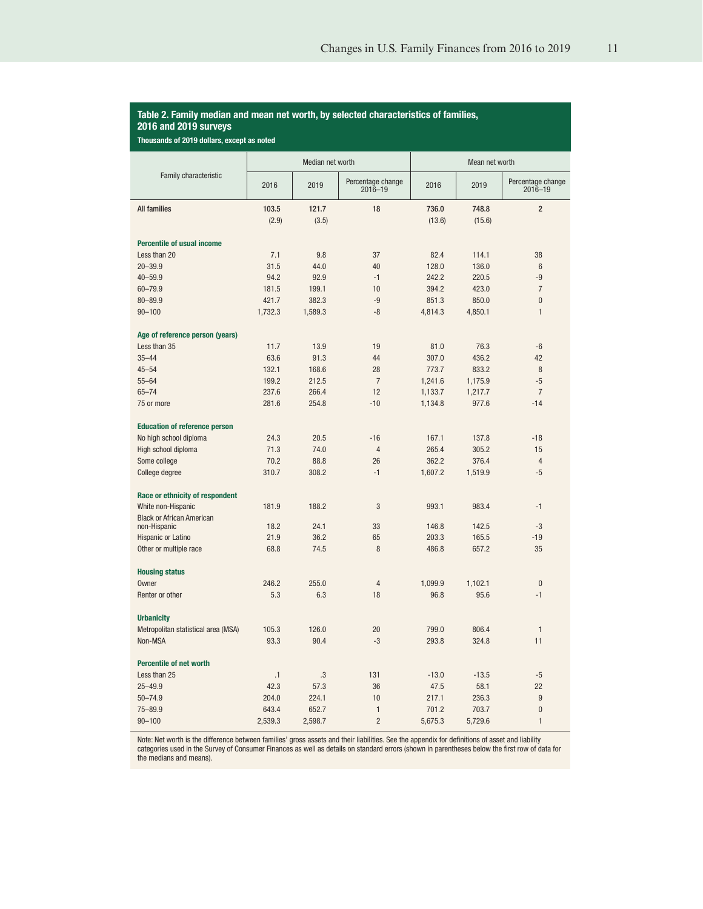**Table 2. Family median and mean net worth, by selected characteristics of families, 2016 and 2019 surveys**

Thousands of 2019 dollars, except as noted

| Family characteristic | Median net worth | | | Mean net worth | | |
|---|---|---|---|---|---|---|
| | 2016 | 2019 | Percentage change 2016–19 | 2016 | 2019 | Percentage change 2016–19 |
| **All families** | **103.5** | **121.7** | **18** | **736.0** | **748.8** | **2** |
| | (2.9) | (3.5) | | (13.6) | (15.6) | |
| **Percentile of usual income** | | | | | | |
| Less than 20 | 7.1 | 9.8 | 37 | 82.4 | 114.1 | 38 |
| 20–39.9 | 31.5 | 44.0 | 40 | 128.0 | 136.0 | 6 |
| 40–59.9 | 94.2 | 92.9 | -1 | 242.2 | 220.5 | -9 |
| 60–79.9 | 181.5 | 199.1 | 10 | 394.2 | 423.0 | 7 |
| 80–89.9 | 421.7 | 382.3 | -9 | 851.3 | 850.0 | 0 |
| 90–100 | 1,732.3 | 1,589.3 | -8 | 4,814.3 | 4,850.1 | 1 |
| **Age of reference person (years)** | | | | | | |
| Less than 35 | 11.7 | 13.9 | 19 | 81.0 | 76.3 | -6 |
| 35–44 | 63.6 | 91.3 | 44 | 307.0 | 436.2 | 42 |
| 45–54 | 132.1 | 168.6 | 28 | 773.7 | 833.2 | 8 |
| 55–64 | 199.2 | 212.5 | 7 | 1,241.6 | 1,175.9 | -5 |
| 65–74 | 237.6 | 266.4 | 12 | 1,133.7 | 1,217.7 | 7 |
| 75 or more | 281.6 | 254.8 | -10 | 1,134.8 | 977.6 | -14 |
| **Education of reference person** | | | | | | |
| No high school diploma | 24.3 | 20.5 | -16 | 167.1 | 137.8 | -18 |
| High school diploma | 71.3 | 74.0 | 4 | 265.4 | 305.2 | 15 |
| Some college | 70.2 | 88.8 | 26 | 362.2 | 376.4 | 4 |
| College degree | 310.7 | 308.2 | -1 | 1,607.2 | 1,519.9 | -5 |
| **Race or ethnicity of respondent** | | | | | | |
| White non-Hispanic | 181.9 | 188.2 | 3 | 993.1 | 983.4 | -1 |
| Black or African American non-Hispanic | 18.2 | 24.1 | 33 | 146.8 | 142.5 | -3 |
| Hispanic or Latino | 21.9 | 36.2 | 65 | 203.3 | 165.5 | -19 |
| Other or multiple race | 68.8 | 74.5 | 8 | 486.8 | 657.2 | 35 |
| **Housing status** | | | | | | |
| Owner | 246.2 | 255.0 | 4 | 1,099.9 | 1,102.1 | 0 |
| Renter or other | 5.3 | 6.3 | 18 | 96.8 | 95.6 | -1 |
| **Urbanicity** | | | | | | |
| Metropolitan statistical area (MSA) | 105.3 | 126.0 | 20 | 799.0 | 806.4 | 1 |
| Non-MSA | 93.3 | 90.4 | -3 | 293.8 | 324.8 | 11 |
| **Percentile of net worth** | | | | | | |
| Less than 25 | .1 | .3 | 131 | -13.0 | -13.5 | -5 |
| 25–49.9 | 42.3 | 57.3 | 36 | 47.5 | 58.1 | 22 |
| 50–74.9 | 204.0 | 224.1 | 10 | 217.1 | 236.3 | 9 |
| 75–89.9 | 643.4 | 652.7 | 1 | 701.2 | 703.7 | 0 |
| 90–100 | 2,539.3 | 2,598.7 | 2 | 5,675.3 | 5,729.6 | 1 |

Note: Net worth is the difference between families' gross assets and their liabilities. See the appendix for definitions of asset and liability categories used in the Survey of Consumer Finances as well as details on standard errors (shown in parentheses below the first row of data for the medians and means).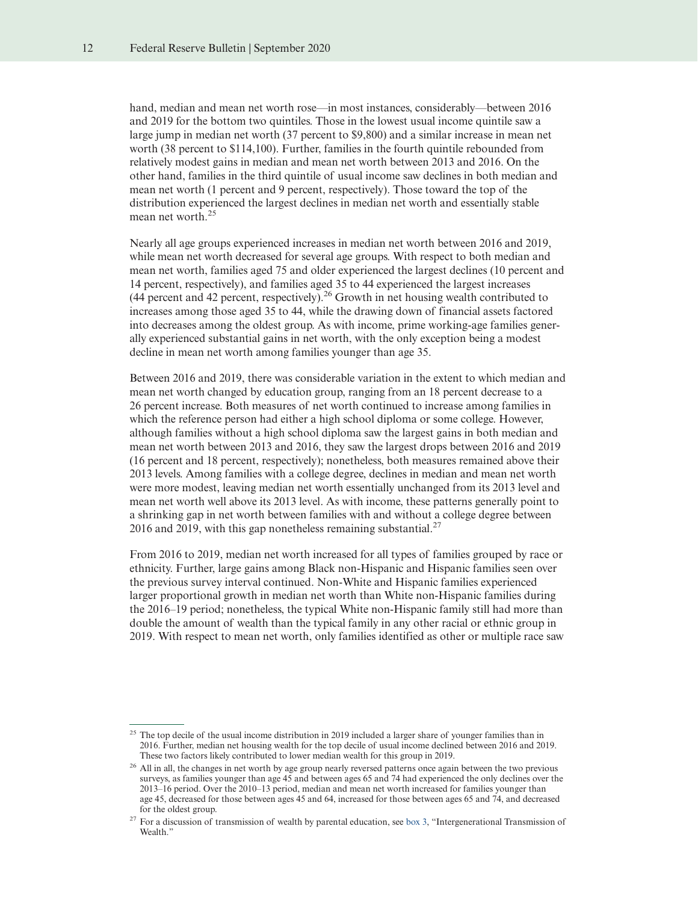hand, median and mean net worth rose—in most instances, considerably—between 2016 and 2019 for the bottom two quintiles. Those in the lowest usual income quintile saw a large jump in median net worth (37 percent to $9,800) and a similar increase in mean net worth (38 percent to $114,100). Further, families in the fourth quintile rebounded from relatively modest gains in median and mean net worth between 2013 and 2016. On the other hand, families in the third quintile of usual income saw declines in both median and mean net worth (1 percent and 9 percent, respectively). Those toward the top of the distribution experienced the largest declines in median net worth and essentially stable mean net worth.[25]

Nearly all age groups experienced increases in median net worth between 2016 and 2019, while mean net worth decreased for several age groups. With respect to both median and mean net worth, families aged 75 and older experienced the largest declines (10 percent and 14 percent, respectively), and families aged 35 to 44 experienced the largest increases (44 percent and 42 percent, respectively).[26] Growth in net housing wealth contributed to increases among those aged 35 to 44, while the drawing down of financial assets factored into decreases among the oldest group. As with income, prime working-age families generally experienced substantial gains in net worth, with the only exception being a modest decline in mean net worth among families younger than age 35.

Between 2016 and 2019, there was considerable variation in the extent to which median and mean net worth changed by education group, ranging from an 18 percent decrease to a 26 percent increase. Both measures of net worth continued to increase among families in which the reference person had either a high school diploma or some college. However, although families without a high school diploma saw the largest gains in both median and mean net worth between 2013 and 2016, they saw the largest drops between 2016 and 2019 (16 percent and 18 percent, respectively); nonetheless, both measures remained above their 2013 levels. Among families with a college degree, declines in median and mean net worth were more modest, leaving median net worth essentially unchanged from its 2013 level and mean net worth well above its 2013 level. As with income, these patterns generally point to a shrinking gap in net worth between families with and without a college degree between 2016 and 2019, with this gap nonetheless remaining substantial.[27]

From 2016 to 2019, median net worth increased for all types of families grouped by race or ethnicity. Further, large gains among Black non-Hispanic and Hispanic families seen over the previous survey interval continued. Non-White and Hispanic families experienced larger proportional growth in median net worth than White non-Hispanic families during the 2016–19 period; nonetheless, the typical White non-Hispanic family still had more than double the amount of wealth than the typical family in any other racial or ethnic group in 2019. With respect to mean net worth, only families identified as other or multiple race saw

---

[25] The top decile of the usual income distribution in 2019 included a larger share of younger families than in 2016. Further, median net housing wealth for the top decile of usual income declined between 2016 and 2019. These two factors likely contributed to lower median wealth for this group in 2019.

[26] All in all, the changes in net worth by age group nearly reversed patterns once again between the two previous surveys, as families younger than age 45 and between ages 65 and 74 had experienced the only declines over the 2013–16 period. Over the 2010–13 period, median and mean net worth increased for families younger than age 45, decreased for those between ages 45 and 64, increased for those between ages 65 and 74, and decreased for the oldest group.

[27] For a discussion of transmission of wealth by parental education, see box 3, "Intergenerational Transmission of Wealth."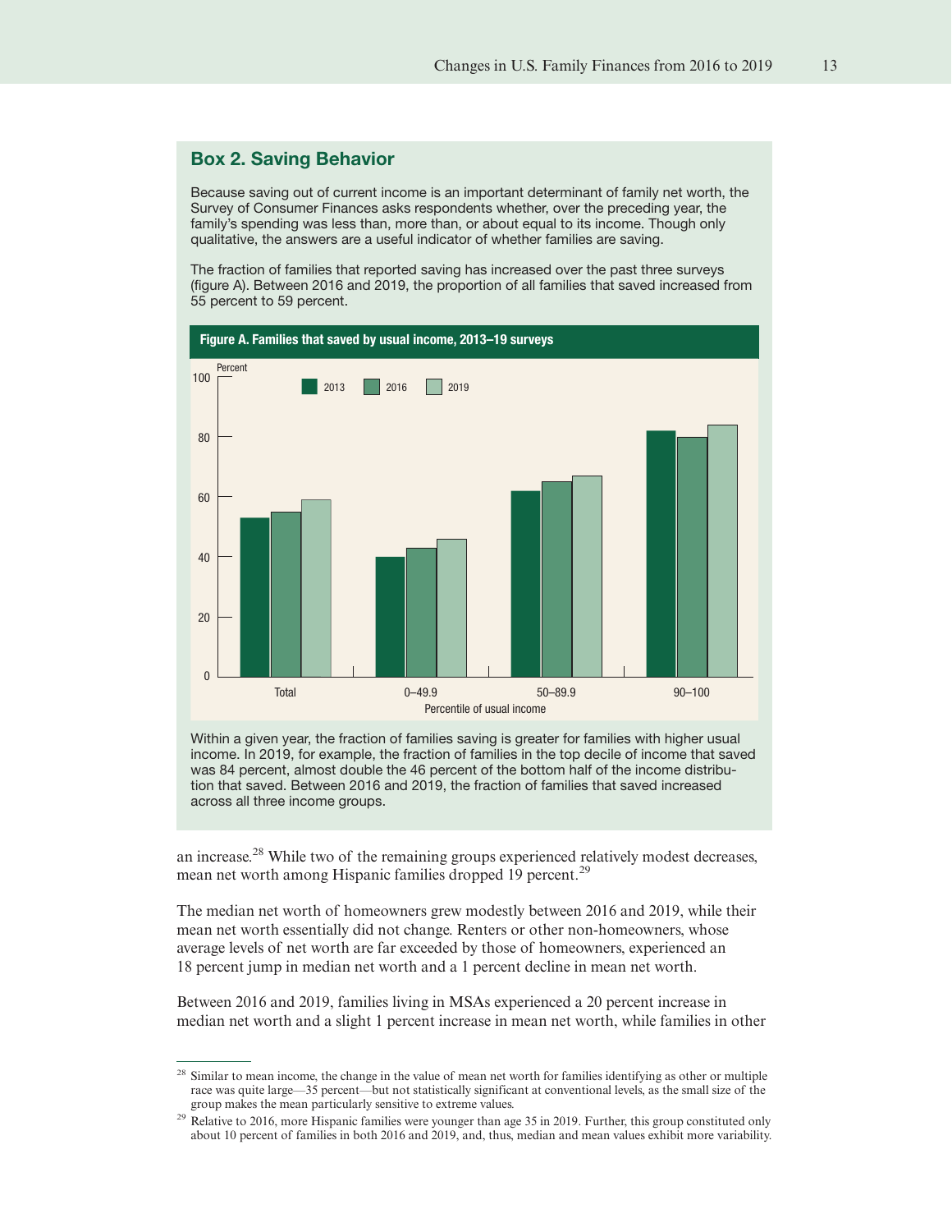## Box 2. Saving Behavior

Because saving out of current income is an important determinant of family net worth, the Survey of Consumer Finances asks respondents whether, over the preceding year, the family's spending was less than, more than, or about equal to its income. Though only qualitative, the answers are a useful indicator of whether families are saving.

The fraction of families that reported saving has increased over the past three surveys (figure A). Between 2016 and 2019, the proportion of all families that saved increased from 55 percent to 59 percent.

**Figure A. Families that saved by usual income, 2013–19 surveys**

Within a given year, the fraction of families saving is greater for families with higher usual income. In 2019, for example, the fraction of families in the top decile of income that saved was 84 percent, almost double the 46 percent of the bottom half of the income distribution that saved. Between 2016 and 2019, the fraction of families that saved increased across all three income groups.

an increase.[28] While two of the remaining groups experienced relatively modest decreases, mean net worth among Hispanic families dropped 19 percent.[29]

The median net worth of homeowners grew modestly between 2016 and 2019, while their mean net worth essentially did not change. Renters or other non-homeowners, whose average levels of net worth are far exceeded by those of homeowners, experienced an 18 percent jump in median net worth and a 1 percent decline in mean net worth.

Between 2016 and 2019, families living in MSAs experienced a 20 percent increase in median net worth and a slight 1 percent increase in mean net worth, while families in other

---

[28] Similar to mean income, the change in the value of mean net worth for families identifying as other or multiple race was quite large—35 percent—but not statistically significant at conventional levels, as the small size of the group makes the mean particularly sensitive to extreme values.

[29] Relative to 2016, more Hispanic families were younger than age 35 in 2019. Further, this group constituted only about 10 percent of families in both 2016 and 2019, and, thus, median and mean values exhibit more variability.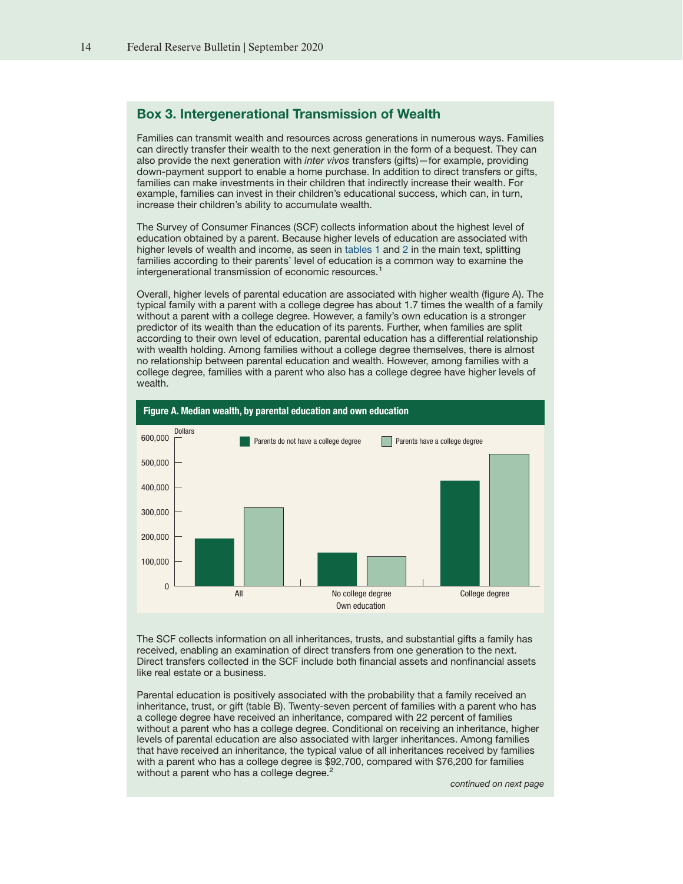## Box 3. Intergenerational Transmission of Wealth

Families can transmit wealth and resources across generations in numerous ways. Families can directly transfer their wealth to the next generation in the form of a bequest. They can also provide the next generation with *inter vivos* transfers (gifts)—for example, providing down-payment support to enable a home purchase. In addition to direct transfers or gifts, families can make investments in their children that indirectly increase their wealth. For example, families can invest in their children's educational success, which can, in turn, increase their children's ability to accumulate wealth.

The Survey of Consumer Finances (SCF) collects information about the highest level of education obtained by a parent. Because higher levels of education are associated with higher levels of wealth and income, as seen in tables 1 and 2 in the main text, splitting families according to their parents' level of education is a common way to examine the intergenerational transmission of economic resources.[1]

Overall, higher levels of parental education are associated with higher wealth (figure A). The typical family with a parent with a college degree has about 1.7 times the wealth of a family without a parent with a college degree. However, a family's own education is a stronger predictor of its wealth than the education of its parents. Further, when families are split according to their own level of education, parental education has a differential relationship with wealth holding. Among families without a college degree themselves, there is almost no relationship between parental education and wealth. However, among families with a college degree, families with a parent who also has a college degree have higher levels of wealth.

**Figure A. Median wealth, by parental education and own education**

The SCF collects information on all inheritances, trusts, and substantial gifts a family has received, enabling an examination of direct transfers from one generation to the next. Direct transfers collected in the SCF include both financial assets and nonfinancial assets like real estate or a business.

Parental education is positively associated with the probability that a family received an inheritance, trust, or gift (table B). Twenty-seven percent of families with a parent who has a college degree have received an inheritance, compared with 22 percent of families without a parent who has a college degree. Conditional on receiving an inheritance, higher levels of parental education are also associated with larger inheritances. Among families that have received an inheritance, the typical value of all inheritances received by families with a parent who has a college degree is $92,700, compared with $76,200 for families without a parent who has a college degree.[2]

*continued on next page*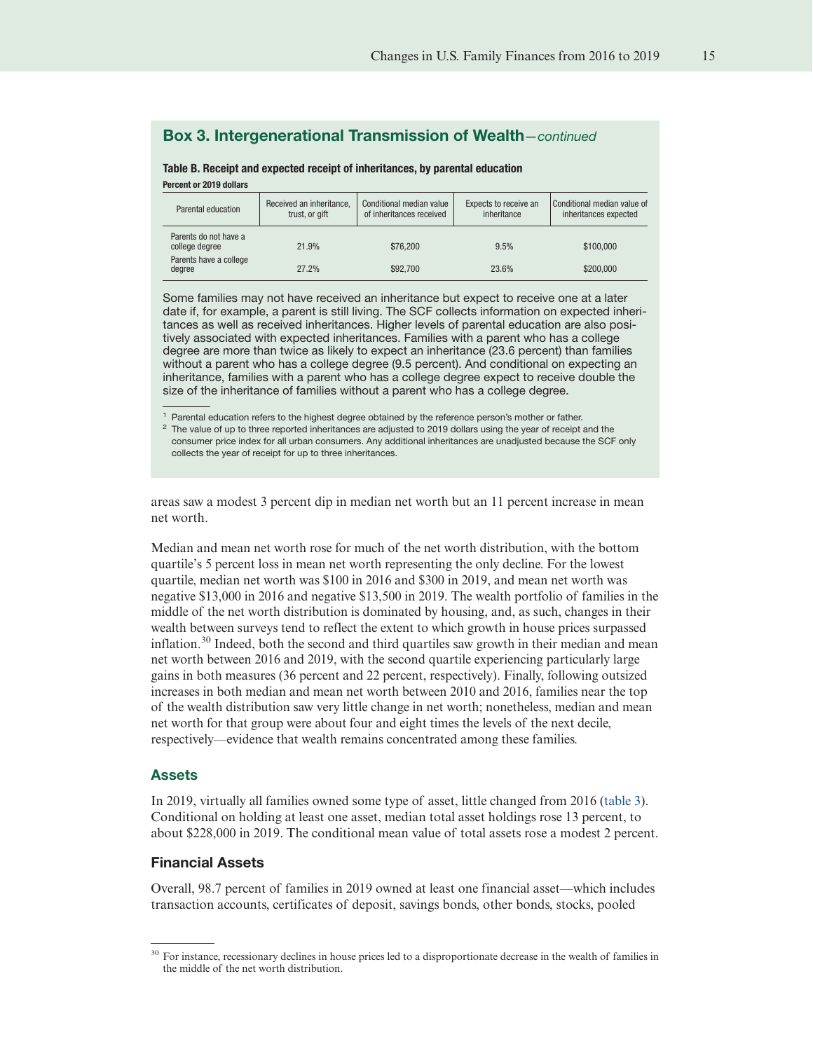## Box 3. Intergenerational Transmission of Wealth—*continued*

**Table B. Receipt and expected receipt of inheritances, by parental education**

**Percent or 2019 dollars**

| Parental education | Received an inheritance, trust, or gift | Conditional median value of inheritances received | Expects to receive an inheritance | Conditional median value of inheritances expected |
|---|---|---|---|---|
| Parents do not have a college degree | 21.9% | $76,200 | 9.5% | $100,000 |
| Parents have a college degree | 27.2% | $92,700 | 23.6% | $200,000 |

Some families may not have received an inheritance but expect to receive one at a later date if, for example, a parent is still living. The SCF collects information on expected inheritances as well as received inheritances. Higher levels of parental education are also positively associated with expected inheritances. Families with a parent who has a college degree are more than twice as likely to expect an inheritance (23.6 percent) than families without a parent who has a college degree (9.5 percent). And conditional on expecting an inheritance, families with a parent who has a college degree expect to receive double the size of the inheritance of families without a parent who has a college degree.

[1] Parental education refers to the highest degree obtained by the reference person's mother or father.

[2] The value of up to three reported inheritances are adjusted to 2019 dollars using the year of receipt and the consumer price index for all urban consumers. Any additional inheritances are unadjusted because the SCF only collects the year of receipt for up to three inheritances.

areas saw a modest 3 percent dip in median net worth but an 11 percent increase in mean net worth.

Median and mean net worth rose for much of the net worth distribution, with the bottom quartile's 5 percent loss in mean net worth representing the only decline. For the lowest quartile, median net worth was $100 in 2016 and $300 in 2019, and mean net worth was negative $13,000 in 2016 and negative $13,500 in 2019. The wealth portfolio of families in the middle of the net worth distribution is dominated by housing, and, as such, changes in their wealth between surveys tend to reflect the extent to which growth in house prices surpassed inflation.[30] Indeed, both the second and third quartiles saw growth in their median and mean net worth between 2016 and 2019, with the second quartile experiencing particularly large gains in both measures (36 percent and 22 percent, respectively). Finally, following outsized increases in both median and mean net worth between 2010 and 2016, families near the top of the wealth distribution saw very little change in net worth; nonetheless, median and mean net worth for that group were about four and eight times the levels of the next decile, respectively—evidence that wealth remains concentrated among these families.

## Assets

In 2019, virtually all families owned some type of asset, little changed from 2016 (table 3). Conditional on holding at least one asset, median total asset holdings rose 13 percent, to about $228,000 in 2019. The conditional mean value of total assets rose a modest 2 percent.

### Financial Assets

Overall, 98.7 percent of families in 2019 owned at least one financial asset—which includes transaction accounts, certificates of deposit, savings bonds, other bonds, stocks, pooled

[30] For instance, recessionary declines in house prices led to a disproportionate decrease in the wealth of families in the middle of the net worth distribution.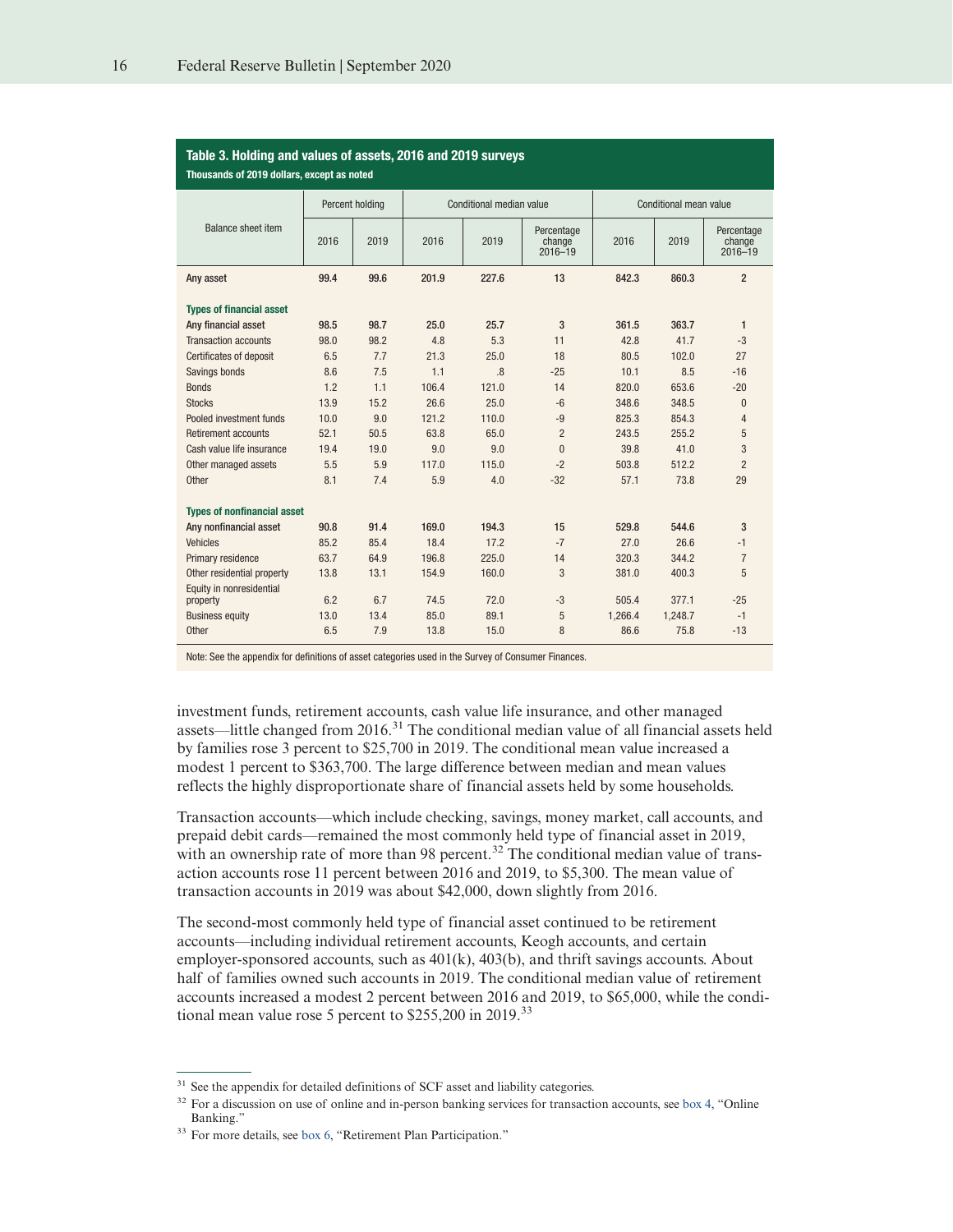**Table 3. Holding and values of assets, 2016 and 2019 surveys**
Thousands of 2019 dollars, except as noted

| Balance sheet item | Percent holding | | Conditional median value | | | Conditional mean value | | |
|---|---|---|---|---|---|---|---|---|
| | 2016 | 2019 | 2016 | 2019 | Percentage change 2016–19 | 2016 | 2019 | Percentage change 2016–19 |
| **Any asset** | **99.4** | **99.6** | **201.9** | **227.6** | **13** | **842.3** | **860.3** | **2** |
| **Types of financial asset** | | | | | | | | |
| **Any financial asset** | **98.5** | **98.7** | **25.0** | **25.7** | **3** | **361.5** | **363.7** | **1** |
| Transaction accounts | 98.0 | 98.2 | 4.8 | 5.3 | 11 | 42.8 | 41.7 | -3 |
| Certificates of deposit | 6.5 | 7.7 | 21.3 | 25.0 | 18 | 80.5 | 102.0 | 27 |
| Savings bonds | 8.6 | 7.5 | 1.1 | .8 | -25 | 10.1 | 8.5 | -16 |
| Bonds | 1.2 | 1.1 | 106.4 | 121.0 | 14 | 820.0 | 653.6 | -20 |
| Stocks | 13.9 | 15.2 | 26.6 | 25.0 | -6 | 348.6 | 348.5 | 0 |
| Pooled investment funds | 10.0 | 9.0 | 121.2 | 110.0 | -9 | 825.3 | 854.3 | 4 |
| Retirement accounts | 52.1 | 50.5 | 63.8 | 65.0 | 2 | 243.5 | 255.2 | 5 |
| Cash value life insurance | 19.4 | 19.0 | 9.0 | 9.0 | 0 | 39.8 | 41.0 | 3 |
| Other managed assets | 5.5 | 5.9 | 117.0 | 115.0 | -2 | 503.8 | 512.2 | 2 |
| Other | 8.1 | 7.4 | 5.9 | 4.0 | -32 | 57.1 | 73.8 | 29 |
| **Types of nonfinancial asset** | | | | | | | | |
| **Any nonfinancial asset** | **90.8** | **91.4** | **169.0** | **194.3** | **15** | **529.8** | **544.6** | **3** |
| Vehicles | 85.2 | 85.4 | 18.4 | 17.2 | -7 | 27.0 | 26.6 | -1 |
| Primary residence | 63.7 | 64.9 | 196.8 | 225.0 | 14 | 320.3 | 344.2 | 7 |
| Other residential property | 13.8 | 13.1 | 154.9 | 160.0 | 3 | 381.0 | 400.3 | 5 |
| Equity in nonresidential property | 6.2 | 6.7 | 74.5 | 72.0 | -3 | 505.4 | 377.1 | -25 |
| Business equity | 13.0 | 13.4 | 85.0 | 89.1 | 5 | 1,266.4 | 1,248.7 | -1 |
| Other | 6.5 | 7.9 | 13.8 | 15.0 | 8 | 86.6 | 75.8 | -13 |

Note: See the appendix for definitions of asset categories used in the Survey of Consumer Finances.

investment funds, retirement accounts, cash value life insurance, and other managed assets—little changed from 2016.[31] The conditional median value of all financial assets held by families rose 3 percent to $25,700 in 2019. The conditional mean value increased a modest 1 percent to $363,700. The large difference between median and mean values reflects the highly disproportionate share of financial assets held by some households.

Transaction accounts—which include checking, savings, money market, call accounts, and prepaid debit cards—remained the most commonly held type of financial asset in 2019, with an ownership rate of more than 98 percent.[32] The conditional median value of transaction accounts rose 11 percent between 2016 and 2019, to $5,300. The mean value of transaction accounts in 2019 was about $42,000, down slightly from 2016.

The second-most commonly held type of financial asset continued to be retirement accounts—including individual retirement accounts, Keogh accounts, and certain employer-sponsored accounts, such as 401(k), 403(b), and thrift savings accounts. About half of families owned such accounts in 2019. The conditional median value of retirement accounts increased a modest 2 percent between 2016 and 2019, to $65,000, while the conditional mean value rose 5 percent to $255,200 in 2019.[33]

[31] See the appendix for detailed definitions of SCF asset and liability categories.

[32] For a discussion on use of online and in-person banking services for transaction accounts, see box 4, "Online Banking."

[33] For more details, see box 6, "Retirement Plan Participation."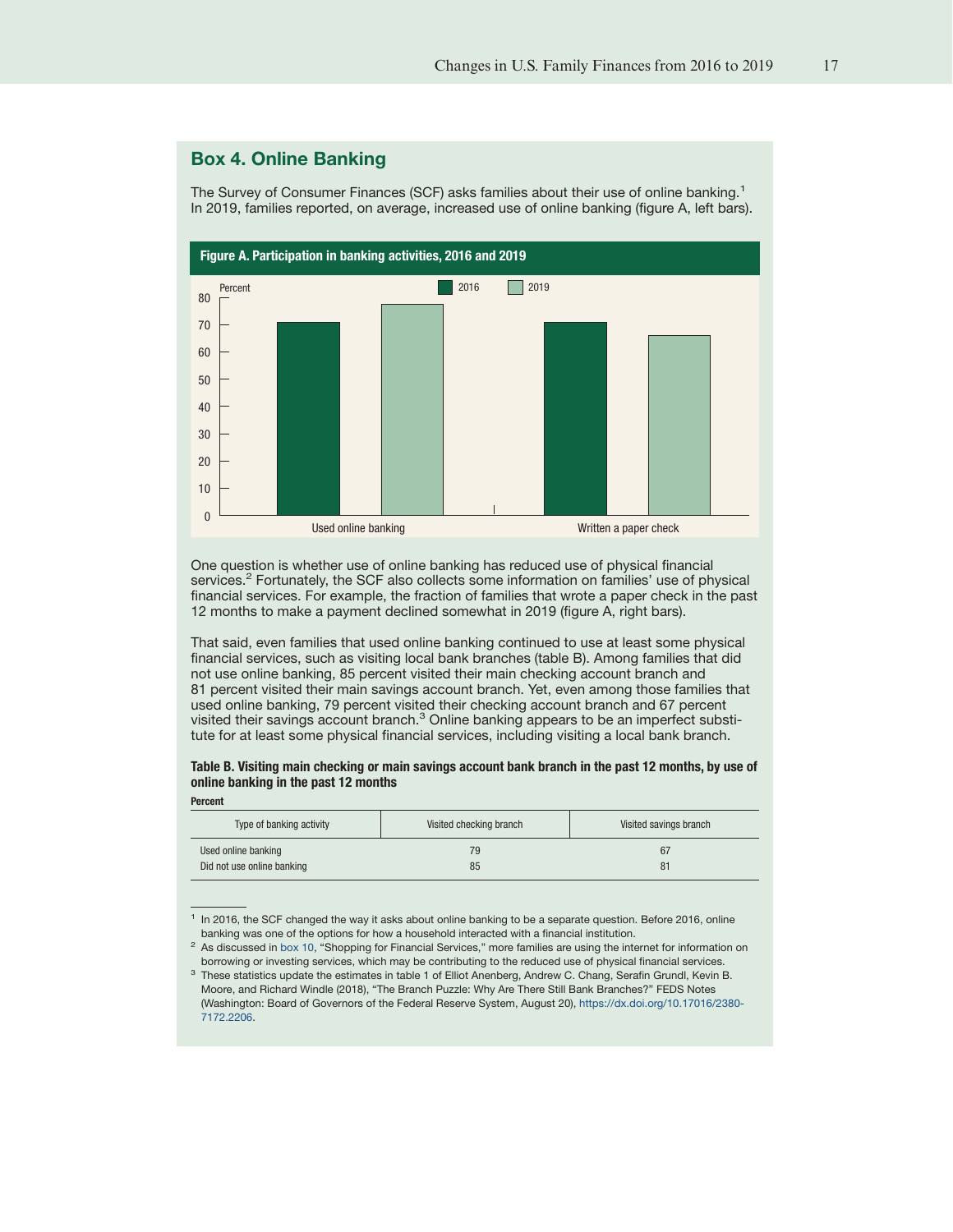## Box 4. Online Banking

The Survey of Consumer Finances (SCF) asks families about their use of online banking.[1] In 2019, families reported, on average, increased use of online banking (figure A, left bars).

**Figure A. Participation in banking activities, 2016 and 2019**

One question is whether use of online banking has reduced use of physical financial services.[2] Fortunately, the SCF also collects some information on families' use of physical financial services. For example, the fraction of families that wrote a paper check in the past 12 months to make a payment declined somewhat in 2019 (figure A, right bars).

That said, even families that used online banking continued to use at least some physical financial services, such as visiting local bank branches (table B). Among families that did not use online banking, 85 percent visited their main checking account branch and 81 percent visited their main savings account branch. Yet, even among those families that used online banking, 79 percent visited their checking account branch and 67 percent visited their savings account branch.[3] Online banking appears to be an imperfect substitute for at least some physical financial services, including visiting a local bank branch.

**Table B. Visiting main checking or main savings account bank branch in the past 12 months, by use of online banking in the past 12 months**

**Percent**

| Type of banking activity | Visited checking branch | Visited savings branch |
|---|---|---|
| Used online banking | 79 | 67 |
| Did not use online banking | 85 | 81 |

[1] In 2016, the SCF changed the way it asks about online banking to be a separate question. Before 2016, online banking was one of the options for how a household interacted with a financial institution.

[2] As discussed in box 10, "Shopping for Financial Services," more families are using the internet for information on borrowing or investing services, which may be contributing to the reduced use of physical financial services.

[3] These statistics update the estimates in table 1 of Elliot Anenberg, Andrew C. Chang, Serafin Grundl, Kevin B. Moore, and Richard Windle (2018), "The Branch Puzzle: Why Are There Still Bank Branches?" FEDS Notes (Washington: Board of Governors of the Federal Reserve System, August 20), https://dx.doi.org/10.17016/2380-7172.2206.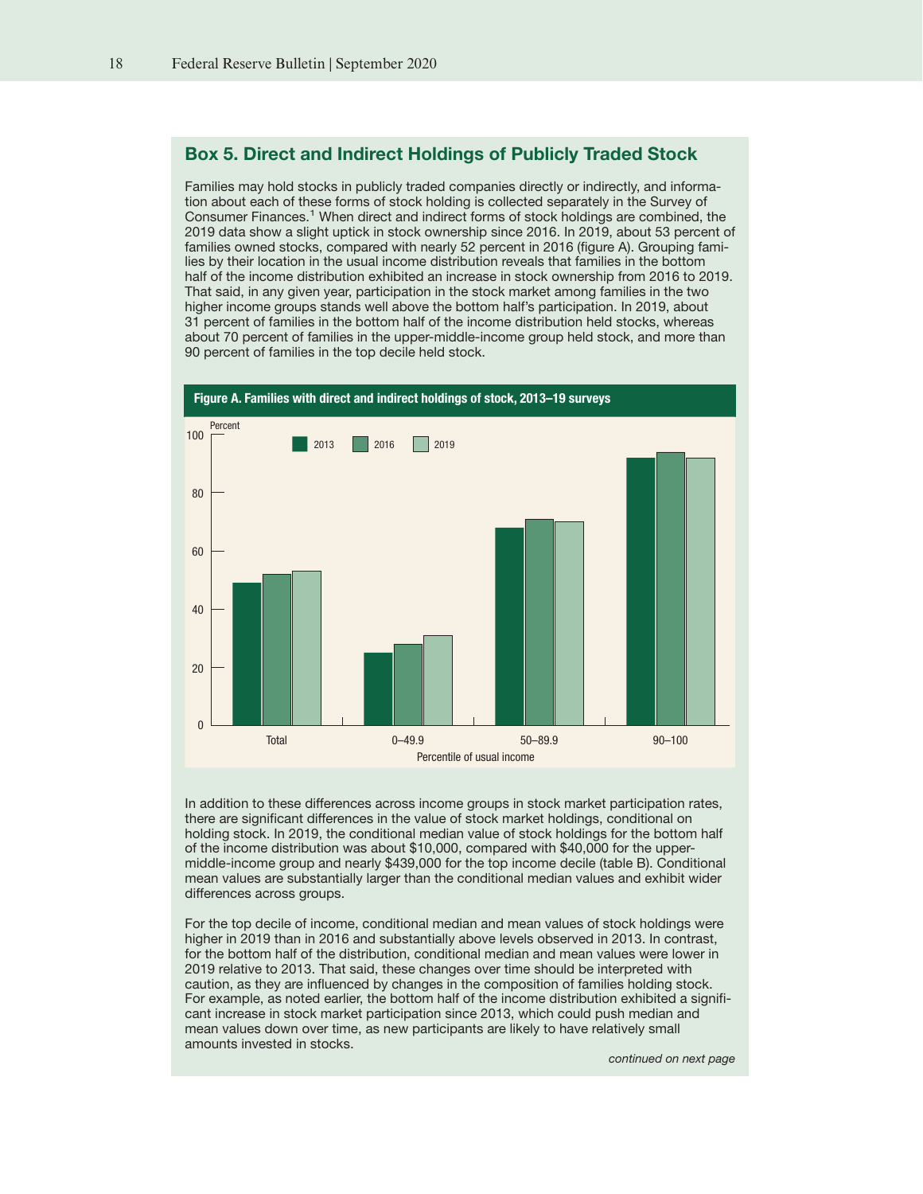## Box 5. Direct and Indirect Holdings of Publicly Traded Stock

Families may hold stocks in publicly traded companies directly or indirectly, and information about each of these forms of stock holding is collected separately in the Survey of Consumer Finances.[1] When direct and indirect forms of stock holdings are combined, the 2019 data show a slight uptick in stock ownership since 2016. In 2019, about 53 percent of families owned stocks, compared with nearly 52 percent in 2016 (figure A). Grouping families by their location in the usual income distribution reveals that families in the bottom half of the income distribution exhibited an increase in stock ownership from 2016 to 2019. That said, in any given year, participation in the stock market among families in the two higher income groups stands well above the bottom half's participation. In 2019, about 31 percent of families in the bottom half of the income distribution held stocks, whereas about 70 percent of families in the upper-middle-income group held stock, and more than 90 percent of families in the top decile held stock.

**Figure A. Families with direct and indirect holdings of stock, 2013–19 surveys**

In addition to these differences across income groups in stock market participation rates, there are significant differences in the value of stock market holdings, conditional on holding stock. In 2019, the conditional median value of stock holdings for the bottom half of the income distribution was about $10,000, compared with $40,000 for the upper-middle-income group and nearly $439,000 for the top income decile (table B). Conditional mean values are substantially larger than the conditional median values and exhibit wider differences across groups.

For the top decile of income, conditional median and mean values of stock holdings were higher in 2019 than in 2016 and substantially above levels observed in 2013. In contrast, for the bottom half of the distribution, conditional median and mean values were lower in 2019 relative to 2013. That said, these changes over time should be interpreted with caution, as they are influenced by changes in the composition of families holding stock. For example, as noted earlier, the bottom half of the income distribution exhibited a significant increase in stock market participation since 2013, which could push median and mean values down over time, as new participants are likely to have relatively small amounts invested in stocks.

*continued on next page*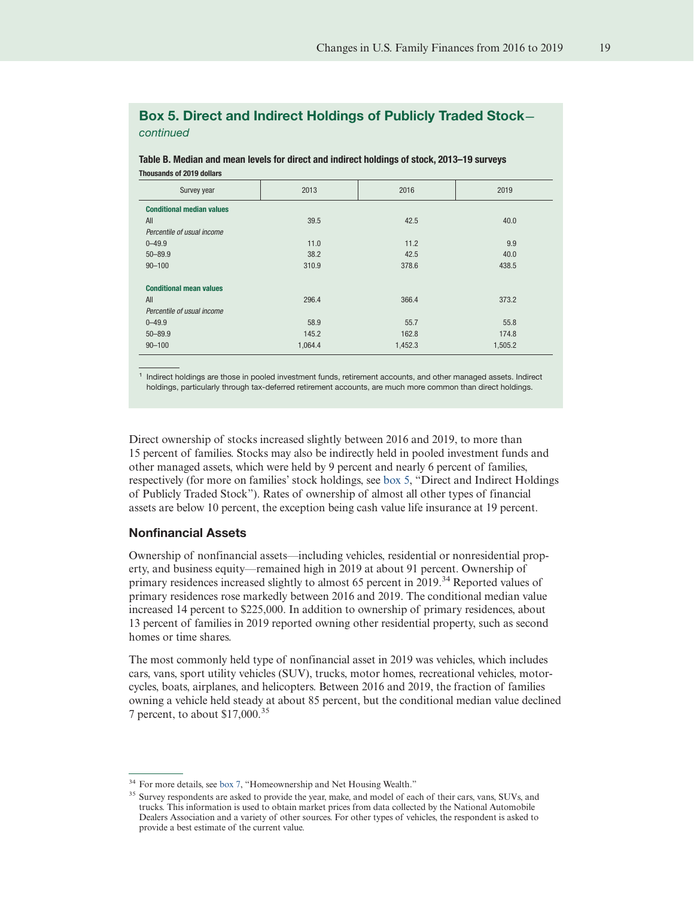## Box 5. Direct and Indirect Holdings of Publicly Traded Stock—*continued*

**Table B. Median and mean levels for direct and indirect holdings of stock, 2013–19 surveys**

**Thousands of 2019 dollars**

| Survey year | 2013 | 2016 | 2019 |
|---|---|---|---|
| **Conditional median values** | | | |
| All | 39.5 | 42.5 | 40.0 |
| *Percentile of usual income* | | | |
| 0–49.9 | 11.0 | 11.2 | 9.9 |
| 50–89.9 | 38.2 | 42.5 | 40.0 |
| 90–100 | 310.9 | 378.6 | 438.5 |
| **Conditional mean values** | | | |
| All | 296.4 | 366.4 | 373.2 |
| *Percentile of usual income* | | | |
| 0–49.9 | 58.9 | 55.7 | 55.8 |
| 50–89.9 | 145.2 | 162.8 | 174.8 |
| 90–100 | 1,064.4 | 1,452.3 | 1,505.2 |

[1] Indirect holdings are those in pooled investment funds, retirement accounts, and other managed assets. Indirect holdings, particularly through tax-deferred retirement accounts, are much more common than direct holdings.

Direct ownership of stocks increased slightly between 2016 and 2019, to more than 15 percent of families. Stocks may also be indirectly held in pooled investment funds and other managed assets, which were held by 9 percent and nearly 6 percent of families, respectively (for more on families' stock holdings, see box 5, "Direct and Indirect Holdings of Publicly Traded Stock"). Rates of ownership of almost all other types of financial assets are below 10 percent, the exception being cash value life insurance at 19 percent.

### Nonfinancial Assets

Ownership of nonfinancial assets—including vehicles, residential or nonresidential property, and business equity—remained high in 2019 at about 91 percent. Ownership of primary residences increased slightly to almost 65 percent in 2019.[34] Reported values of primary residences rose markedly between 2016 and 2019. The conditional median value increased 14 percent to $225,000. In addition to ownership of primary residences, about 13 percent of families in 2019 reported owning other residential property, such as second homes or time shares.

The most commonly held type of nonfinancial asset in 2019 was vehicles, which includes cars, vans, sport utility vehicles (SUV), trucks, motor homes, recreational vehicles, motorcycles, boats, airplanes, and helicopters. Between 2016 and 2019, the fraction of families owning a vehicle held steady at about 85 percent, but the conditional median value declined 7 percent, to about $17,000.[35]

[34] For more details, see box 7, "Homeownership and Net Housing Wealth."

[35] Survey respondents are asked to provide the year, make, and model of each of their cars, vans, SUVs, and trucks. This information is used to obtain market prices from data collected by the National Automobile Dealers Association and a variety of other sources. For other types of vehicles, the respondent is asked to provide a best estimate of the current value.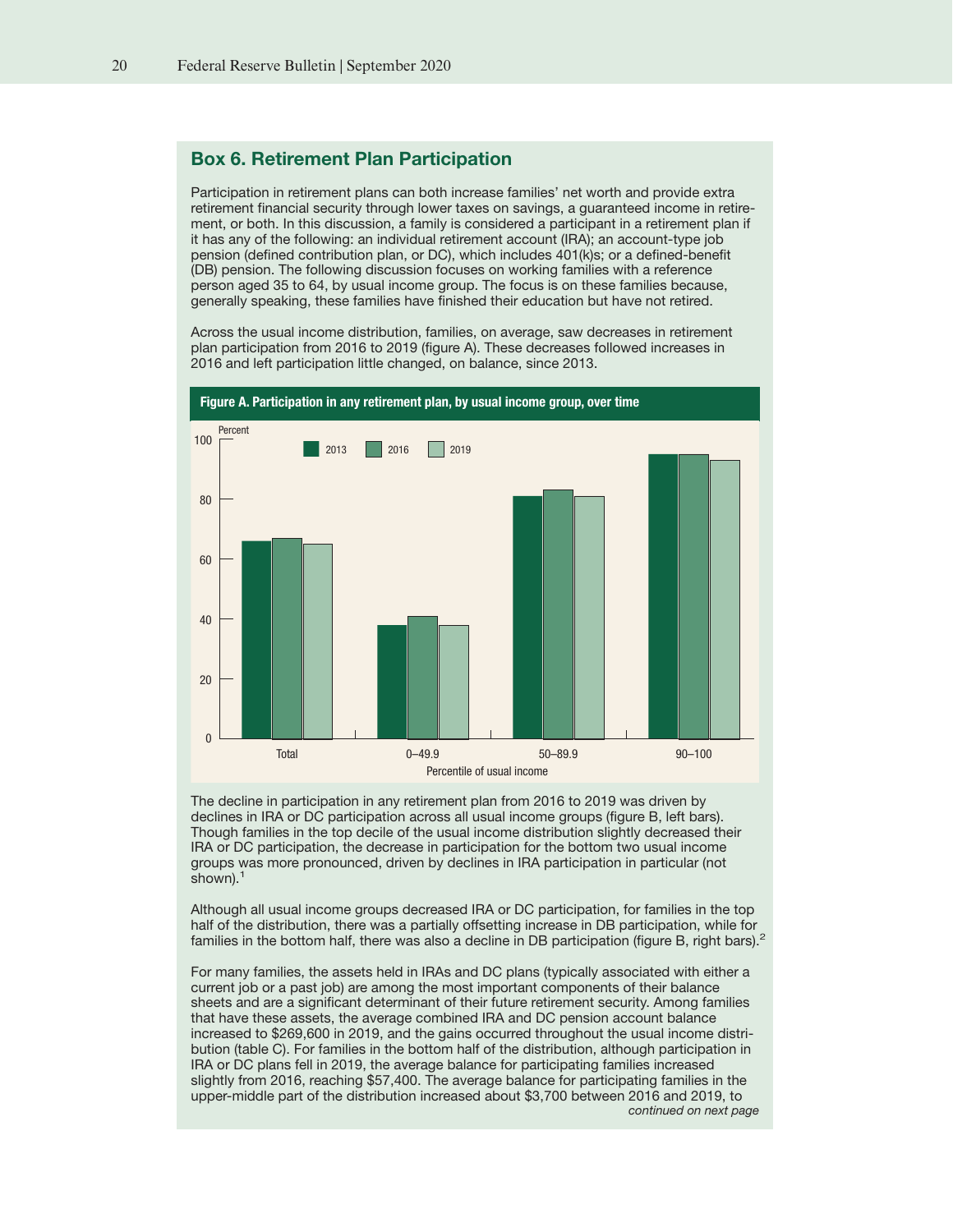## Box 6. Retirement Plan Participation

Participation in retirement plans can both increase families' net worth and provide extra retirement financial security through lower taxes on savings, a guaranteed income in retirement, or both. In this discussion, a family is considered a participant in a retirement plan if it has any of the following: an individual retirement account (IRA); an account-type job pension (defined contribution plan, or DC), which includes 401(k)s; or a defined-benefit (DB) pension. The following discussion focuses on working families with a reference person aged 35 to 64, by usual income group. The focus is on these families because, generally speaking, these families have finished their education but have not retired.

Across the usual income distribution, families, on average, saw decreases in retirement plan participation from 2016 to 2019 (figure A). These decreases followed increases in 2016 and left participation little changed, on balance, since 2013.

**Figure A. Participation in any retirement plan, by usual income group, over time**

The decline in participation in any retirement plan from 2016 to 2019 was driven by declines in IRA or DC participation across all usual income groups (figure B, left bars). Though families in the top decile of the usual income distribution slightly decreased their IRA or DC participation, the decrease in participation for the bottom two usual income groups was more pronounced, driven by declines in IRA participation in particular (not shown).[1]

Although all usual income groups decreased IRA or DC participation, for families in the top half of the distribution, there was a partially offsetting increase in DB participation, while for families in the bottom half, there was also a decline in DB participation (figure B, right bars).[2]

For many families, the assets held in IRAs and DC plans (typically associated with either a current job or a past job) are among the most important components of their balance sheets and are a significant determinant of their future retirement security. Among families that have these assets, the average combined IRA and DC pension account balance increased to $269,600 in 2019, and the gains occurred throughout the usual income distribution (table C). For families in the bottom half of the distribution, although participation in IRA or DC plans fell in 2019, the average balance for participating families increased slightly from 2016, reaching $57,400. The average balance for participating families in the upper-middle part of the distribution increased about $3,700 between 2016 and 2019, to

*continued on next page*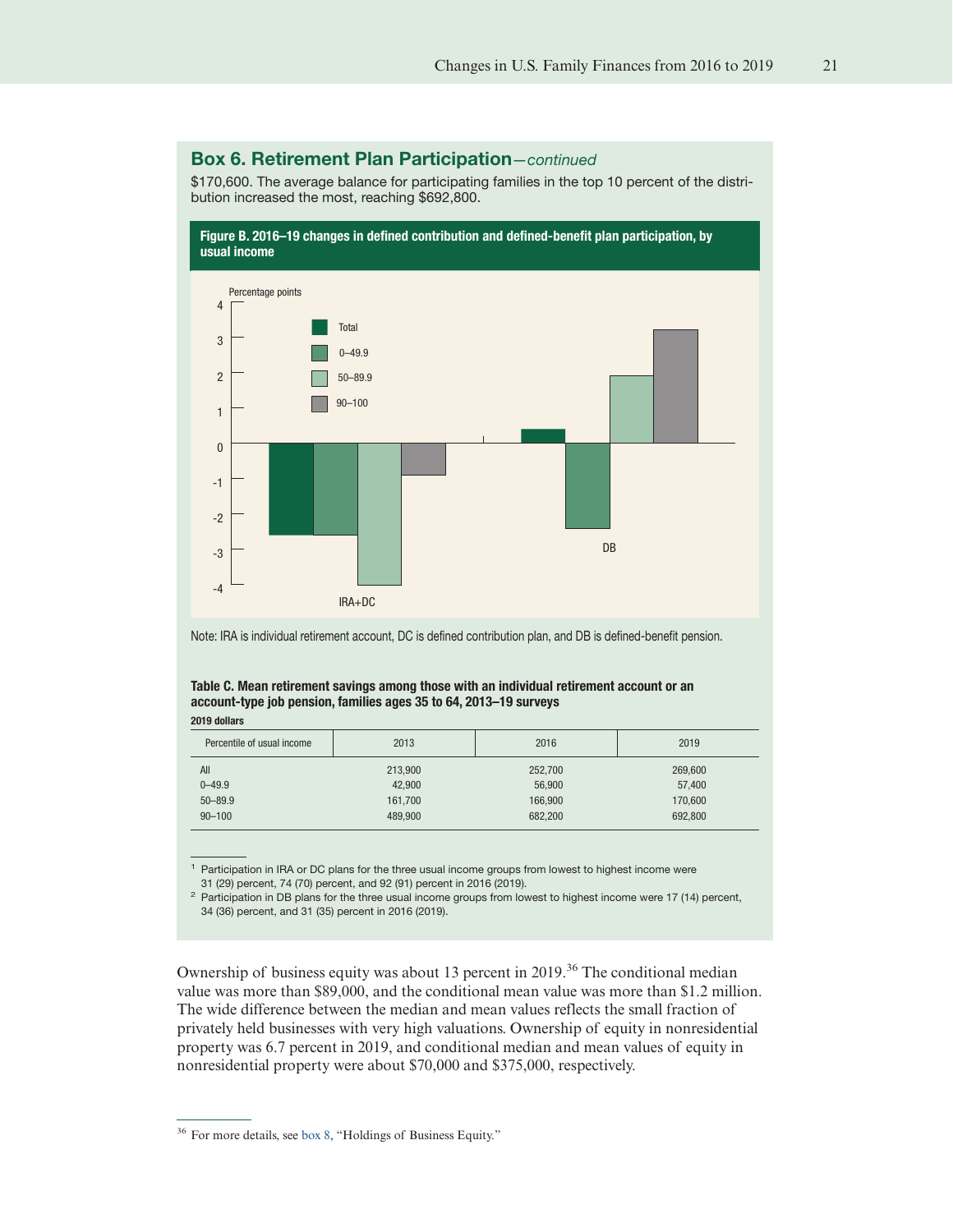## Box 6. Retirement Plan Participation—*continued*

$170,600. The average balance for participating families in the top 10 percent of the distribution increased the most, reaching $692,800.

**Figure B. 2016–19 changes in defined contribution and defined-benefit plan participation, by usual income**

Note: IRA is individual retirement account, DC is defined contribution plan, and DB is defined-benefit pension.

**Table C. Mean retirement savings among those with an individual retirement account or an account-type job pension, families ages 35 to 64, 2013–19 surveys**

**2019 dollars**

| Percentile of usual income | 2013 | 2016 | 2019 |
|---|---|---|---|
| All | 213,900 | 252,700 | 269,600 |
| 0–49.9 | 42,900 | 56,900 | 57,400 |
| 50–89.9 | 161,700 | 166,900 | 170,600 |
| 90–100 | 489,900 | 682,200 | 692,800 |

[1] Participation in IRA or DC plans for the three usual income groups from lowest to highest income were 31 (29) percent, 74 (70) percent, and 92 (91) percent in 2016 (2019).

[2] Participation in DB plans for the three usual income groups from lowest to highest income were 17 (14) percent, 34 (36) percent, and 31 (35) percent in 2016 (2019).

Ownership of business equity was about 13 percent in 2019.[36] The conditional median value was more than $89,000, and the conditional mean value was more than $1.2 million. The wide difference between the median and mean values reflects the small fraction of privately held businesses with very high valuations. Ownership of equity in nonresidential property was 6.7 percent in 2019, and conditional median and mean values of equity in nonresidential property were about $70,000 and $375,000, respectively.

[36] For more details, see box 8, "Holdings of Business Equity."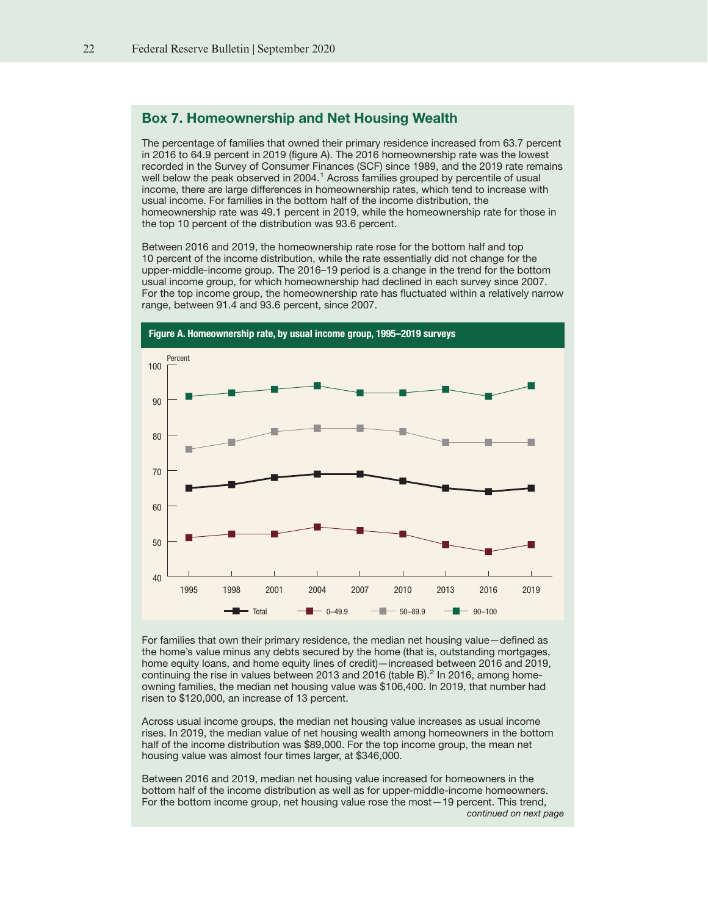## Box 7. Homeownership and Net Housing Wealth

The percentage of families that owned their primary residence increased from 63.7 percent in 2016 to 64.9 percent in 2019 (figure A). The 2016 homeownership rate was the lowest recorded in the Survey of Consumer Finances (SCF) since 1989, and the 2019 rate remains well below the peak observed in 2004.[1] Across families grouped by percentile of usual income, there are large differences in homeownership rates, which tend to increase with usual income. For families in the bottom half of the income distribution, the homeownership rate was 49.1 percent in 2019, while the homeownership rate for those in the top 10 percent of the distribution was 93.6 percent.

Between 2016 and 2019, the homeownership rate rose for the bottom half and top 10 percent of the income distribution, while the rate essentially did not change for the upper-middle-income group. The 2016–19 period is a change in the trend for the bottom usual income group, for which homeownership had declined in each survey since 2007. For the top income group, the homeownership rate has fluctuated within a relatively narrow range, between 91.4 and 93.6 percent, since 2007.

**Figure A. Homeownership rate, by usual income group, 1995–2019 surveys**

For families that own their primary residence, the median net housing value—defined as the home's value minus any debts secured by the home (that is, outstanding mortgages, home equity loans, and home equity lines of credit)—increased between 2016 and 2019, continuing the rise in values between 2013 and 2016 (table B).[2] In 2016, among home-owning families, the median net housing value was $106,400. In 2019, that number had risen to $120,000, an increase of 13 percent.

Across usual income groups, the median net housing value increases as usual income rises. In 2019, the median value of net housing wealth among homeowners in the bottom half of the income distribution was $89,000. For the top income group, the mean net housing value was almost four times larger, at $346,000.

Between 2016 and 2019, median net housing value increased for homeowners in the bottom half of the income distribution as well as for upper-middle-income homeowners. For the bottom income group, net housing value rose the most—19 percent. This trend,

*continued on next page*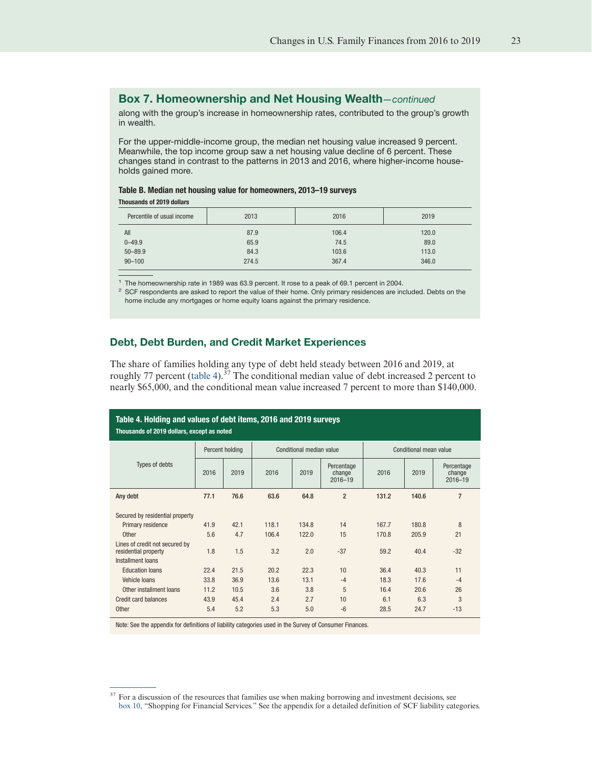## Box 7. Homeownership and Net Housing Wealth—*continued*

along with the group's increase in homeownership rates, contributed to the group's growth in wealth.

For the upper-middle-income group, the median net housing value increased 9 percent. Meanwhile, the top income group saw a net housing value decline of 6 percent. These changes stand in contrast to the patterns in 2013 and 2016, where higher-income households gained more.

**Table B. Median net housing value for homeowners, 2013–19 surveys**

**Thousands of 2019 dollars**

| Percentile of usual income | 2013 | 2016 | 2019 |
|---|---|---|---|
| All | 87.9 | 106.4 | 120.0 |
| 0–49.9 | 65.9 | 74.5 | 89.0 |
| 50–89.9 | 84.3 | 103.6 | 113.0 |
| 90–100 | 274.5 | 367.4 | 346.0 |

[1] The homeownership rate in 1989 was 63.9 percent. It rose to a peak of 69.1 percent in 2004.

[2] SCF respondents are asked to report the value of their home. Only primary residences are included. Debts on the home include any mortgages or home equity loans against the primary residence.

## Debt, Debt Burden, and Credit Market Experiences

The share of families holding any type of debt held steady between 2016 and 2019, at roughly 77 percent (table 4).[37] The conditional median value of debt increased 2 percent to nearly $65,000, and the conditional mean value increased 7 percent to more than $140,000.

**Table 4. Holding and values of debt items, 2016 and 2019 surveys**

**Thousands of 2019 dollars, except as noted**

| Types of debts | Percent holding | | Conditional median value | | | Conditional mean value | | |
|---|---|---|---|---|---|---|---|---|
| | 2016 | 2019 | 2016 | 2019 | Percentage change 2016–19 | 2016 | 2019 | Percentage change 2016–19 |
| **Any debt** | **77.1** | **76.6** | **63.6** | **64.8** | **2** | **131.2** | **140.6** | **7** |
| Secured by residential property | | | | | | | | |
| Primary residence | 41.9 | 42.1 | 118.1 | 134.8 | 14 | 167.7 | 180.8 | 8 |
| Other | 5.6 | 4.7 | 106.4 | 122.0 | 15 | 170.8 | 205.9 | 21 |
| Lines of credit not secured by residential property | 1.8 | 1.5 | 3.2 | 2.0 | -37 | 59.2 | 40.4 | -32 |
| Installment loans | | | | | | | | |
| Education loans | 22.4 | 21.5 | 20.2 | 22.3 | 10 | 36.4 | 40.3 | 11 |
| Vehicle loans | 33.8 | 36.9 | 13.6 | 13.1 | -4 | 18.3 | 17.6 | -4 |
| Other installment loans | 11.2 | 10.5 | 3.6 | 3.8 | 5 | 16.4 | 20.6 | 26 |
| Credit card balances | 43.9 | 45.4 | 2.4 | 2.7 | 10 | 6.1 | 6.3 | 3 |
| Other | 5.4 | 5.2 | 5.3 | 5.0 | -6 | 28.5 | 24.7 | -13 |

Note: See the appendix for definitions of liability categories used in the Survey of Consumer Finances.

[37] For a discussion of the resources that families use when making borrowing and investment decisions, see box 10, "Shopping for Financial Services." See the appendix for a detailed definition of SCF liability categories.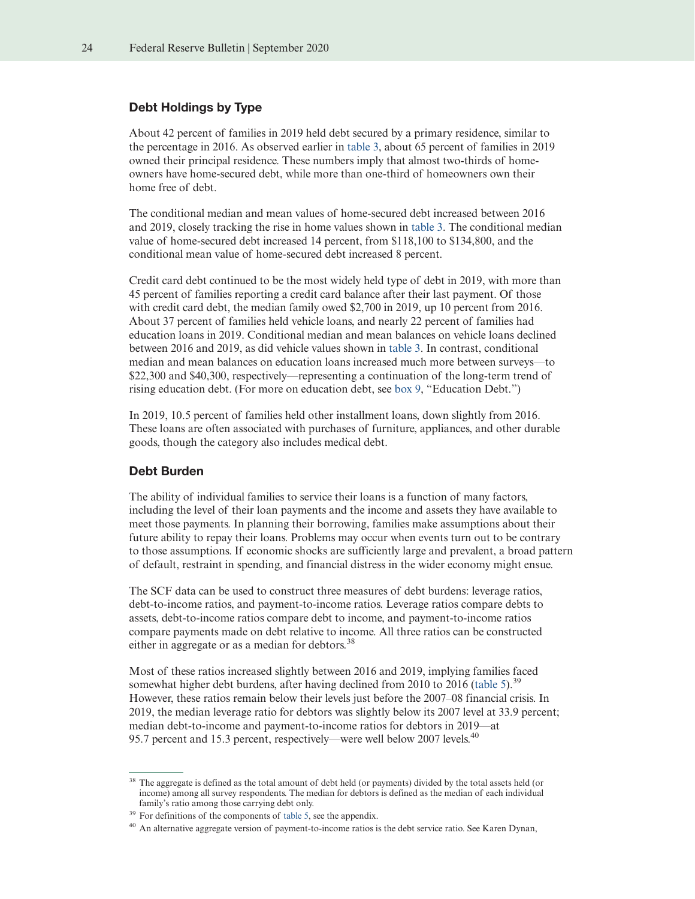## Debt Holdings by Type

About 42 percent of families in 2019 held debt secured by a primary residence, similar to the percentage in 2016. As observed earlier in table 3, about 65 percent of families in 2019 owned their principal residence. These numbers imply that almost two-thirds of homeowners have home-secured debt, while more than one-third of homeowners own their home free of debt.

The conditional median and mean values of home-secured debt increased between 2016 and 2019, closely tracking the rise in home values shown in table 3. The conditional median value of home-secured debt increased 14 percent, from $118,100 to $134,800, and the conditional mean value of home-secured debt increased 8 percent.

Credit card debt continued to be the most widely held type of debt in 2019, with more than 45 percent of families reporting a credit card balance after their last payment. Of those with credit card debt, the median family owed $2,700 in 2019, up 10 percent from 2016. About 37 percent of families held vehicle loans, and nearly 22 percent of families had education loans in 2019. Conditional median and mean balances on vehicle loans declined between 2016 and 2019, as did vehicle values shown in table 3. In contrast, conditional median and mean balances on education loans increased much more between surveys—to $22,300 and $40,300, respectively—representing a continuation of the long-term trend of rising education debt. (For more on education debt, see box 9, "Education Debt.")

In 2019, 10.5 percent of families held other installment loans, down slightly from 2016. These loans are often associated with purchases of furniture, appliances, and other durable goods, though the category also includes medical debt.

## Debt Burden

The ability of individual families to service their loans is a function of many factors, including the level of their loan payments and the income and assets they have available to meet those payments. In planning their borrowing, families make assumptions about their future ability to repay their loans. Problems may occur when events turn out to be contrary to those assumptions. If economic shocks are sufficiently large and prevalent, a broad pattern of default, restraint in spending, and financial distress in the wider economy might ensue.

The SCF data can be used to construct three measures of debt burdens: leverage ratios, debt-to-income ratios, and payment-to-income ratios. Leverage ratios compare debts to assets, debt-to-income ratios compare debt to income, and payment-to-income ratios compare payments made on debt relative to income. All three ratios can be constructed either in aggregate or as a median for debtors.[38]

Most of these ratios increased slightly between 2016 and 2019, implying families faced somewhat higher debt burdens, after having declined from 2010 to 2016 (table 5).[39] However, these ratios remain below their levels just before the 2007–08 financial crisis. In 2019, the median leverage ratio for debtors was slightly below its 2007 level at 33.9 percent; median debt-to-income and payment-to-income ratios for debtors in 2019—at 95.7 percent and 15.3 percent, respectively—were well below 2007 levels.[40]

---

[38] The aggregate is defined as the total amount of debt held (or payments) divided by the total assets held (or income) among all survey respondents. The median for debtors is defined as the median of each individual family's ratio among those carrying debt only.

[39] For definitions of the components of table 5, see the appendix.

[40] An alternative aggregate version of payment-to-income ratios is the debt service ratio. See Karen Dynan,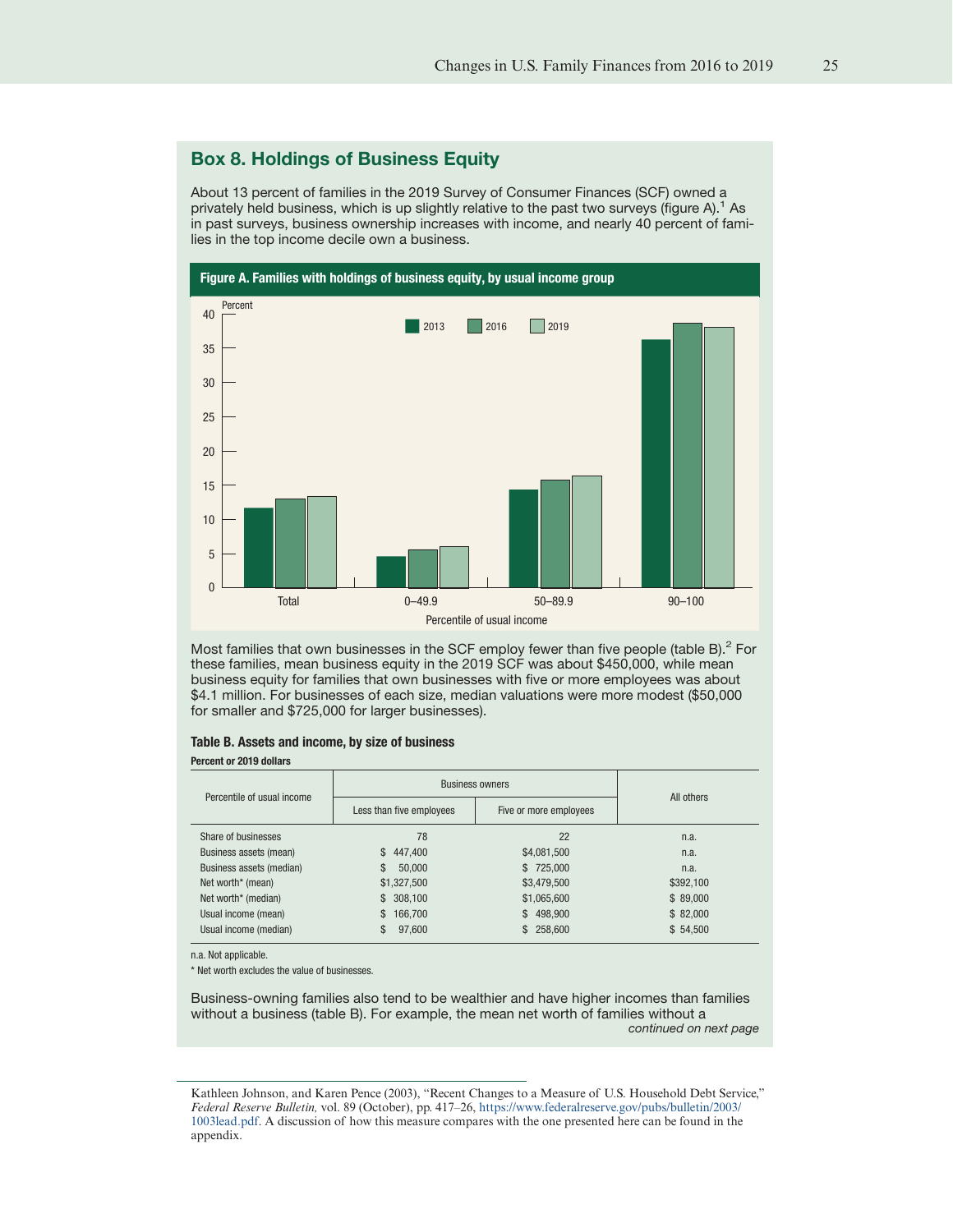## Box 8. Holdings of Business Equity

About 13 percent of families in the 2019 Survey of Consumer Finances (SCF) owned a privately held business, which is up slightly relative to the past two surveys (figure A).[1] As in past surveys, business ownership increases with income, and nearly 40 percent of families in the top income decile own a business.

**Figure A. Families with holdings of business equity, by usual income group**

Most families that own businesses in the SCF employ fewer than five people (table B).[2] For these families, mean business equity in the 2019 SCF was about $450,000, while mean business equity for families that own businesses with five or more employees was about $4.1 million. For businesses of each size, median valuations were more modest ($50,000 for smaller and $725,000 for larger businesses).

**Table B. Assets and income, by size of business**

**Percent or 2019 dollars**

| Percentile of usual income | Business owners | | All others |
|---|---|---|---|
| | Less than five employees | Five or more employees | |
| Share of businesses | 78 | 22 | n.a. |
| Business assets (mean) | $ 447,400 | $4,081,500 | n.a. |
| Business assets (median) | $ 50,000 | $ 725,000 | n.a. |
| Net worth* (mean) | $1,327,500 | $3,479,500 | $392,100 |
| Net worth* (median) | $ 308,100 | $1,065,600 | $ 89,000 |
| Usual income (mean) | $ 166,700 | $ 498,900 | $ 82,000 |
| Usual income (median) | $ 97,600 | $ 258,600 | $ 54,500 |

n.a. Not applicable.

* Net worth excludes the value of businesses.

Business-owning families also tend to be wealthier and have higher incomes than families without a business (table B). For example, the mean net worth of families without a

*continued on next page*

Kathleen Johnson, and Karen Pence (2003), "Recent Changes to a Measure of U.S. Household Debt Service," *Federal Reserve Bulletin,* vol. 89 (October), pp. 417–26, https://www.federalreserve.gov/pubs/bulletin/2003/1003lead.pdf. A discussion of how this measure compares with the one presented here can be found in the appendix.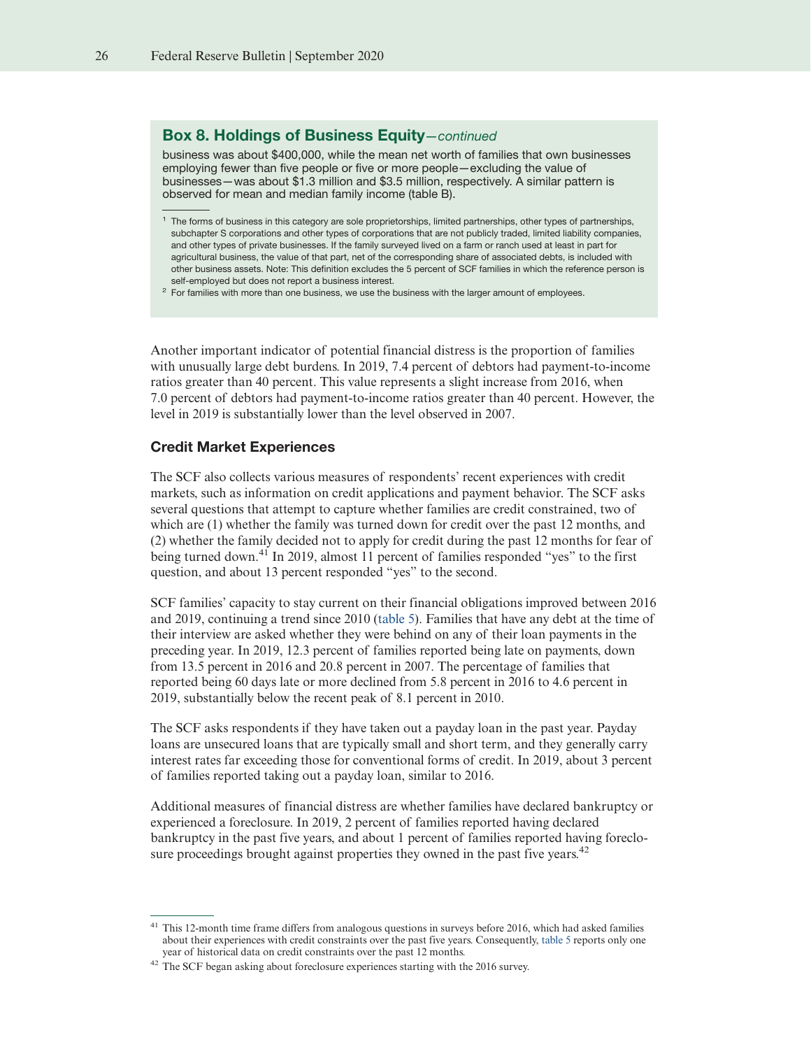### Box 8. Holdings of Business Equity—*continued*

business was about $400,000, while the mean net worth of families that own businesses employing fewer than five people or five or more people—excluding the value of businesses—was about $1.3 million and $3.5 million, respectively. A similar pattern is observed for mean and median family income (table B).

---

[1] The forms of business in this category are sole proprietorships, limited partnerships, other types of partnerships, subchapter S corporations and other types of corporations that are not publicly traded, limited liability companies, and other types of private businesses. If the family surveyed lived on a farm or ranch used at least in part for agricultural business, the value of that part, net of the corresponding share of associated debts, is included with other business assets. Note: This definition excludes the 5 percent of SCF families in which the reference person is self-employed but does not report a business interest.

[2] For families with more than one business, we use the business with the larger amount of employees.

---

Another important indicator of potential financial distress is the proportion of families with unusually large debt burdens. In 2019, 7.4 percent of debtors had payment-to-income ratios greater than 40 percent. This value represents a slight increase from 2016, when 7.0 percent of debtors had payment-to-income ratios greater than 40 percent. However, the level in 2019 is substantially lower than the level observed in 2007.

### Credit Market Experiences

The SCF also collects various measures of respondents' recent experiences with credit markets, such as information on credit applications and payment behavior. The SCF asks several questions that attempt to capture whether families are credit constrained, two of which are (1) whether the family was turned down for credit over the past 12 months, and (2) whether the family decided not to apply for credit during the past 12 months for fear of being turned down.[41] In 2019, almost 11 percent of families responded "yes" to the first question, and about 13 percent responded "yes" to the second.

SCF families' capacity to stay current on their financial obligations improved between 2016 and 2019, continuing a trend since 2010 (table 5). Families that have any debt at the time of their interview are asked whether they were behind on any of their loan payments in the preceding year. In 2019, 12.3 percent of families reported being late on payments, down from 13.5 percent in 2016 and 20.8 percent in 2007. The percentage of families that reported being 60 days late or more declined from 5.8 percent in 2016 to 4.6 percent in 2019, substantially below the recent peak of 8.1 percent in 2010.

The SCF asks respondents if they have taken out a payday loan in the past year. Payday loans are unsecured loans that are typically small and short term, and they generally carry interest rates far exceeding those for conventional forms of credit. In 2019, about 3 percent of families reported taking out a payday loan, similar to 2016.

Additional measures of financial distress are whether families have declared bankruptcy or experienced a foreclosure. In 2019, 2 percent of families reported having declared bankruptcy in the past five years, and about 1 percent of families reported having foreclosure proceedings brought against properties they owned in the past five years.[42]

---

[41] This 12-month time frame differs from analogous questions in surveys before 2016, which had asked families about their experiences with credit constraints over the past five years. Consequently, table 5 reports only one year of historical data on credit constraints over the past 12 months.

[42] The SCF began asking about foreclosure experiences starting with the 2016 survey.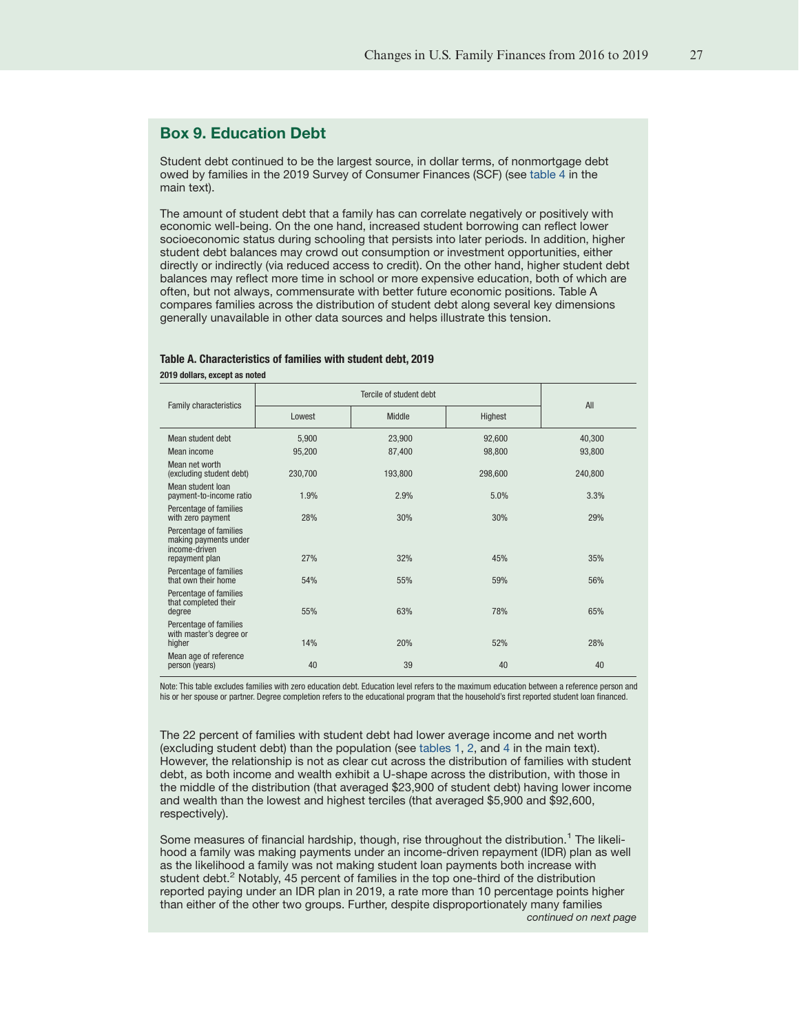## Box 9. Education Debt

Student debt continued to be the largest source, in dollar terms, of nonmortgage debt owed by families in the 2019 Survey of Consumer Finances (SCF) (see table 4 in the main text).

The amount of student debt that a family has can correlate negatively or positively with economic well-being. On the one hand, increased student borrowing can reflect lower socioeconomic status during schooling that persists into later periods. In addition, higher student debt balances may crowd out consumption or investment opportunities, either directly or indirectly (via reduced access to credit). On the other hand, higher student debt balances may reflect more time in school or more expensive education, both of which are often, but not always, commensurate with better future economic positions. Table A compares families across the distribution of student debt along several key dimensions generally unavailable in other data sources and helps illustrate this tension.

**Table A. Characteristics of families with student debt, 2019**

**2019 dollars, except as noted**

| Family characteristics | Tercile of student debt | | | All |
|---|---|---|---|---|
| | Lowest | Middle | Highest | |
| Mean student debt | 5,900 | 23,900 | 92,600 | 40,300 |
| Mean income | 95,200 | 87,400 | 98,800 | 93,800 |
| Mean net worth (excluding student debt) | 230,700 | 193,800 | 298,600 | 240,800 |
| Mean student loan payment-to-income ratio | 1.9% | 2.9% | 5.0% | 3.3% |
| Percentage of families with zero payment | 28% | 30% | 30% | 29% |
| Percentage of families making payments under income-driven repayment plan | 27% | 32% | 45% | 35% |
| Percentage of families that own their home | 54% | 55% | 59% | 56% |
| Percentage of families that completed their degree | 55% | 63% | 78% | 65% |
| Percentage of families with master's degree or higher | 14% | 20% | 52% | 28% |
| Mean age of reference person (years) | 40 | 39 | 40 | 40 |

Note: This table excludes families with zero education debt. Education level refers to the maximum education between a reference person and his or her spouse or partner. Degree completion refers to the educational program that the household's first reported student loan financed.

The 22 percent of families with student debt had lower average income and net worth (excluding student debt) than the population (see tables 1, 2, and 4 in the main text). However, the relationship is not as clear cut across the distribution of families with student debt, as both income and wealth exhibit a U-shape across the distribution, with those in the middle of the distribution (that averaged $23,900 of student debt) having lower income and wealth than the lowest and highest terciles (that averaged $5,900 and $92,600, respectively).

Some measures of financial hardship, though, rise throughout the distribution.[1] The likelihood a family was making payments under an income-driven repayment (IDR) plan as well as the likelihood a family was not making student loan payments both increase with student debt.[2] Notably, 45 percent of families in the top one-third of the distribution reported paying under an IDR plan in 2019, a rate more than 10 percentage points higher than either of the other two groups. Further, despite disproportionately many families

*continued on next page*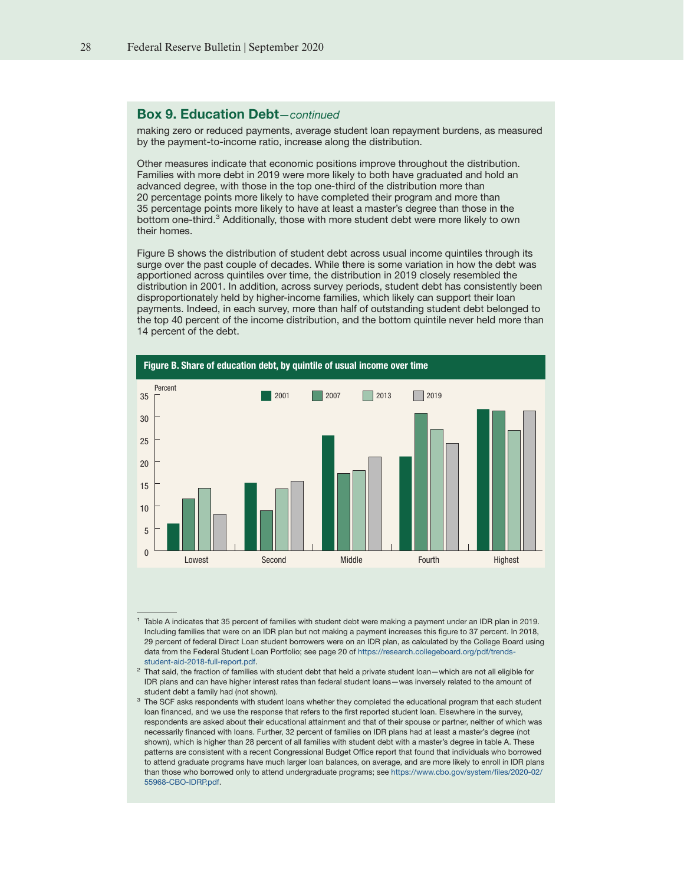## Box 9. Education Debt—*continued*

making zero or reduced payments, average student loan repayment burdens, as measured by the payment-to-income ratio, increase along the distribution.

Other measures indicate that economic positions improve throughout the distribution. Families with more debt in 2019 were more likely to both have graduated and hold an advanced degree, with those in the top one-third of the distribution more than 20 percentage points more likely to have completed their program and more than 35 percentage points more likely to have at least a master's degree than those in the bottom one-third.[3] Additionally, those with more student debt were more likely to own their homes.

Figure B shows the distribution of student debt across usual income quintiles through its surge over the past couple of decades. While there is some variation in how the debt was apportioned across quintiles over time, the distribution in 2019 closely resembled the distribution in 2001. In addition, across survey periods, student debt has consistently been disproportionately held by higher-income families, which likely can support their loan payments. Indeed, in each survey, more than half of outstanding student debt belonged to the top 40 percent of the income distribution, and the bottom quintile never held more than 14 percent of the debt.

**Figure B. Share of education debt, by quintile of usual income over time**

---

[1] Table A indicates that 35 percent of families with student debt were making a payment under an IDR plan in 2019. Including families that were on an IDR plan but not making a payment increases this figure to 37 percent. In 2018, 29 percent of federal Direct Loan student borrowers were on an IDR plan, as calculated by the College Board using data from the Federal Student Loan Portfolio; see page 20 of https://research.collegeboard.org/pdf/trends-student-aid-2018-full-report.pdf.

[2] That said, the fraction of families with student debt that held a private student loan—which are not all eligible for IDR plans and can have higher interest rates than federal student loans—was inversely related to the amount of student debt a family had (not shown).

[3] The SCF asks respondents with student loans whether they completed the educational program that each student loan financed, and we use the response that refers to the first reported student loan. Elsewhere in the survey, respondents are asked about their educational attainment and that of their spouse or partner, neither of which was necessarily financed with loans. Further, 32 percent of families on IDR plans had at least a master's degree (not shown), which is higher than 28 percent of all families with student debt with a master's degree in table A. These patterns are consistent with a recent Congressional Budget Office report that found that individuals who borrowed to attend graduate programs have much larger loan balances, on average, and are more likely to enroll in IDR plans than those who borrowed only to attend undergraduate programs; see https://www.cbo.gov/system/files/2020-02/55968-CBO-IDRP.pdf.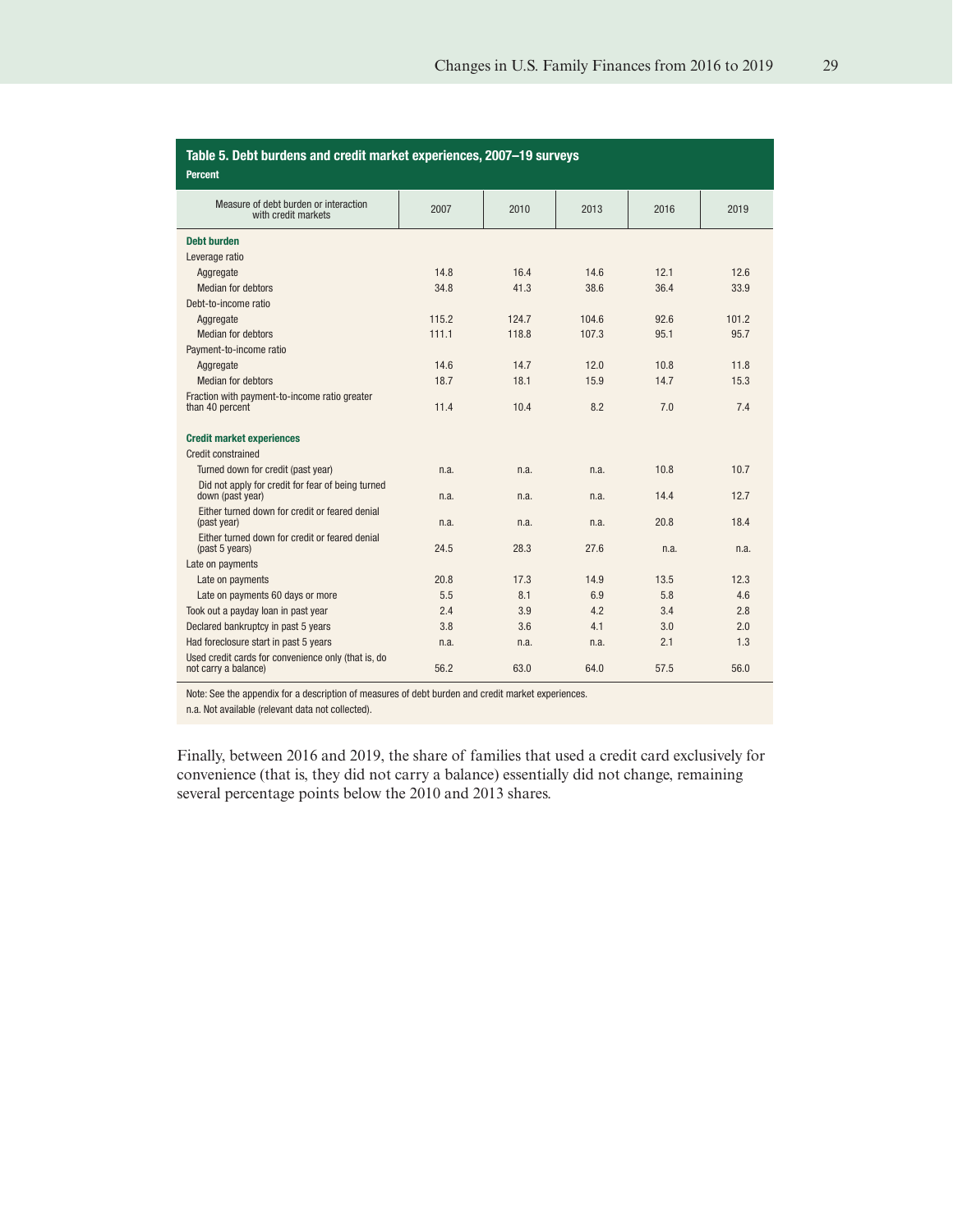**Table 5. Debt burdens and credit market experiences, 2007–19 surveys**

Percent

| Measure of debt burden or interaction with credit markets | 2007 | 2010 | 2013 | 2016 | 2019 |
|---|---|---|---|---|---|
| **Debt burden** | | | | | |
| Leverage ratio | | | | | |
| Aggregate | 14.8 | 16.4 | 14.6 | 12.1 | 12.6 |
| Median for debtors | 34.8 | 41.3 | 38.6 | 36.4 | 33.9 |
| Debt-to-income ratio | | | | | |
| Aggregate | 115.2 | 124.7 | 104.6 | 92.6 | 101.2 |
| Median for debtors | 111.1 | 118.8 | 107.3 | 95.1 | 95.7 |
| Payment-to-income ratio | | | | | |
| Aggregate | 14.6 | 14.7 | 12.0 | 10.8 | 11.8 |
| Median for debtors | 18.7 | 18.1 | 15.9 | 14.7 | 15.3 |
| Fraction with payment-to-income ratio greater than 40 percent | 11.4 | 10.4 | 8.2 | 7.0 | 7.4 |
| **Credit market experiences** | | | | | |
| Credit constrained | | | | | |
| Turned down for credit (past year) | n.a. | n.a. | n.a. | 10.8 | 10.7 |
| Did not apply for credit for fear of being turned down (past year) | n.a. | n.a. | n.a. | 14.4 | 12.7 |
| Either turned down for credit or feared denial (past year) | n.a. | n.a. | n.a. | 20.8 | 18.4 |
| Either turned down for credit or feared denial (past 5 years) | 24.5 | 28.3 | 27.6 | n.a. | n.a. |
| Late on payments | | | | | |
| Late on payments | 20.8 | 17.3 | 14.9 | 13.5 | 12.3 |
| Late on payments 60 days or more | 5.5 | 8.1 | 6.9 | 5.8 | 4.6 |
| Took out a payday loan in past year | 2.4 | 3.9 | 4.2 | 3.4 | 2.8 |
| Declared bankruptcy in past 5 years | 3.8 | 3.6 | 4.1 | 3.0 | 2.0 |
| Had foreclosure start in past 5 years | n.a. | n.a. | n.a. | 2.1 | 1.3 |
| Used credit cards for convenience only (that is, do not carry a balance) | 56.2 | 63.0 | 64.0 | 57.5 | 56.0 |

Note: See the appendix for a description of measures of debt burden and credit market experiences.

n.a. Not available (relevant data not collected).

Finally, between 2016 and 2019, the share of families that used a credit card exclusively for convenience (that is, they did not carry a balance) essentially did not change, remaining several percentage points below the 2010 and 2013 shares.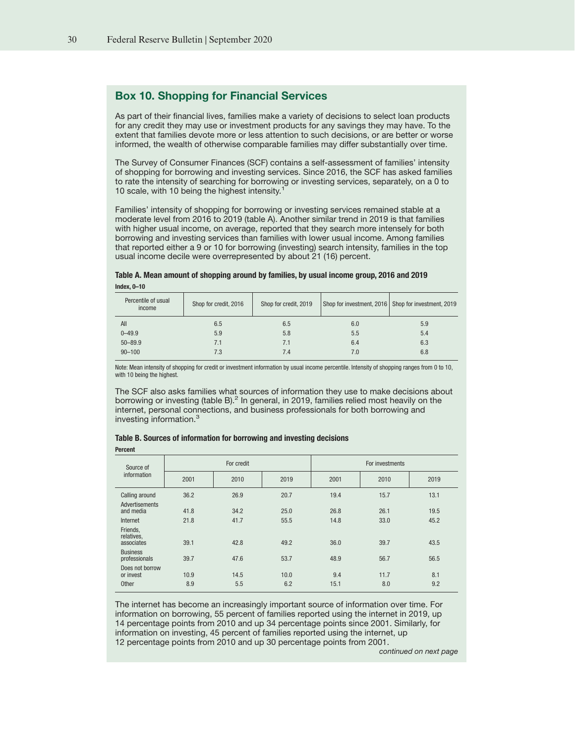## Box 10. Shopping for Financial Services

As part of their financial lives, families make a variety of decisions to select loan products for any credit they may use or investment products for any savings they may have. To the extent that families devote more or less attention to such decisions, or are better or worse informed, the wealth of otherwise comparable families may differ substantially over time.

The Survey of Consumer Finances (SCF) contains a self-assessment of families' intensity of shopping for borrowing and investing services. Since 2016, the SCF has asked families to rate the intensity of searching for borrowing or investing services, separately, on a 0 to 10 scale, with 10 being the highest intensity.[1]

Families' intensity of shopping for borrowing or investing services remained stable at a moderate level from 2016 to 2019 (table A). Another similar trend in 2019 is that families with higher usual income, on average, reported that they search more intensely for both borrowing and investing services than families with lower usual income. Among families that reported either a 9 or 10 for borrowing (investing) search intensity, families in the top usual income decile were overrepresented by about 21 (16) percent.

**Table A. Mean amount of shopping around by families, by usual income group, 2016 and 2019**

**Index, 0–10**

| Percentile of usual income | Shop for credit, 2016 | Shop for credit, 2019 | Shop for investment, 2016 | Shop for investment, 2019 |
|---|---|---|---|---|
| All | 6.5 | 6.5 | 6.0 | 5.9 |
| 0–49.9 | 5.9 | 5.8 | 5.5 | 5.4 |
| 50–89.9 | 7.1 | 7.1 | 6.4 | 6.3 |
| 90–100 | 7.3 | 7.4 | 7.0 | 6.8 |

Note: Mean intensity of shopping for credit or investment information by usual income percentile. Intensity of shopping ranges from 0 to 10, with 10 being the highest.

The SCF also asks families what sources of information they use to make decisions about borrowing or investing (table B).[2] In general, in 2019, families relied most heavily on the internet, personal connections, and business professionals for both borrowing and investing information.[3]

**Table B. Sources of information for borrowing and investing decisions**

**Percent**

| Source of information | For credit | | | For investments | | |
|---|---|---|---|---|---|---|
| | 2001 | 2010 | 2019 | 2001 | 2010 | 2019 |
| Calling around | 36.2 | 26.9 | 20.7 | 19.4 | 15.7 | 13.1 |
| Advertisements and media | 41.8 | 34.2 | 25.0 | 26.8 | 26.1 | 19.5 |
| Internet | 21.8 | 41.7 | 55.5 | 14.8 | 33.0 | 45.2 |
| Friends, relatives, associates | 39.1 | 42.8 | 49.2 | 36.0 | 39.7 | 43.5 |
| Business professionals | 39.7 | 47.6 | 53.7 | 48.9 | 56.7 | 56.5 |
| Does not borrow or invest | 10.9 | 14.5 | 10.0 | 9.4 | 11.7 | 8.1 |
| Other | 8.9 | 5.5 | 6.2 | 15.1 | 8.0 | 9.2 |

The internet has become an increasingly important source of information over time. For information on borrowing, 55 percent of families reported using the internet in 2019, up 14 percentage points from 2010 and up 34 percentage points since 2001. Similarly, for information on investing, 45 percent of families reported using the internet, up 12 percentage points from 2010 and up 30 percentage points from 2001.

*continued on next page*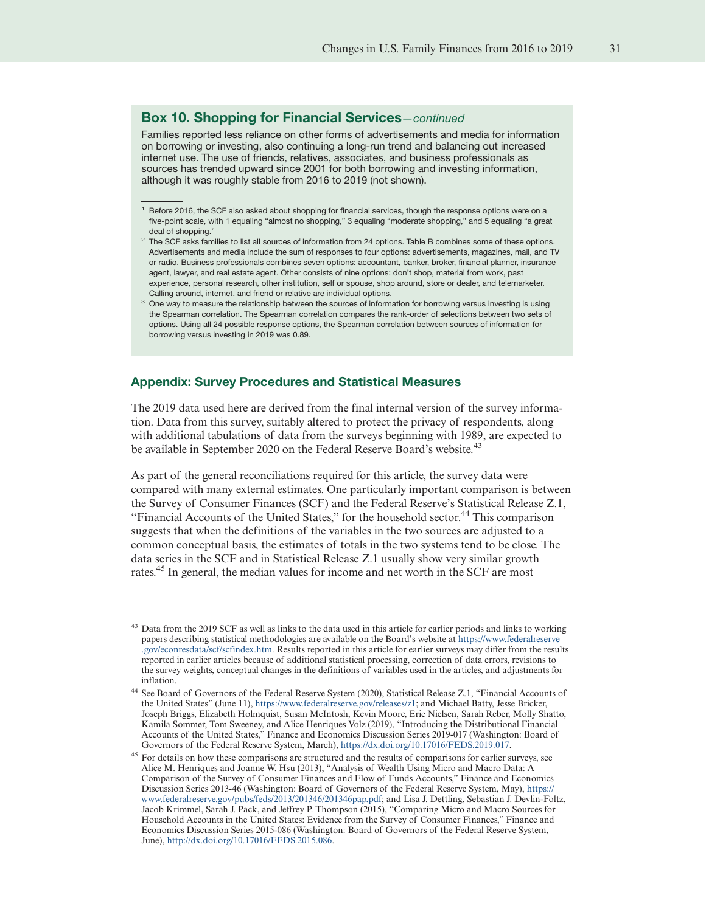### Box 10. Shopping for Financial Services—*continued*

Families reported less reliance on other forms of advertisements and media for information on borrowing or investing, also continuing a long-run trend and balancing out increased internet use. The use of friends, relatives, associates, and business professionals as sources has trended upward since 2001 for both borrowing and investing information, although it was roughly stable from 2016 to 2019 (not shown).

[1] Before 2016, the SCF also asked about shopping for financial services, though the response options were on a five-point scale, with 1 equaling "almost no shopping," 3 equaling "moderate shopping," and 5 equaling "a great deal of shopping."

[2] The SCF asks families to list all sources of information from 24 options. Table B combines some of these options. Advertisements and media include the sum of responses to four options: advertisements, magazines, mail, and TV or radio. Business professionals combines seven options: accountant, banker, broker, financial planner, insurance agent, lawyer, and real estate agent. Other consists of nine options: don't shop, material from work, past experience, personal research, other institution, self or spouse, shop around, store or dealer, and telemarketer. Calling around, internet, and friend or relative are individual options.

[3] One way to measure the relationship between the sources of information for borrowing versus investing is using the Spearman correlation. The Spearman correlation compares the rank-order of selections between two sets of options. Using all 24 possible response options, the Spearman correlation between sources of information for borrowing versus investing in 2019 was 0.89.

## Appendix: Survey Procedures and Statistical Measures

The 2019 data used here are derived from the final internal version of the survey information. Data from this survey, suitably altered to protect the privacy of respondents, along with additional tabulations of data from the surveys beginning with 1989, are expected to be available in September 2020 on the Federal Reserve Board's website.[43]

As part of the general reconciliations required for this article, the survey data were compared with many external estimates. One particularly important comparison is between the Survey of Consumer Finances (SCF) and the Federal Reserve's Statistical Release Z.1, "Financial Accounts of the United States," for the household sector.[44] This comparison suggests that when the definitions of the variables in the two sources are adjusted to a common conceptual basis, the estimates of totals in the two systems tend to be close. The data series in the SCF and in Statistical Release Z.1 usually show very similar growth rates.[45] In general, the median values for income and net worth in the SCF are most

[43] Data from the 2019 SCF as well as links to the data used in this article for earlier periods and links to working papers describing statistical methodologies are available on the Board's website at https://www.federalreserve.gov/econresdata/scf/scfindex.htm. Results reported in this article for earlier surveys may differ from the results reported in earlier articles because of additional statistical processing, correction of data errors, revisions to the survey weights, conceptual changes in the definitions of variables used in the articles, and adjustments for inflation.

[44] See Board of Governors of the Federal Reserve System (2020), Statistical Release Z.1, "Financial Accounts of the United States" (June 11), https://www.federalreserve.gov/releases/z1; and Michael Batty, Jesse Bricker, Joseph Briggs, Elizabeth Holmquist, Susan McIntosh, Kevin Moore, Eric Nielsen, Sarah Reber, Molly Shatto, Kamila Sommer, Tom Sweeney, and Alice Henriques Volz (2019), "Introducing the Distributional Financial Accounts of the United States," Finance and Economics Discussion Series 2019-017 (Washington: Board of Governors of the Federal Reserve System, March), https://dx.doi.org/10.17016/FEDS.2019.017.

[45] For details on how these comparisons are structured and the results of comparisons for earlier surveys, see Alice M. Henriques and Joanne W. Hsu (2013), "Analysis of Wealth Using Micro and Macro Data: A Comparison of the Survey of Consumer Finances and Flow of Funds Accounts," Finance and Economics Discussion Series 2013-46 (Washington: Board of Governors of the Federal Reserve System, May), https://www.federalreserve.gov/pubs/feds/2013/201346/201346pap.pdf; and Lisa J. Dettling, Sebastian J. Devlin-Foltz, Jacob Krimmel, Sarah J. Pack, and Jeffrey P. Thompson (2015), "Comparing Micro and Macro Sources for Household Accounts in the United States: Evidence from the Survey of Consumer Finances," Finance and Economics Discussion Series 2015-086 (Washington: Board of Governors of the Federal Reserve System, June), http://dx.doi.org/10.17016/FEDS.2015.086.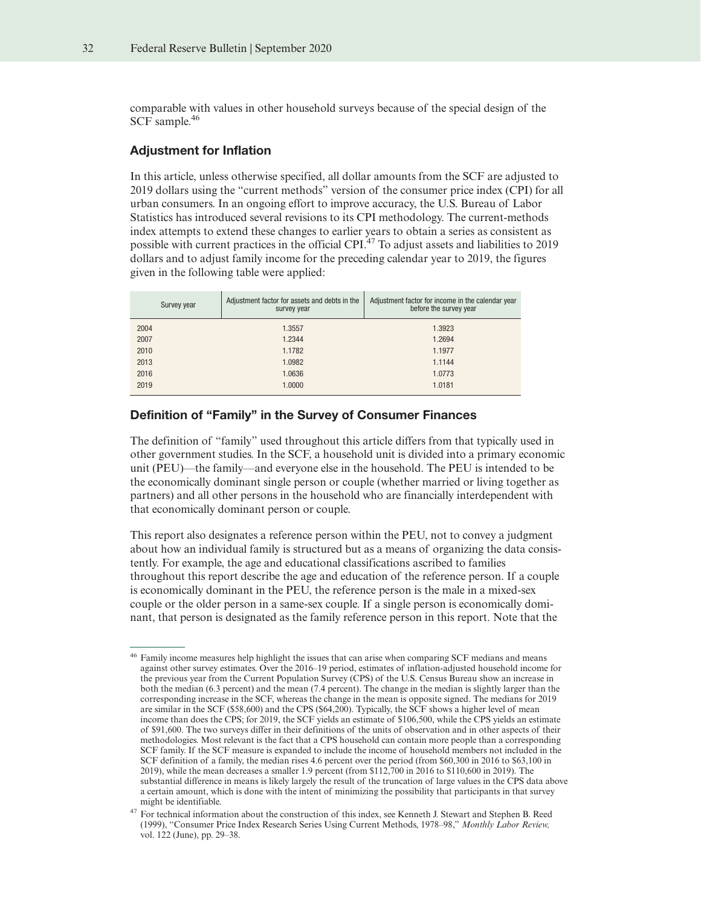comparable with values in other household surveys because of the special design of the SCF sample.[46]

### Adjustment for Inflation

In this article, unless otherwise specified, all dollar amounts from the SCF are adjusted to 2019 dollars using the "current methods" version of the consumer price index (CPI) for all urban consumers. In an ongoing effort to improve accuracy, the U.S. Bureau of Labor Statistics has introduced several revisions to its CPI methodology. The current-methods index attempts to extend these changes to earlier years to obtain a series as consistent as possible with current practices in the official CPI.[47] To adjust assets and liabilities to 2019 dollars and to adjust family income for the preceding calendar year to 2019, the figures given in the following table were applied:

| Survey year | Adjustment factor for assets and debts in the survey year | Adjustment factor for income in the calendar year before the survey year |
|---|---|---|
| 2004 | 1.3557 | 1.3923 |
| 2007 | 1.2344 | 1.2694 |
| 2010 | 1.1782 | 1.1977 |
| 2013 | 1.0982 | 1.1144 |
| 2016 | 1.0636 | 1.0773 |
| 2019 | 1.0000 | 1.0181 |

### Definition of "Family" in the Survey of Consumer Finances

The definition of "family" used throughout this article differs from that typically used in other government studies. In the SCF, a household unit is divided into a primary economic unit (PEU)—the family—and everyone else in the household. The PEU is intended to be the economically dominant single person or couple (whether married or living together as partners) and all other persons in the household who are financially interdependent with that economically dominant person or couple.

This report also designates a reference person within the PEU, not to convey a judgment about how an individual family is structured but as a means of organizing the data consistently. For example, the age and educational classifications ascribed to families throughout this report describe the age and education of the reference person. If a couple is economically dominant in the PEU, the reference person is the male in a mixed-sex couple or the older person in a same-sex couple. If a single person is economically dominant, that person is designated as the family reference person in this report. Note that the

---

[46] Family income measures help highlight the issues that can arise when comparing SCF medians and means against other survey estimates. Over the 2016–19 period, estimates of inflation-adjusted household income for the previous year from the Current Population Survey (CPS) of the U.S. Census Bureau show an increase in both the median (6.3 percent) and the mean (7.4 percent). The change in the median is slightly larger than the corresponding increase in the SCF, whereas the change in the mean is opposite signed. The medians for 2019 are similar in the SCF ($58,600) and the CPS ($64,200). Typically, the SCF shows a higher level of mean income than does the CPS; for 2019, the SCF yields an estimate of $106,500, while the CPS yields an estimate of $91,600. The two surveys differ in their definitions of the units of observation and in other aspects of their methodologies. Most relevant is the fact that a CPS household can contain more people than a corresponding SCF family. If the SCF measure is expanded to include the income of household members not included in the SCF definition of a family, the median rises 4.6 percent over the period (from $60,300 in 2016 to $63,100 in 2019), while the mean decreases a smaller 1.9 percent (from $112,700 in 2016 to $110,600 in 2019). The substantial difference in means is likely largely the result of the truncation of large values in the CPS data above a certain amount, which is done with the intent of minimizing the possibility that participants in that survey might be identifiable.

[47] For technical information about the construction of this index, see Kenneth J. Stewart and Stephen B. Reed (1999), "Consumer Price Index Research Series Using Current Methods, 1978–98," *Monthly Labor Review,* vol. 122 (June), pp. 29–38.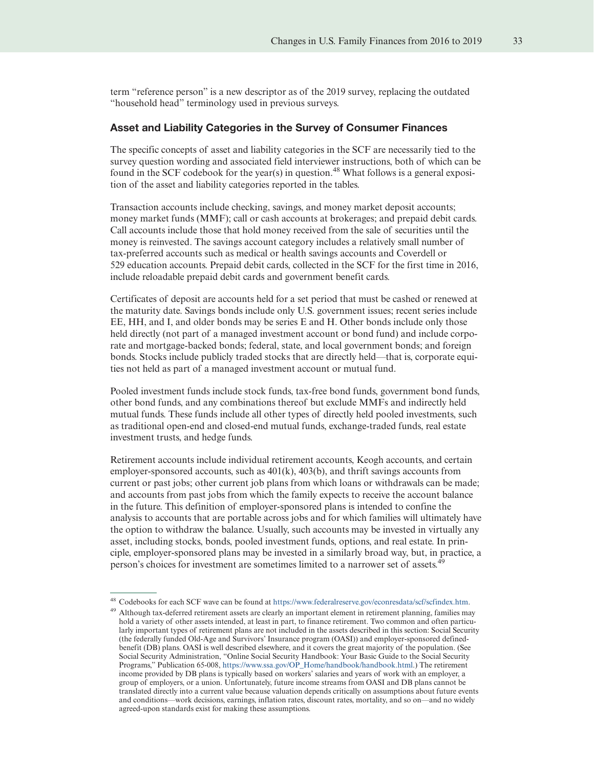term “reference person” is a new descriptor as of the 2019 survey, replacing the outdated “household head” terminology used in previous surveys.

### Asset and Liability Categories in the Survey of Consumer Finances

The specific concepts of asset and liability categories in the SCF are necessarily tied to the survey question wording and associated field interviewer instructions, both of which can be found in the SCF codebook for the year(s) in question.[48] What follows is a general exposition of the asset and liability categories reported in the tables.

Transaction accounts include checking, savings, and money market deposit accounts; money market funds (MMF); call or cash accounts at brokerages; and prepaid debit cards. Call accounts include those that hold money received from the sale of securities until the money is reinvested. The savings account category includes a relatively small number of tax-preferred accounts such as medical or health savings accounts and Coverdell or 529 education accounts. Prepaid debit cards, collected in the SCF for the first time in 2016, include reloadable prepaid debit cards and government benefit cards.

Certificates of deposit are accounts held for a set period that must be cashed or renewed at the maturity date. Savings bonds include only U.S. government issues; recent series include EE, HH, and I, and older bonds may be series E and H. Other bonds include only those held directly (not part of a managed investment account or bond fund) and include corporate and mortgage-backed bonds; federal, state, and local government bonds; and foreign bonds. Stocks include publicly traded stocks that are directly held—that is, corporate equities not held as part of a managed investment account or mutual fund.

Pooled investment funds include stock funds, tax-free bond funds, government bond funds, other bond funds, and any combinations thereof but exclude MMFs and indirectly held mutual funds. These funds include all other types of directly held pooled investments, such as traditional open-end and closed-end mutual funds, exchange-traded funds, real estate investment trusts, and hedge funds.

Retirement accounts include individual retirement accounts, Keogh accounts, and certain employer-sponsored accounts, such as 401(k), 403(b), and thrift savings accounts from current or past jobs; other current job plans from which loans or withdrawals can be made; and accounts from past jobs from which the family expects to receive the account balance in the future. This definition of employer-sponsored plans is intended to confine the analysis to accounts that are portable across jobs and for which families will ultimately have the option to withdraw the balance. Usually, such accounts may be invested in virtually any asset, including stocks, bonds, pooled investment funds, options, and real estate. In principle, employer-sponsored plans may be invested in a similarly broad way, but, in practice, a person’s choices for investment are sometimes limited to a narrower set of assets.[49]

---

[48] Codebooks for each SCF wave can be found at https://www.federalreserve.gov/econresdata/scf/scfindex.htm.

[49] Although tax-deferred retirement assets are clearly an important element in retirement planning, families may hold a variety of other assets intended, at least in part, to finance retirement. Two common and often particularly important types of retirement plans are not included in the assets described in this section: Social Security (the federally funded Old-Age and Survivors’ Insurance program (OASI)) and employer-sponsored defined-benefit (DB) plans. OASI is well described elsewhere, and it covers the great majority of the population. (See Social Security Administration, “Online Social Security Handbook: Your Basic Guide to the Social Security Programs,” Publication 65-008, https://www.ssa.gov/OP_Home/handbook/handbook.html.) The retirement income provided by DB plans is typically based on workers’ salaries and years of work with an employer, a group of employers, or a union. Unfortunately, future income streams from OASI and DB plans cannot be translated directly into a current value because valuation depends critically on assumptions about future events and conditions—work decisions, earnings, inflation rates, discount rates, mortality, and so on—and no widely agreed-upon standards exist for making these assumptions.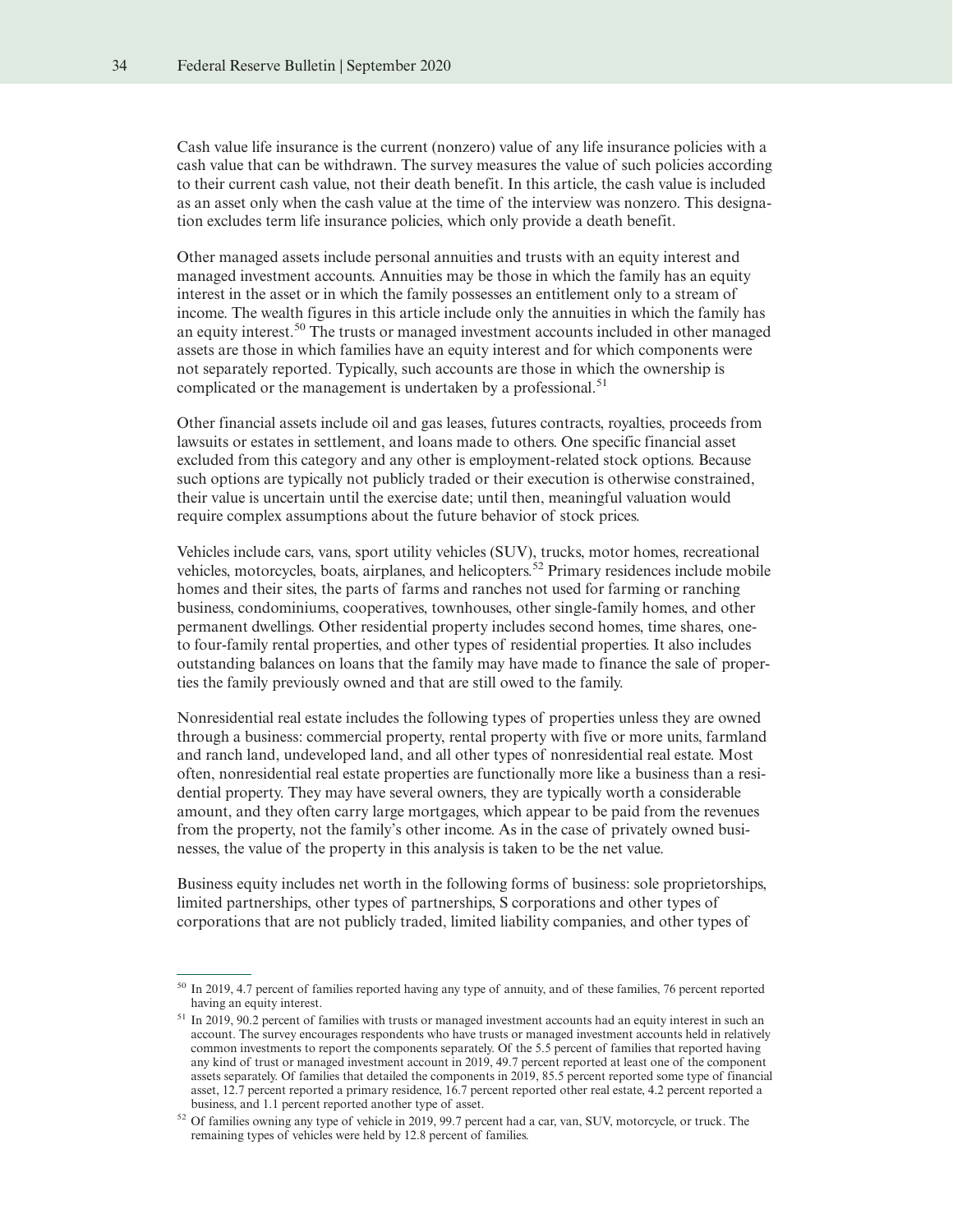Cash value life insurance is the current (nonzero) value of any life insurance policies with a cash value that can be withdrawn. The survey measures the value of such policies according to their current cash value, not their death benefit. In this article, the cash value is included as an asset only when the cash value at the time of the interview was nonzero. This designation excludes term life insurance policies, which only provide a death benefit.

Other managed assets include personal annuities and trusts with an equity interest and managed investment accounts. Annuities may be those in which the family has an equity interest in the asset or in which the family possesses an entitlement only to a stream of income. The wealth figures in this article include only the annuities in which the family has an equity interest.[50] The trusts or managed investment accounts included in other managed assets are those in which families have an equity interest and for which components were not separately reported. Typically, such accounts are those in which the ownership is complicated or the management is undertaken by a professional.[51]

Other financial assets include oil and gas leases, futures contracts, royalties, proceeds from lawsuits or estates in settlement, and loans made to others. One specific financial asset excluded from this category and any other is employment-related stock options. Because such options are typically not publicly traded or their execution is otherwise constrained, their value is uncertain until the exercise date; until then, meaningful valuation would require complex assumptions about the future behavior of stock prices.

Vehicles include cars, vans, sport utility vehicles (SUV), trucks, motor homes, recreational vehicles, motorcycles, boats, airplanes, and helicopters.[52] Primary residences include mobile homes and their sites, the parts of farms and ranches not used for farming or ranching business, condominiums, cooperatives, townhouses, other single-family homes, and other permanent dwellings. Other residential property includes second homes, time shares, one- to four-family rental properties, and other types of residential properties. It also includes outstanding balances on loans that the family may have made to finance the sale of properties the family previously owned and that are still owed to the family.

Nonresidential real estate includes the following types of properties unless they are owned through a business: commercial property, rental property with five or more units, farmland and ranch land, undeveloped land, and all other types of nonresidential real estate. Most often, nonresidential real estate properties are functionally more like a business than a residential property. They may have several owners, they are typically worth a considerable amount, and they often carry large mortgages, which appear to be paid from the revenues from the property, not the family's other income. As in the case of privately owned businesses, the value of the property in this analysis is taken to be the net value.

Business equity includes net worth in the following forms of business: sole proprietorships, limited partnerships, other types of partnerships, S corporations and other types of corporations that are not publicly traded, limited liability companies, and other types of

---

[50] In 2019, 4.7 percent of families reported having any type of annuity, and of these families, 76 percent reported having an equity interest.

[51] In 2019, 90.2 percent of families with trusts or managed investment accounts had an equity interest in such an account. The survey encourages respondents who have trusts or managed investment accounts held in relatively common investments to report the components separately. Of the 5.5 percent of families that reported having any kind of trust or managed investment account in 2019, 49.7 percent reported at least one of the component assets separately. Of families that detailed the components in 2019, 85.5 percent reported some type of financial asset, 12.7 percent reported a primary residence, 16.7 percent reported other real estate, 4.2 percent reported a business, and 1.1 percent reported another type of asset.

[52] Of families owning any type of vehicle in 2019, 99.7 percent had a car, van, SUV, motorcycle, or truck. The remaining types of vehicles were held by 12.8 percent of families.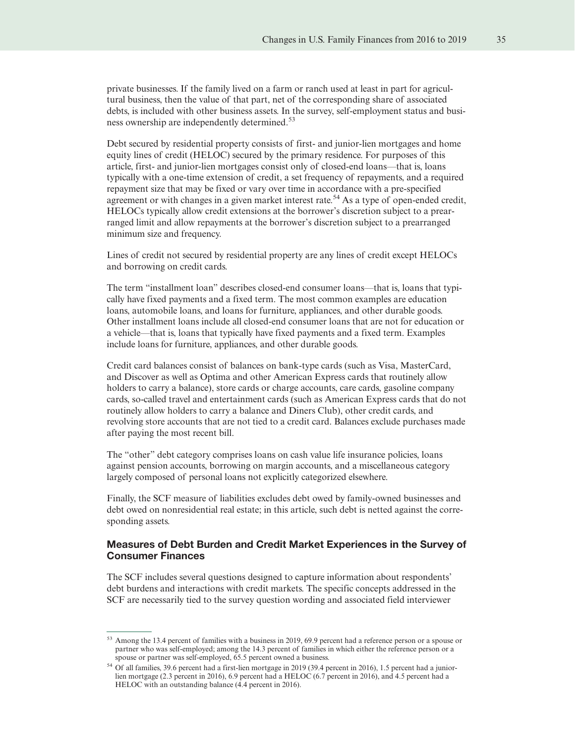private businesses. If the family lived on a farm or ranch used at least in part for agricultural business, then the value of that part, net of the corresponding share of associated debts, is included with other business assets. In the survey, self-employment status and business ownership are independently determined.[53]

Debt secured by residential property consists of first- and junior-lien mortgages and home equity lines of credit (HELOC) secured by the primary residence. For purposes of this article, first- and junior-lien mortgages consist only of closed-end loans—that is, loans typically with a one-time extension of credit, a set frequency of repayments, and a required repayment size that may be fixed or vary over time in accordance with a pre-specified agreement or with changes in a given market interest rate.[54] As a type of open-ended credit, HELOCs typically allow credit extensions at the borrower's discretion subject to a prearranged limit and allow repayments at the borrower's discretion subject to a prearranged minimum size and frequency.

Lines of credit not secured by residential property are any lines of credit except HELOCs and borrowing on credit cards.

The term "installment loan" describes closed-end consumer loans—that is, loans that typically have fixed payments and a fixed term. The most common examples are education loans, automobile loans, and loans for furniture, appliances, and other durable goods. Other installment loans include all closed-end consumer loans that are not for education or a vehicle—that is, loans that typically have fixed payments and a fixed term. Examples include loans for furniture, appliances, and other durable goods.

Credit card balances consist of balances on bank-type cards (such as Visa, MasterCard, and Discover as well as Optima and other American Express cards that routinely allow holders to carry a balance), store cards or charge accounts, care cards, gasoline company cards, so-called travel and entertainment cards (such as American Express cards that do not routinely allow holders to carry a balance and Diners Club), other credit cards, and revolving store accounts that are not tied to a credit card. Balances exclude purchases made after paying the most recent bill.

The "other" debt category comprises loans on cash value life insurance policies, loans against pension accounts, borrowing on margin accounts, and a miscellaneous category largely composed of personal loans not explicitly categorized elsewhere.

Finally, the SCF measure of liabilities excludes debt owed by family-owned businesses and debt owed on nonresidential real estate; in this article, such debt is netted against the corresponding assets.

### Measures of Debt Burden and Credit Market Experiences in the Survey of Consumer Finances

The SCF includes several questions designed to capture information about respondents' debt burdens and interactions with credit markets. The specific concepts addressed in the SCF are necessarily tied to the survey question wording and associated field interviewer

---

[53] Among the 13.4 percent of families with a business in 2019, 69.9 percent had a reference person or a spouse or partner who was self-employed; among the 14.3 percent of families in which either the reference person or a spouse or partner was self-employed, 65.5 percent owned a business.

[54] Of all families, 39.6 percent had a first-lien mortgage in 2019 (39.4 percent in 2016), 1.5 percent had a junior-lien mortgage (2.3 percent in 2016), 6.9 percent had a HELOC (6.7 percent in 2016), and 4.5 percent had a HELOC with an outstanding balance (4.4 percent in 2016).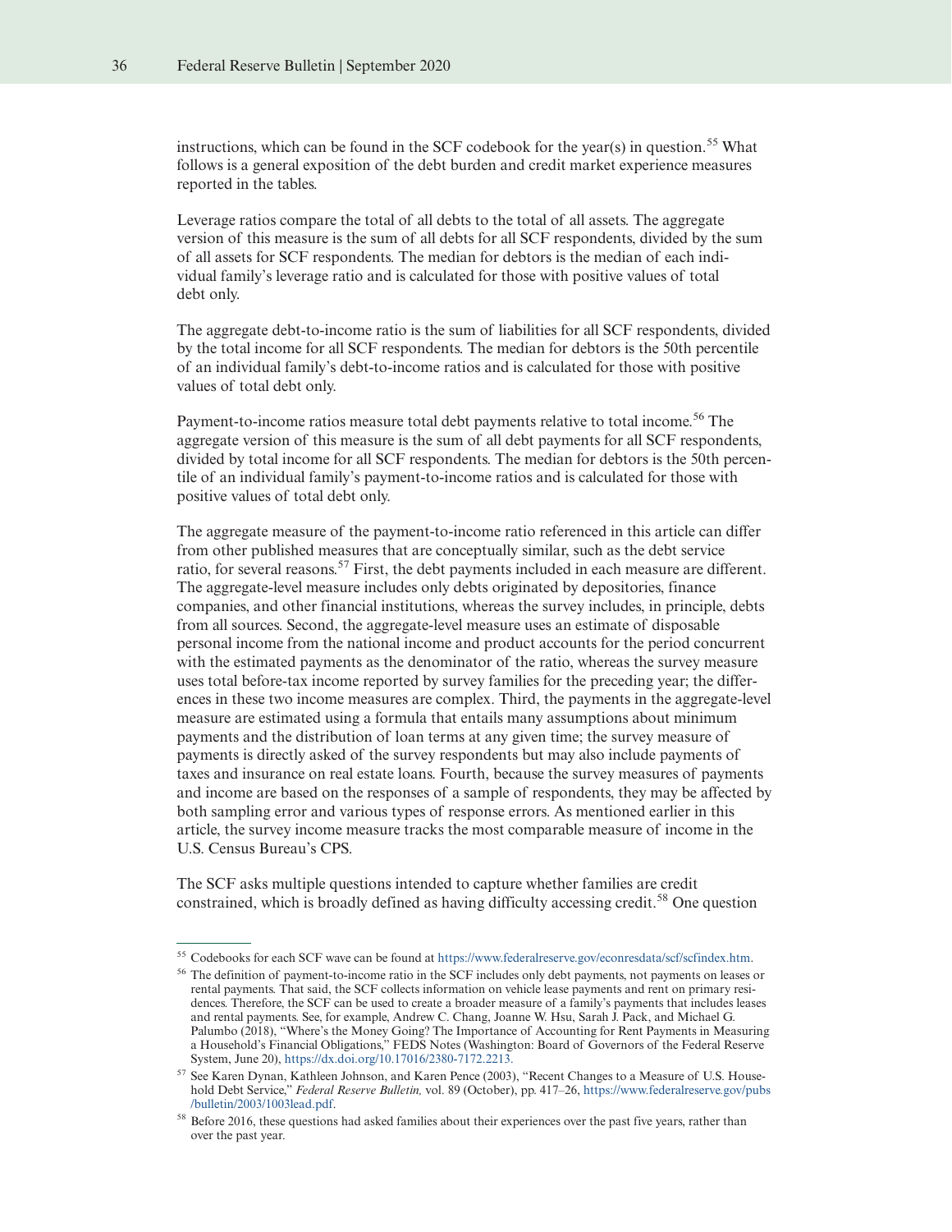instructions, which can be found in the SCF codebook for the year(s) in question.[55] What follows is a general exposition of the debt burden and credit market experience measures reported in the tables.

Leverage ratios compare the total of all debts to the total of all assets. The aggregate version of this measure is the sum of all debts for all SCF respondents, divided by the sum of all assets for SCF respondents. The median for debtors is the median of each individual family's leverage ratio and is calculated for those with positive values of total debt only.

The aggregate debt-to-income ratio is the sum of liabilities for all SCF respondents, divided by the total income for all SCF respondents. The median for debtors is the 50th percentile of an individual family's debt-to-income ratios and is calculated for those with positive values of total debt only.

Payment-to-income ratios measure total debt payments relative to total income.[56] The aggregate version of this measure is the sum of all debt payments for all SCF respondents, divided by total income for all SCF respondents. The median for debtors is the 50th percentile of an individual family's payment-to-income ratios and is calculated for those with positive values of total debt only.

The aggregate measure of the payment-to-income ratio referenced in this article can differ from other published measures that are conceptually similar, such as the debt service ratio, for several reasons.[57] First, the debt payments included in each measure are different. The aggregate-level measure includes only debts originated by depositories, finance companies, and other financial institutions, whereas the survey includes, in principle, debts from all sources. Second, the aggregate-level measure uses an estimate of disposable personal income from the national income and product accounts for the period concurrent with the estimated payments as the denominator of the ratio, whereas the survey measure uses total before-tax income reported by survey families for the preceding year; the differences in these two income measures are complex. Third, the payments in the aggregate-level measure are estimated using a formula that entails many assumptions about minimum payments and the distribution of loan terms at any given time; the survey measure of payments is directly asked of the survey respondents but may also include payments of taxes and insurance on real estate loans. Fourth, because the survey measures of payments and income are based on the responses of a sample of respondents, they may be affected by both sampling error and various types of response errors. As mentioned earlier in this article, the survey income measure tracks the most comparable measure of income in the U.S. Census Bureau's CPS.

The SCF asks multiple questions intended to capture whether families are credit constrained, which is broadly defined as having difficulty accessing credit.[58] One question

---

[55] Codebooks for each SCF wave can be found at https://www.federalreserve.gov/econresdata/scf/scfindex.htm.

[56] The definition of payment-to-income ratio in the SCF includes only debt payments, not payments on leases or rental payments. That said, the SCF collects information on vehicle lease payments and rent on primary residences. Therefore, the SCF can be used to create a broader measure of a family's payments that includes leases and rental payments. See, for example, Andrew C. Chang, Joanne W. Hsu, Sarah J. Pack, and Michael G. Palumbo (2018), "Where's the Money Going? The Importance of Accounting for Rent Payments in Measuring a Household's Financial Obligations," FEDS Notes (Washington: Board of Governors of the Federal Reserve System, June 20), https://dx.doi.org/10.17016/2380-7172.2213.

[57] See Karen Dynan, Kathleen Johnson, and Karen Pence (2003), "Recent Changes to a Measure of U.S. Household Debt Service," *Federal Reserve Bulletin,* vol. 89 (October), pp. 417–26, https://www.federalreserve.gov/pubs/bulletin/2003/1003lead.pdf.

[58] Before 2016, these questions had asked families about their experiences over the past five years, rather than over the past year.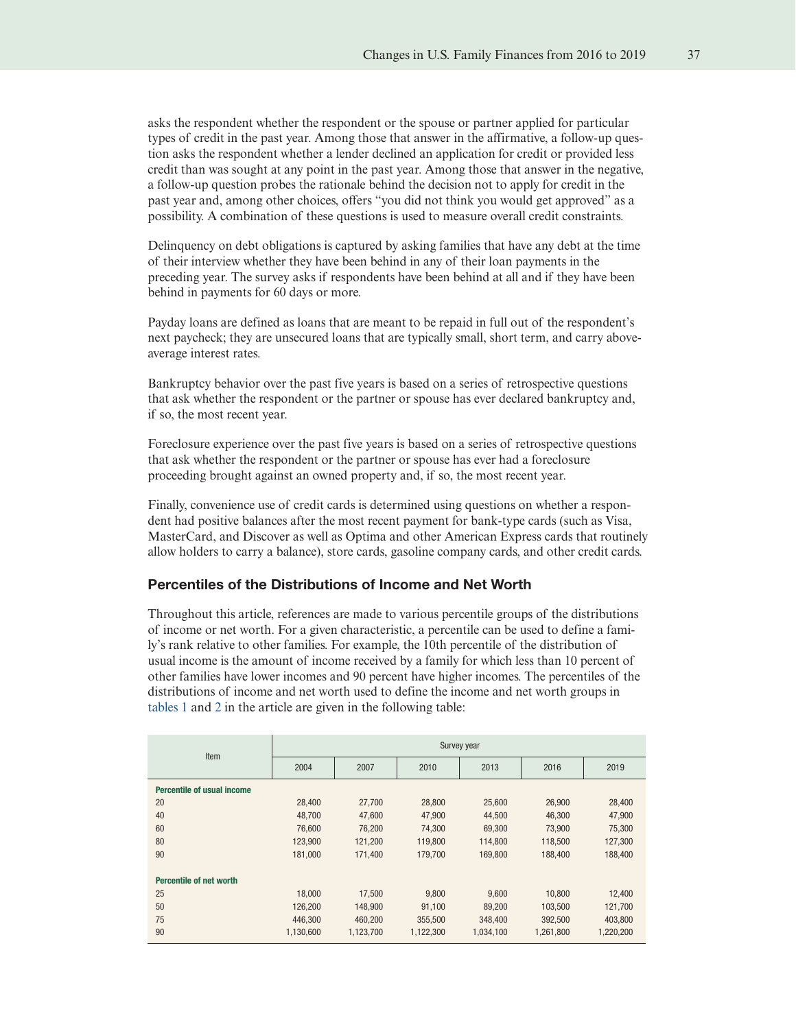asks the respondent whether the respondent or the spouse or partner applied for particular types of credit in the past year. Among those that answer in the affirmative, a follow-up question asks the respondent whether a lender declined an application for credit or provided less credit than was sought at any point in the past year. Among those that answer in the negative, a follow-up question probes the rationale behind the decision not to apply for credit in the past year and, among other choices, offers "you did not think you would get approved" as a possibility. A combination of these questions is used to measure overall credit constraints.

Delinquency on debt obligations is captured by asking families that have any debt at the time of their interview whether they have been behind in any of their loan payments in the preceding year. The survey asks if respondents have been behind at all and if they have been behind in payments for 60 days or more.

Payday loans are defined as loans that are meant to be repaid in full out of the respondent's next paycheck; they are unsecured loans that are typically small, short term, and carry above-average interest rates.

Bankruptcy behavior over the past five years is based on a series of retrospective questions that ask whether the respondent or the partner or spouse has ever declared bankruptcy and, if so, the most recent year.

Foreclosure experience over the past five years is based on a series of retrospective questions that ask whether the respondent or the partner or spouse has ever had a foreclosure proceeding brought against an owned property and, if so, the most recent year.

Finally, convenience use of credit cards is determined using questions on whether a respondent had positive balances after the most recent payment for bank-type cards (such as Visa, MasterCard, and Discover as well as Optima and other American Express cards that routinely allow holders to carry a balance), store cards, gasoline company cards, and other credit cards.

## Percentiles of the Distributions of Income and Net Worth

Throughout this article, references are made to various percentile groups of the distributions of income or net worth. For a given characteristic, a percentile can be used to define a family's rank relative to other families. For example, the 10th percentile of the distribution of usual income is the amount of income received by a family for which less than 10 percent of other families have lower incomes and 90 percent have higher incomes. The percentiles of the distributions of income and net worth used to define the income and net worth groups in tables 1 and 2 in the article are given in the following table:

| Item | Survey year | | | | | |
|---|---|---|---|---|---|---|
| | 2004 | 2007 | 2010 | 2013 | 2016 | 2019 |
| **Percentile of usual income** | | | | | | |
| 20 | 28,400 | 27,700 | 28,800 | 25,600 | 26,900 | 28,400 |
| 40 | 48,700 | 47,600 | 47,900 | 44,500 | 46,300 | 47,900 |
| 60 | 76,600 | 76,200 | 74,300 | 69,300 | 73,900 | 75,300 |
| 80 | 123,900 | 121,200 | 119,800 | 114,800 | 118,500 | 127,300 |
| 90 | 181,000 | 171,400 | 179,700 | 169,800 | 188,400 | 188,400 |
| **Percentile of net worth** | | | | | | |
| 25 | 18,000 | 17,500 | 9,800 | 9,600 | 10,800 | 12,400 |
| 50 | 126,200 | 148,900 | 91,100 | 89,200 | 103,500 | 121,700 |
| 75 | 446,300 | 460,200 | 355,500 | 348,400 | 392,500 | 403,800 |
| 90 | 1,130,600 | 1,123,700 | 1,122,300 | 1,034,100 | 1,261,800 | 1,220,200 |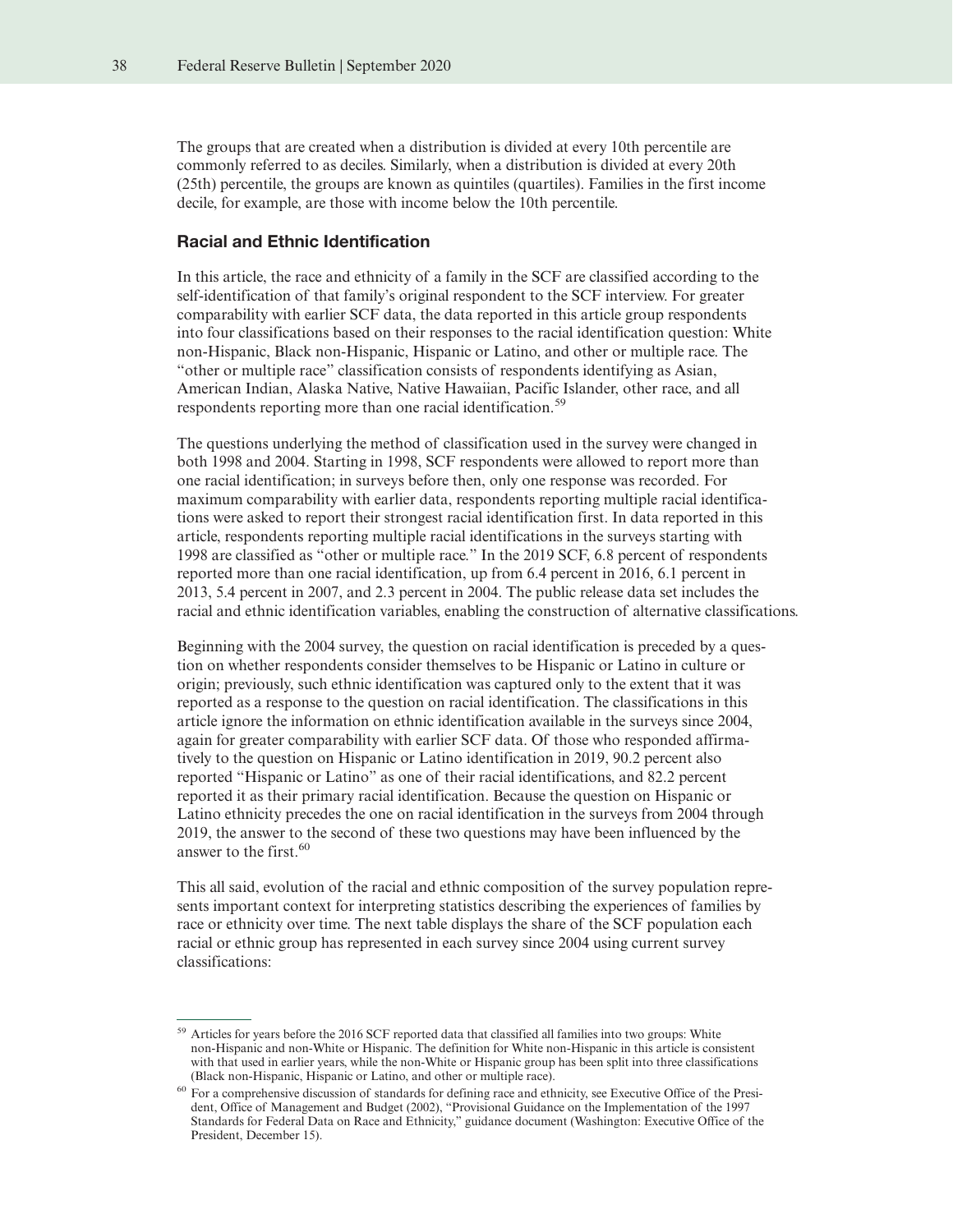The groups that are created when a distribution is divided at every 10th percentile are commonly referred to as deciles. Similarly, when a distribution is divided at every 20th (25th) percentile, the groups are known as quintiles (quartiles). Families in the first income decile, for example, are those with income below the 10th percentile.

### Racial and Ethnic Identification

In this article, the race and ethnicity of a family in the SCF are classified according to the self-identification of that family's original respondent to the SCF interview. For greater comparability with earlier SCF data, the data reported in this article group respondents into four classifications based on their responses to the racial identification question: White non-Hispanic, Black non-Hispanic, Hispanic or Latino, and other or multiple race. The "other or multiple race" classification consists of respondents identifying as Asian, American Indian, Alaska Native, Native Hawaiian, Pacific Islander, other race, and all respondents reporting more than one racial identification.[59]

The questions underlying the method of classification used in the survey were changed in both 1998 and 2004. Starting in 1998, SCF respondents were allowed to report more than one racial identification; in surveys before then, only one response was recorded. For maximum comparability with earlier data, respondents reporting multiple racial identifications were asked to report their strongest racial identification first. In data reported in this article, respondents reporting multiple racial identifications in the surveys starting with 1998 are classified as "other or multiple race." In the 2019 SCF, 6.8 percent of respondents reported more than one racial identification, up from 6.4 percent in 2016, 6.1 percent in 2013, 5.4 percent in 2007, and 2.3 percent in 2004. The public release data set includes the racial and ethnic identification variables, enabling the construction of alternative classifications.

Beginning with the 2004 survey, the question on racial identification is preceded by a question on whether respondents consider themselves to be Hispanic or Latino in culture or origin; previously, such ethnic identification was captured only to the extent that it was reported as a response to the question on racial identification. The classifications in this article ignore the information on ethnic identification available in the surveys since 2004, again for greater comparability with earlier SCF data. Of those who responded affirmatively to the question on Hispanic or Latino identification in 2019, 90.2 percent also reported "Hispanic or Latino" as one of their racial identifications, and 82.2 percent reported it as their primary racial identification. Because the question on Hispanic or Latino ethnicity precedes the one on racial identification in the surveys from 2004 through 2019, the answer to the second of these two questions may have been influenced by the answer to the first.[60]

This all said, evolution of the racial and ethnic composition of the survey population represents important context for interpreting statistics describing the experiences of families by race or ethnicity over time. The next table displays the share of the SCF population each racial or ethnic group has represented in each survey since 2004 using current survey classifications:

---

[59] Articles for years before the 2016 SCF reported data that classified all families into two groups: White non-Hispanic and non-White or Hispanic. The definition for White non-Hispanic in this article is consistent with that used in earlier years, while the non-White or Hispanic group has been split into three classifications (Black non-Hispanic, Hispanic or Latino, and other or multiple race).

[60] For a comprehensive discussion of standards for defining race and ethnicity, see Executive Office of the President, Office of Management and Budget (2002), "Provisional Guidance on the Implementation of the 1997 Standards for Federal Data on Race and Ethnicity," guidance document (Washington: Executive Office of the President, December 15).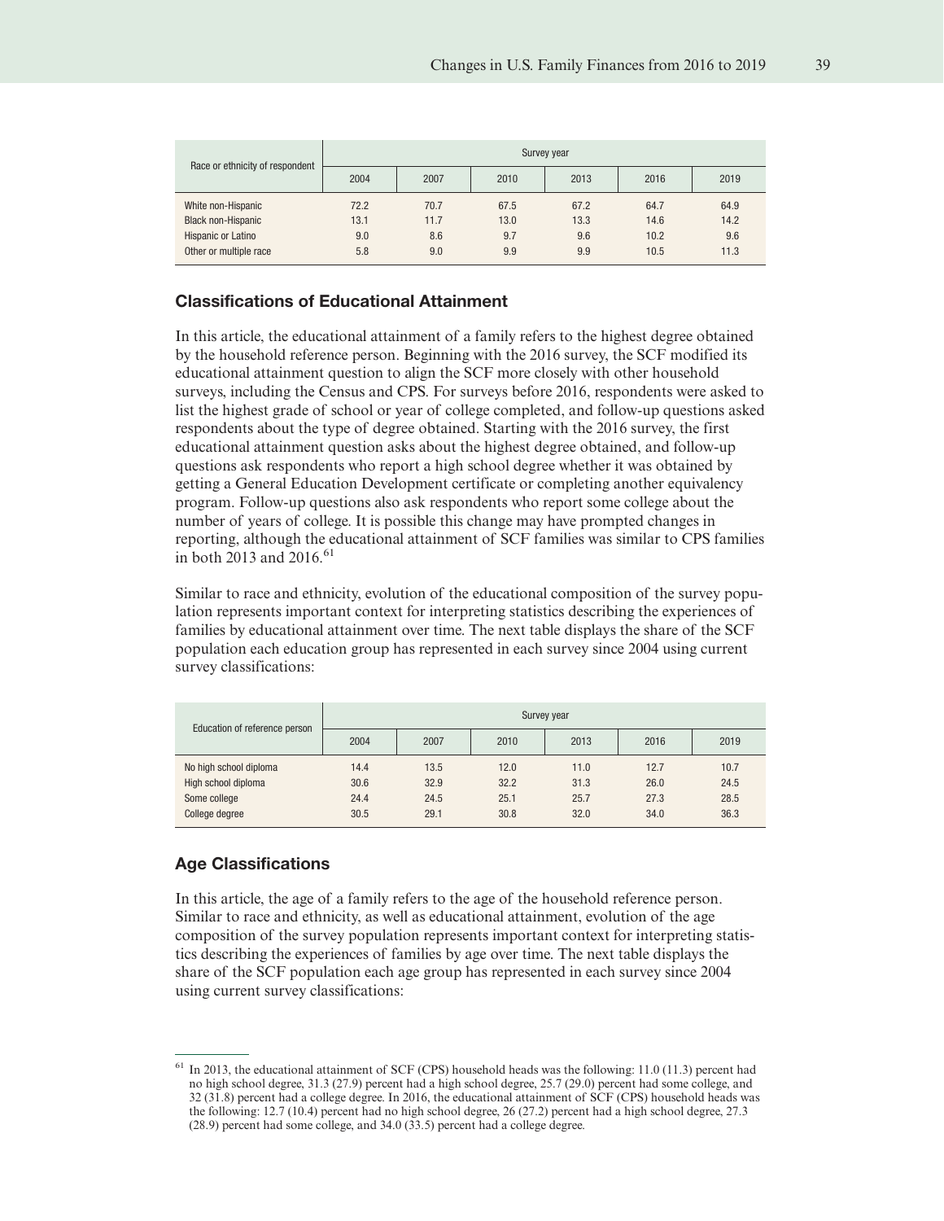| Race or ethnicity of respondent | Survey year | | | | | |
|---|---|---|---|---|---|---|
| | 2004 | 2007 | 2010 | 2013 | 2016 | 2019 |
| White non-Hispanic | 72.2 | 70.7 | 67.5 | 67.2 | 64.7 | 64.9 |
| Black non-Hispanic | 13.1 | 11.7 | 13.0 | 13.3 | 14.6 | 14.2 |
| Hispanic or Latino | 9.0 | 8.6 | 9.7 | 9.6 | 10.2 | 9.6 |
| Other or multiple race | 5.8 | 9.0 | 9.9 | 9.9 | 10.5 | 11.3 |

## Classifications of Educational Attainment

In this article, the educational attainment of a family refers to the highest degree obtained by the household reference person. Beginning with the 2016 survey, the SCF modified its educational attainment question to align the SCF more closely with other household surveys, including the Census and CPS. For surveys before 2016, respondents were asked to list the highest grade of school or year of college completed, and follow-up questions asked respondents about the type of degree obtained. Starting with the 2016 survey, the first educational attainment question asks about the highest degree obtained, and follow-up questions ask respondents who report a high school degree whether it was obtained by getting a General Education Development certificate or completing another equivalency program. Follow-up questions also ask respondents who report some college about the number of years of college. It is possible this change may have prompted changes in reporting, although the educational attainment of SCF families was similar to CPS families in both 2013 and 2016.[61]

Similar to race and ethnicity, evolution of the educational composition of the survey population represents important context for interpreting statistics describing the experiences of families by educational attainment over time. The next table displays the share of the SCF population each education group has represented in each survey since 2004 using current survey classifications:

| Education of reference person | Survey year | | | | | |
|---|---|---|---|---|---|---|
| | 2004 | 2007 | 2010 | 2013 | 2016 | 2019 |
| No high school diploma | 14.4 | 13.5 | 12.0 | 11.0 | 12.7 | 10.7 |
| High school diploma | 30.6 | 32.9 | 32.2 | 31.3 | 26.0 | 24.5 |
| Some college | 24.4 | 24.5 | 25.1 | 25.7 | 27.3 | 28.5 |
| College degree | 30.5 | 29.1 | 30.8 | 32.0 | 34.0 | 36.3 |

## Age Classifications

In this article, the age of a family refers to the age of the household reference person. Similar to race and ethnicity, as well as educational attainment, evolution of the age composition of the survey population represents important context for interpreting statistics describing the experiences of families by age over time. The next table displays the share of the SCF population each age group has represented in each survey since 2004 using current survey classifications:

---

[61] In 2013, the educational attainment of SCF (CPS) household heads was the following: 11.0 (11.3) percent had no high school degree, 31.3 (27.9) percent had a high school degree, 25.7 (29.0) percent had some college, and 32 (31.8) percent had a college degree. In 2016, the educational attainment of SCF (CPS) household heads was the following: 12.7 (10.4) percent had no high school degree, 26 (27.2) percent had a high school degree, 27.3 (28.9) percent had some college, and 34.0 (33.5) percent had a college degree.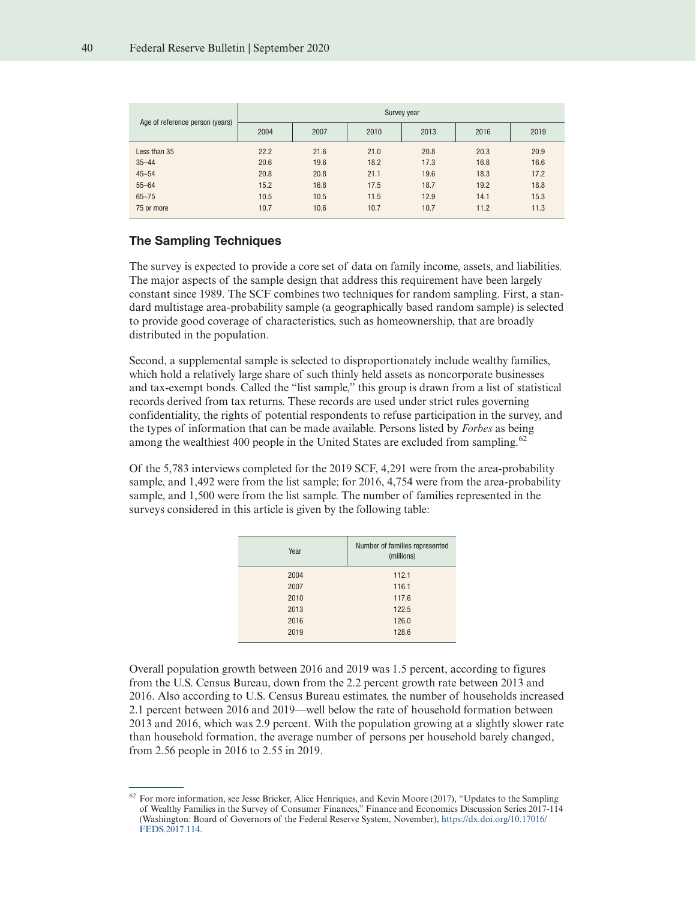| Age of reference person (years) | Survey year | | | | | |
|---|---|---|---|---|---|---|
| | 2004 | 2007 | 2010 | 2013 | 2016 | 2019 |
| Less than 35 | 22.2 | 21.6 | 21.0 | 20.8 | 20.3 | 20.9 |
| 35–44 | 20.6 | 19.6 | 18.2 | 17.3 | 16.8 | 16.6 |
| 45–54 | 20.8 | 20.8 | 21.1 | 19.6 | 18.3 | 17.2 |
| 55–64 | 15.2 | 16.8 | 17.5 | 18.7 | 19.2 | 18.8 |
| 65–75 | 10.5 | 10.5 | 11.5 | 12.9 | 14.1 | 15.3 |
| 75 or more | 10.7 | 10.6 | 10.7 | 10.7 | 11.2 | 11.3 |

## The Sampling Techniques

The survey is expected to provide a core set of data on family income, assets, and liabilities. The major aspects of the sample design that address this requirement have been largely constant since 1989. The SCF combines two techniques for random sampling. First, a standard multistage area-probability sample (a geographically based random sample) is selected to provide good coverage of characteristics, such as homeownership, that are broadly distributed in the population.

Second, a supplemental sample is selected to disproportionately include wealthy families, which hold a relatively large share of such thinly held assets as noncorporate businesses and tax-exempt bonds. Called the "list sample," this group is drawn from a list of statistical records derived from tax returns. These records are used under strict rules governing confidentiality, the rights of potential respondents to refuse participation in the survey, and the types of information that can be made available. Persons listed by *Forbes* as being among the wealthiest 400 people in the United States are excluded from sampling.[62]

Of the 5,783 interviews completed for the 2019 SCF, 4,291 were from the area-probability sample, and 1,492 were from the list sample; for 2016, 4,754 were from the area-probability sample, and 1,500 were from the list sample. The number of families represented in the surveys considered in this article is given by the following table:

| Year | Number of families represented (millions) |
|---|---|
| 2004 | 112.1 |
| 2007 | 116.1 |
| 2010 | 117.6 |
| 2013 | 122.5 |
| 2016 | 126.0 |
| 2019 | 128.6 |

Overall population growth between 2016 and 2019 was 1.5 percent, according to figures from the U.S. Census Bureau, down from the 2.2 percent growth rate between 2013 and 2016. Also according to U.S. Census Bureau estimates, the number of households increased 2.1 percent between 2016 and 2019—well below the rate of household formation between 2013 and 2016, which was 2.9 percent. With the population growing at a slightly slower rate than household formation, the average number of persons per household barely changed, from 2.56 people in 2016 to 2.55 in 2019.

[62] For more information, see Jesse Bricker, Alice Henriques, and Kevin Moore (2017), "Updates to the Sampling of Wealthy Families in the Survey of Consumer Finances," Finance and Economics Discussion Series 2017-114 (Washington: Board of Governors of the Federal Reserve System, November), https://dx.doi.org/10.17016/FEDS.2017.114.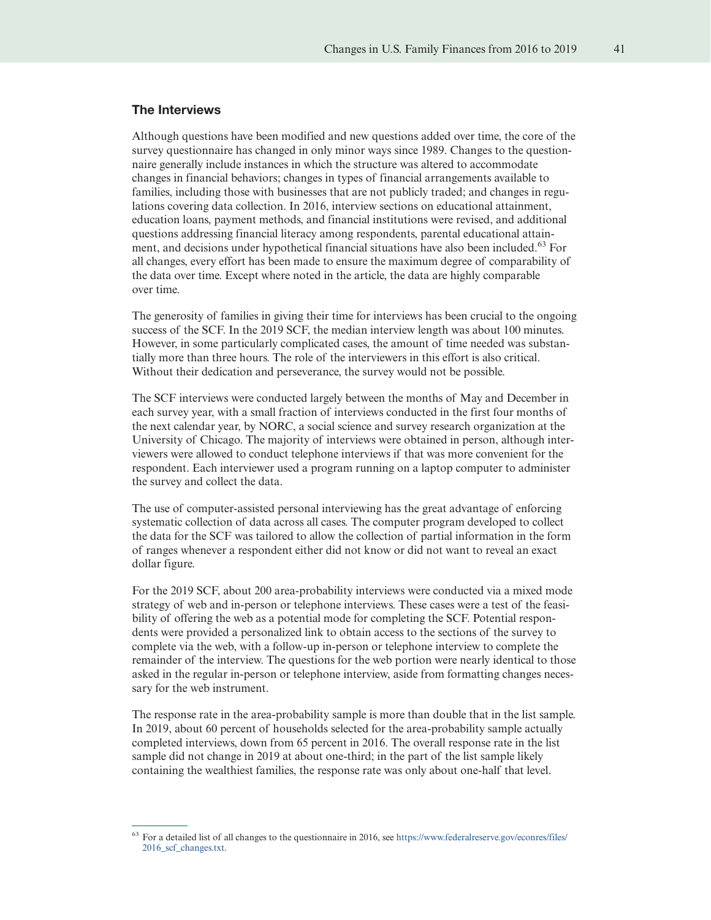### The Interviews

Although questions have been modified and new questions added over time, the core of the survey questionnaire has changed in only minor ways since 1989. Changes to the questionnaire generally include instances in which the structure was altered to accommodate changes in financial behaviors; changes in types of financial arrangements available to families, including those with businesses that are not publicly traded; and changes in regulations covering data collection. In 2016, interview sections on educational attainment, education loans, payment methods, and financial institutions were revised, and additional questions addressing financial literacy among respondents, parental educational attainment, and decisions under hypothetical financial situations have also been included.[63] For all changes, every effort has been made to ensure the maximum degree of comparability of the data over time. Except where noted in the article, the data are highly comparable over time.

The generosity of families in giving their time for interviews has been crucial to the ongoing success of the SCF. In the 2019 SCF, the median interview length was about 100 minutes. However, in some particularly complicated cases, the amount of time needed was substantially more than three hours. The role of the interviewers in this effort is also critical. Without their dedication and perseverance, the survey would not be possible.

The SCF interviews were conducted largely between the months of May and December in each survey year, with a small fraction of interviews conducted in the first four months of the next calendar year, by NORC, a social science and survey research organization at the University of Chicago. The majority of interviews were obtained in person, although interviewers were allowed to conduct telephone interviews if that was more convenient for the respondent. Each interviewer used a program running on a laptop computer to administer the survey and collect the data.

The use of computer-assisted personal interviewing has the great advantage of enforcing systematic collection of data across all cases. The computer program developed to collect the data for the SCF was tailored to allow the collection of partial information in the form of ranges whenever a respondent either did not know or did not want to reveal an exact dollar figure.

For the 2019 SCF, about 200 area-probability interviews were conducted via a mixed mode strategy of web and in-person or telephone interviews. These cases were a test of the feasibility of offering the web as a potential mode for completing the SCF. Potential respondents were provided a personalized link to obtain access to the sections of the survey to complete via the web, with a follow-up in-person or telephone interview to complete the remainder of the interview. The questions for the web portion were nearly identical to those asked in the regular in-person or telephone interview, aside from formatting changes necessary for the web instrument.

The response rate in the area-probability sample is more than double that in the list sample. In 2019, about 60 percent of households selected for the area-probability sample actually completed interviews, down from 65 percent in 2016. The overall response rate in the list sample did not change in 2019 at about one-third; in the part of the list sample likely containing the wealthiest families, the response rate was only about one-half that level.

---

[63] For a detailed list of all changes to the questionnaire in 2016, see https://www.federalreserve.gov/econres/files/2016_scf_changes.txt.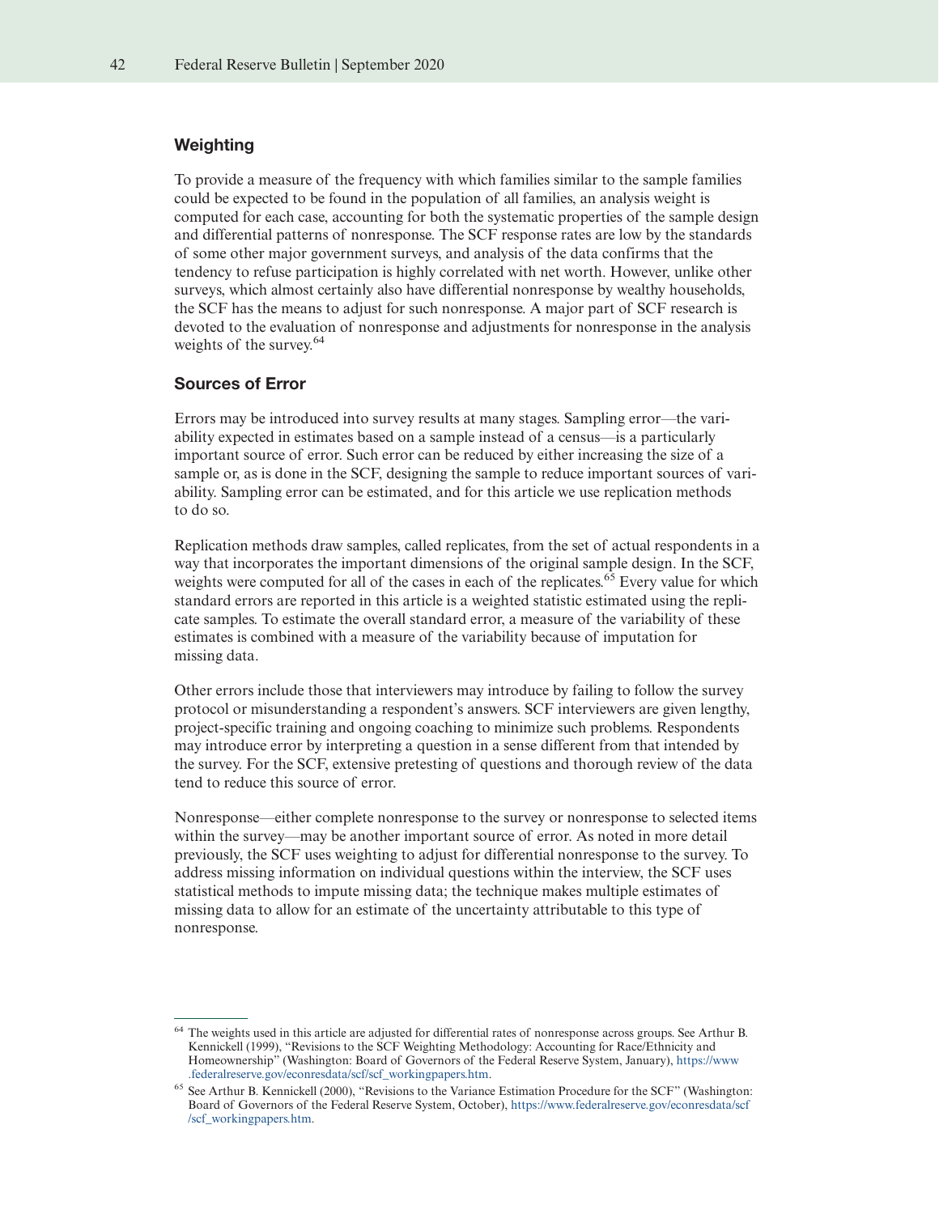## Weighting

To provide a measure of the frequency with which families similar to the sample families could be expected to be found in the population of all families, an analysis weight is computed for each case, accounting for both the systematic properties of the sample design and differential patterns of nonresponse. The SCF response rates are low by the standards of some other major government surveys, and analysis of the data confirms that the tendency to refuse participation is highly correlated with net worth. However, unlike other surveys, which almost certainly also have differential nonresponse by wealthy households, the SCF has the means to adjust for such nonresponse. A major part of SCF research is devoted to the evaluation of nonresponse and adjustments for nonresponse in the analysis weights of the survey.[64]

## Sources of Error

Errors may be introduced into survey results at many stages. Sampling error—the variability expected in estimates based on a sample instead of a census—is a particularly important source of error. Such error can be reduced by either increasing the size of a sample or, as is done in the SCF, designing the sample to reduce important sources of variability. Sampling error can be estimated, and for this article we use replication methods to do so.

Replication methods draw samples, called replicates, from the set of actual respondents in a way that incorporates the important dimensions of the original sample design. In the SCF, weights were computed for all of the cases in each of the replicates.[65] Every value for which standard errors are reported in this article is a weighted statistic estimated using the replicate samples. To estimate the overall standard error, a measure of the variability of these estimates is combined with a measure of the variability because of imputation for missing data.

Other errors include those that interviewers may introduce by failing to follow the survey protocol or misunderstanding a respondent's answers. SCF interviewers are given lengthy, project-specific training and ongoing coaching to minimize such problems. Respondents may introduce error by interpreting a question in a sense different from that intended by the survey. For the SCF, extensive pretesting of questions and thorough review of the data tend to reduce this source of error.

Nonresponse—either complete nonresponse to the survey or nonresponse to selected items within the survey—may be another important source of error. As noted in more detail previously, the SCF uses weighting to adjust for differential nonresponse to the survey. To address missing information on individual questions within the interview, the SCF uses statistical methods to impute missing data; the technique makes multiple estimates of missing data to allow for an estimate of the uncertainty attributable to this type of nonresponse.

---

[64] The weights used in this article are adjusted for differential rates of nonresponse across groups. See Arthur B. Kennickell (1999), "Revisions to the SCF Weighting Methodology: Accounting for Race/Ethnicity and Homeownership" (Washington: Board of Governors of the Federal Reserve System, January), https://www.federalreserve.gov/econresdata/scf/scf_workingpapers.htm.

[65] See Arthur B. Kennickell (2000), "Revisions to the Variance Estimation Procedure for the SCF" (Washington: Board of Governors of the Federal Reserve System, October), https://www.federalreserve.gov/econresdata/scf/scf_workingpapers.htm.